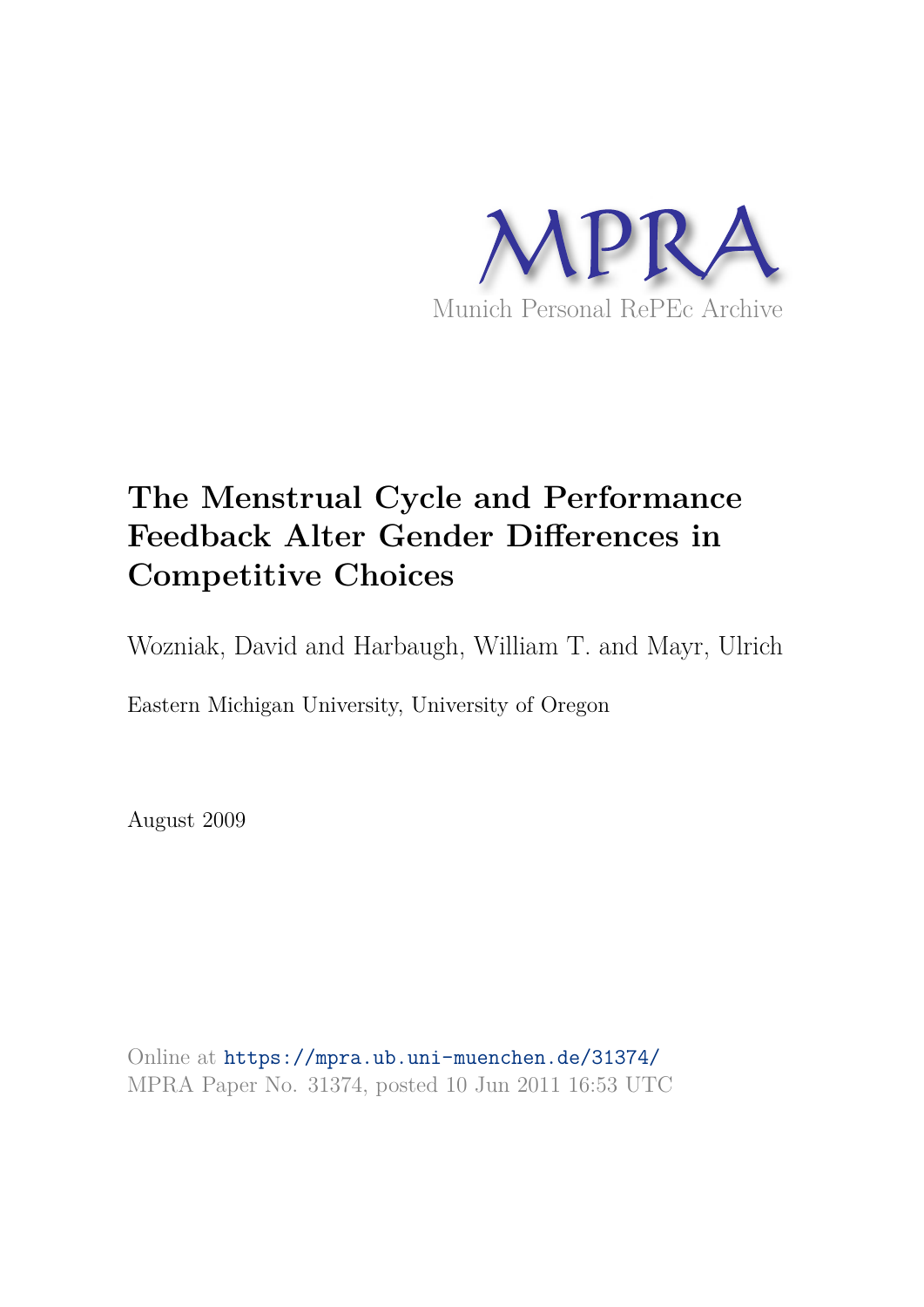MPRA

Munich Personal RePEc Archive

# The Menstrual Cycle and Performance Feedback Alter Gender Differences in Competitive Choices

Wozniak, David and Harbaugh, William T. and Mayr, Ulrich

Eastern Michigan University, University of Oregon

August 2009

Online at https://mpra.ub.uni-muenchen.de/31374/
MPRA Paper No. 31374, posted 10 Jun 2011 16:53 UTC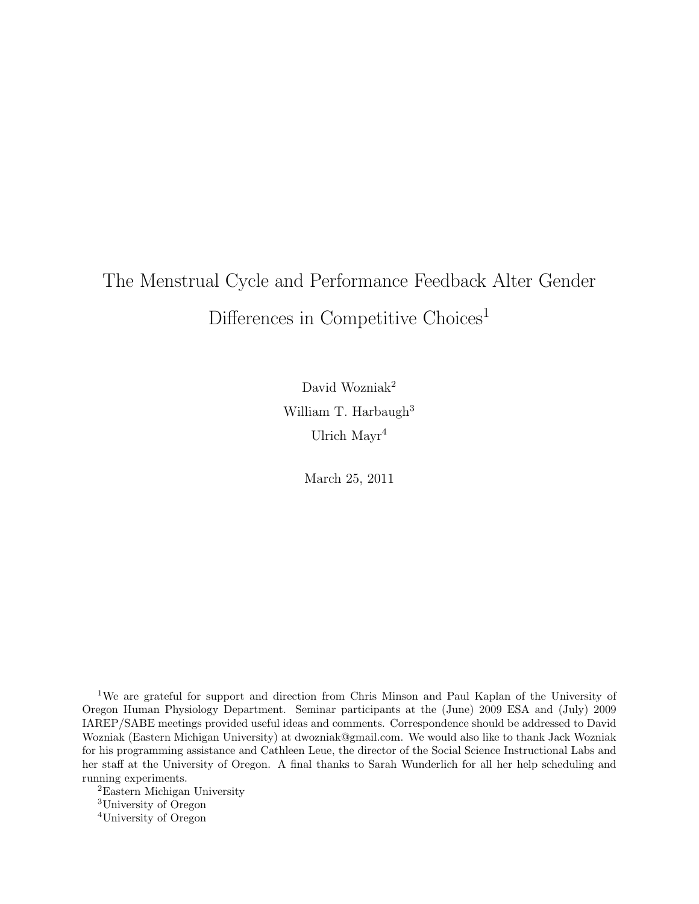# The Menstrual Cycle and Performance Feedback Alter Gender Differences in Competitive Choices[1]

David Wozniak[2]

William T. Harbaugh[3]

Ulrich Mayr[4]

March 25, 2011

[1]We are grateful for support and direction from Chris Minson and Paul Kaplan of the University of Oregon Human Physiology Department. Seminar participants at the (June) 2009 ESA and (July) 2009 IAREP/SABE meetings provided useful ideas and comments. Correspondence should be addressed to David Wozniak (Eastern Michigan University) at dwozniak@gmail.com. We would also like to thank Jack Wozniak for his programming assistance and Cathleen Leue, the director of the Social Science Instructional Labs and her staff at the University of Oregon. A final thanks to Sarah Wunderlich for all her help scheduling and running experiments.

[2]Eastern Michigan University

[3]University of Oregon

[4]University of Oregon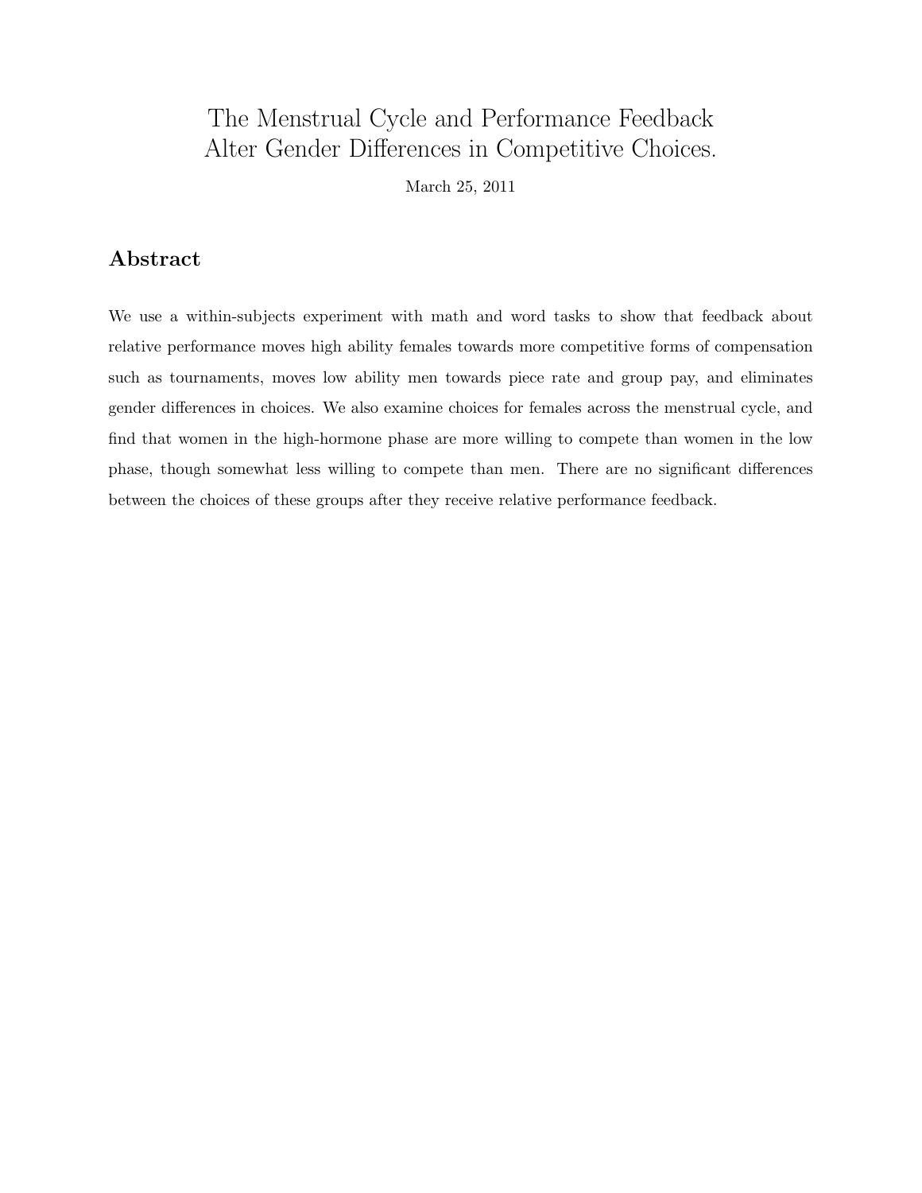# The Menstrual Cycle and Performance Feedback Alter Gender Differences in Competitive Choices.

March 25, 2011

## Abstract

We use a within-subjects experiment with math and word tasks to show that feedback about relative performance moves high ability females towards more competitive forms of compensation such as tournaments, moves low ability men towards piece rate and group pay, and eliminates gender differences in choices. We also examine choices for females across the menstrual cycle, and find that women in the high-hormone phase are more willing to compete than women in the low phase, though somewhat less willing to compete than men. There are no significant differences between the choices of these groups after they receive relative performance feedback.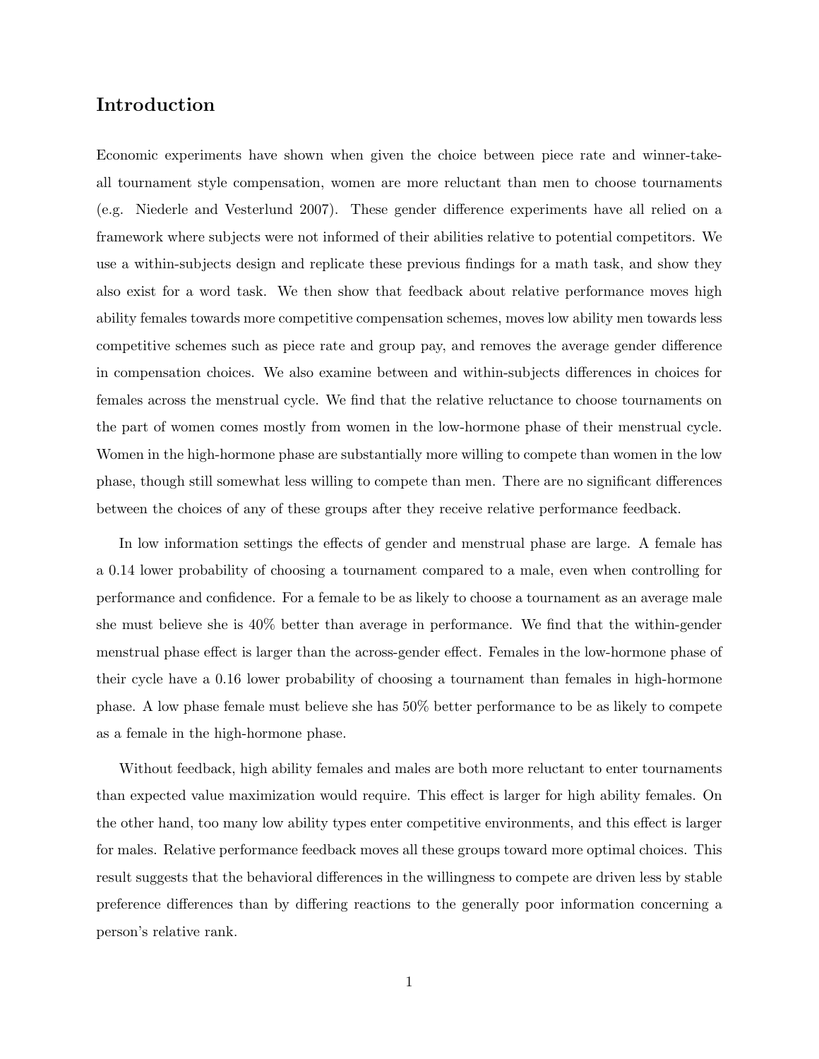## Introduction

Economic experiments have shown when given the choice between piece rate and winner-take-all tournament style compensation, women are more reluctant than men to choose tournaments (e.g. Niederle and Vesterlund 2007). These gender difference experiments have all relied on a framework where subjects were not informed of their abilities relative to potential competitors. We use a within-subjects design and replicate these previous findings for a math task, and show they also exist for a word task. We then show that feedback about relative performance moves high ability females towards more competitive compensation schemes, moves low ability men towards less competitive schemes such as piece rate and group pay, and removes the average gender difference in compensation choices. We also examine between and within-subjects differences in choices for females across the menstrual cycle. We find that the relative reluctance to choose tournaments on the part of women comes mostly from women in the low-hormone phase of their menstrual cycle. Women in the high-hormone phase are substantially more willing to compete than women in the low phase, though still somewhat less willing to compete than men. There are no significant differences between the choices of any of these groups after they receive relative performance feedback.

In low information settings the effects of gender and menstrual phase are large. A female has a 0.14 lower probability of choosing a tournament compared to a male, even when controlling for performance and confidence. For a female to be as likely to choose a tournament as an average male she must believe she is 40% better than average in performance. We find that the within-gender menstrual phase effect is larger than the across-gender effect. Females in the low-hormone phase of their cycle have a 0.16 lower probability of choosing a tournament than females in high-hormone phase. A low phase female must believe she has 50% better performance to be as likely to compete as a female in the high-hormone phase.

Without feedback, high ability females and males are both more reluctant to enter tournaments than expected value maximization would require. This effect is larger for high ability females. On the other hand, too many low ability types enter competitive environments, and this effect is larger for males. Relative performance feedback moves all these groups toward more optimal choices. This result suggests that the behavioral differences in the willingness to compete are driven less by stable preference differences than by differing reactions to the generally poor information concerning a person's relative rank.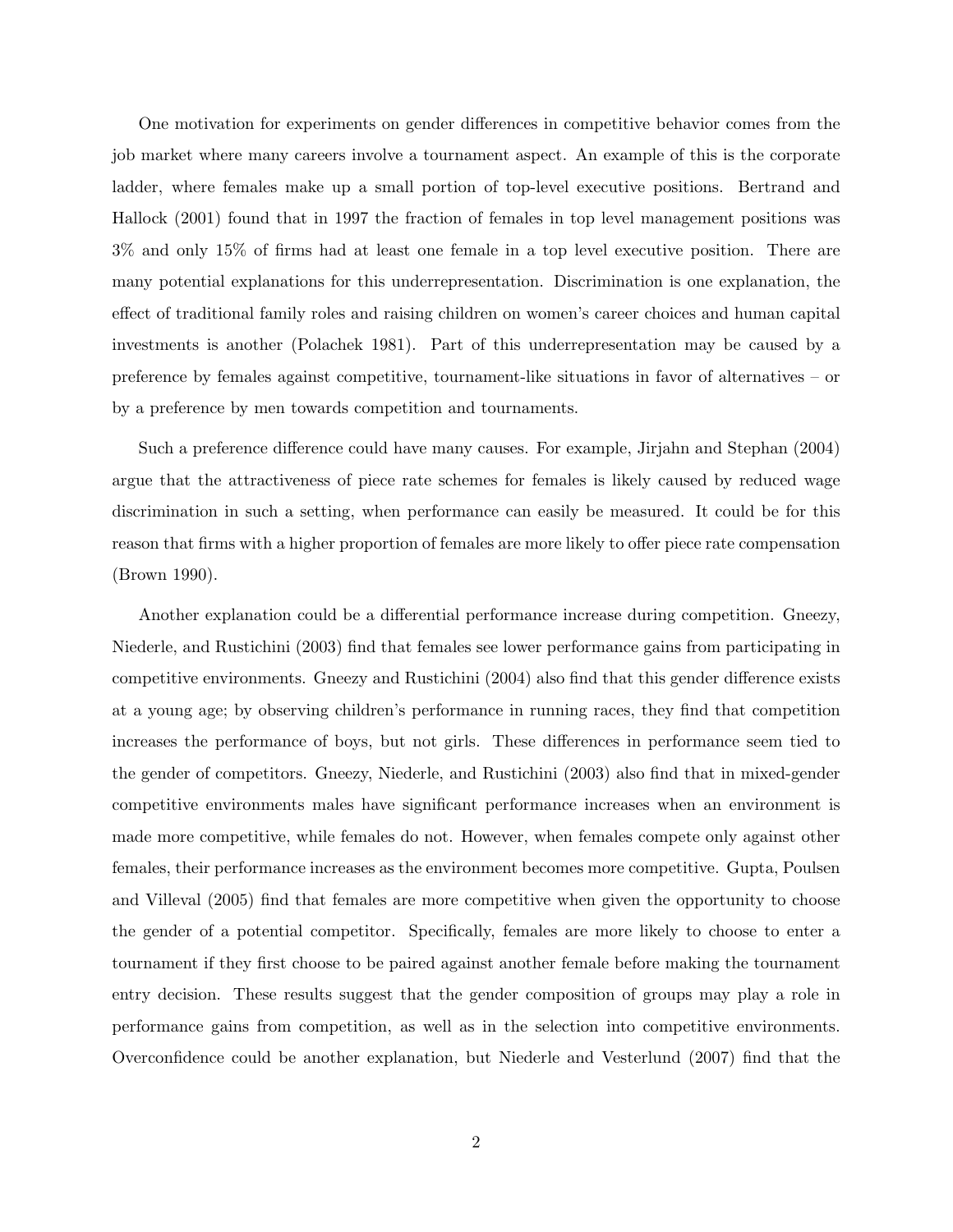One motivation for experiments on gender differences in competitive behavior comes from the job market where many careers involve a tournament aspect. An example of this is the corporate ladder, where females make up a small portion of top-level executive positions. Bertrand and Hallock (2001) found that in 1997 the fraction of females in top level management positions was 3% and only 15% of firms had at least one female in a top level executive position. There are many potential explanations for this underrepresentation. Discrimination is one explanation, the effect of traditional family roles and raising children on women's career choices and human capital investments is another (Polachek 1981). Part of this underrepresentation may be caused by a preference by females against competitive, tournament-like situations in favor of alternatives – or by a preference by men towards competition and tournaments.

Such a preference difference could have many causes. For example, Jirjahn and Stephan (2004) argue that the attractiveness of piece rate schemes for females is likely caused by reduced wage discrimination in such a setting, when performance can easily be measured. It could be for this reason that firms with a higher proportion of females are more likely to offer piece rate compensation (Brown 1990).

Another explanation could be a differential performance increase during competition. Gneezy, Niederle, and Rustichini (2003) find that females see lower performance gains from participating in competitive environments. Gneezy and Rustichini (2004) also find that this gender difference exists at a young age; by observing children's performance in running races, they find that competition increases the performance of boys, but not girls. These differences in performance seem tied to the gender of competitors. Gneezy, Niederle, and Rustichini (2003) also find that in mixed-gender competitive environments males have significant performance increases when an environment is made more competitive, while females do not. However, when females compete only against other females, their performance increases as the environment becomes more competitive. Gupta, Poulsen and Villeval (2005) find that females are more competitive when given the opportunity to choose the gender of a potential competitor. Specifically, females are more likely to choose to enter a tournament if they first choose to be paired against another female before making the tournament entry decision. These results suggest that the gender composition of groups may play a role in performance gains from competition, as well as in the selection into competitive environments. Overconfidence could be another explanation, but Niederle and Vesterlund (2007) find that the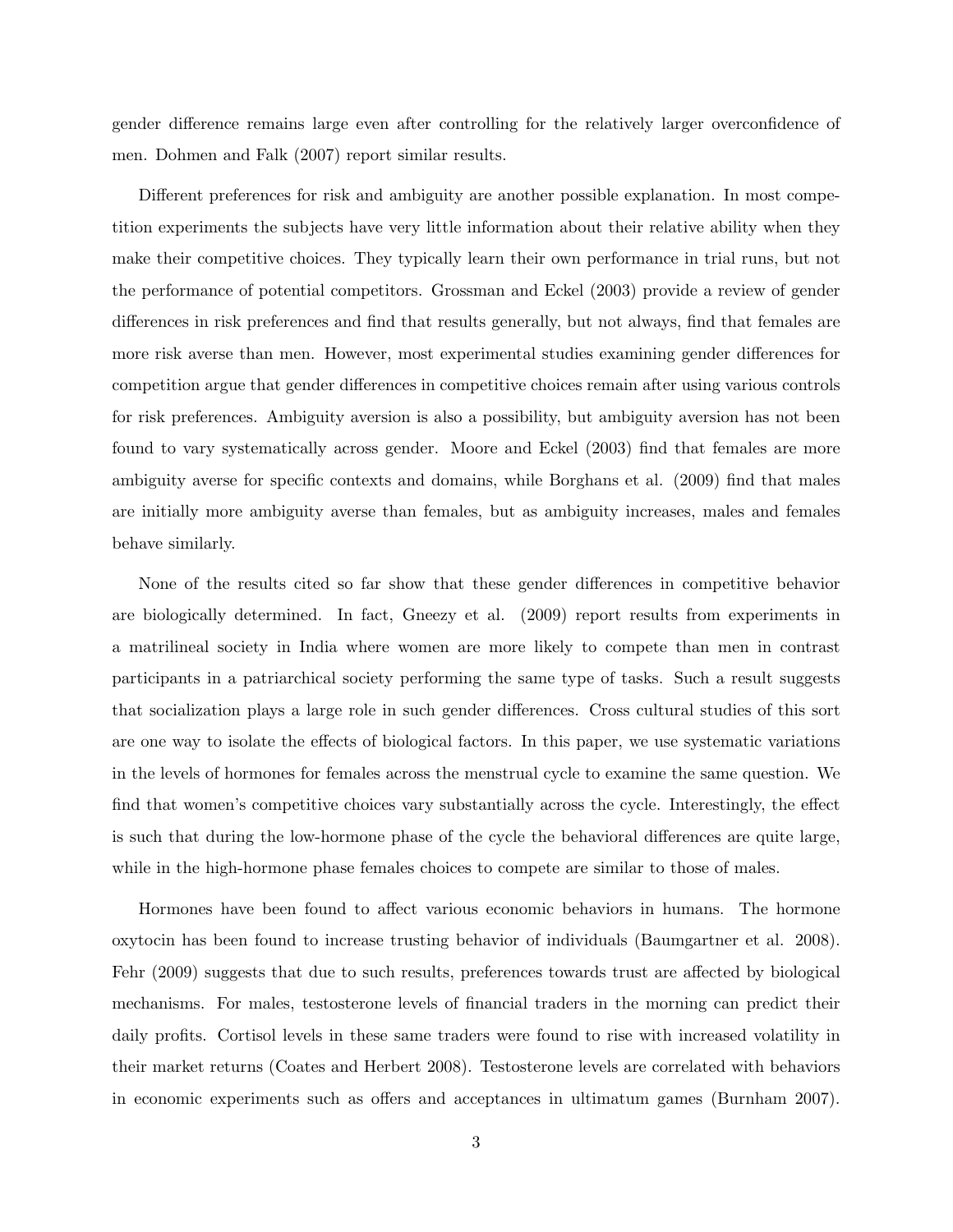gender difference remains large even after controlling for the relatively larger overconfidence of men. Dohmen and Falk (2007) report similar results.

Different preferences for risk and ambiguity are another possible explanation. In most competition experiments the subjects have very little information about their relative ability when they make their competitive choices. They typically learn their own performance in trial runs, but not the performance of potential competitors. Grossman and Eckel (2003) provide a review of gender differences in risk preferences and find that results generally, but not always, find that females are more risk averse than men. However, most experimental studies examining gender differences for competition argue that gender differences in competitive choices remain after using various controls for risk preferences. Ambiguity aversion is also a possibility, but ambiguity aversion has not been found to vary systematically across gender. Moore and Eckel (2003) find that females are more ambiguity averse for specific contexts and domains, while Borghans et al. (2009) find that males are initially more ambiguity averse than females, but as ambiguity increases, males and females behave similarly.

None of the results cited so far show that these gender differences in competitive behavior are biologically determined. In fact, Gneezy et al. (2009) report results from experiments in a matrilineal society in India where women are more likely to compete than men in contrast participants in a patriarchical society performing the same type of tasks. Such a result suggests that socialization plays a large role in such gender differences. Cross cultural studies of this sort are one way to isolate the effects of biological factors. In this paper, we use systematic variations in the levels of hormones for females across the menstrual cycle to examine the same question. We find that women's competitive choices vary substantially across the cycle. Interestingly, the effect is such that during the low-hormone phase of the cycle the behavioral differences are quite large, while in the high-hormone phase females choices to compete are similar to those of males.

Hormones have been found to affect various economic behaviors in humans. The hormone oxytocin has been found to increase trusting behavior of individuals (Baumgartner et al. 2008). Fehr (2009) suggests that due to such results, preferences towards trust are affected by biological mechanisms. For males, testosterone levels of financial traders in the morning can predict their daily profits. Cortisol levels in these same traders were found to rise with increased volatility in their market returns (Coates and Herbert 2008). Testosterone levels are correlated with behaviors in economic experiments such as offers and acceptances in ultimatum games (Burnham 2007).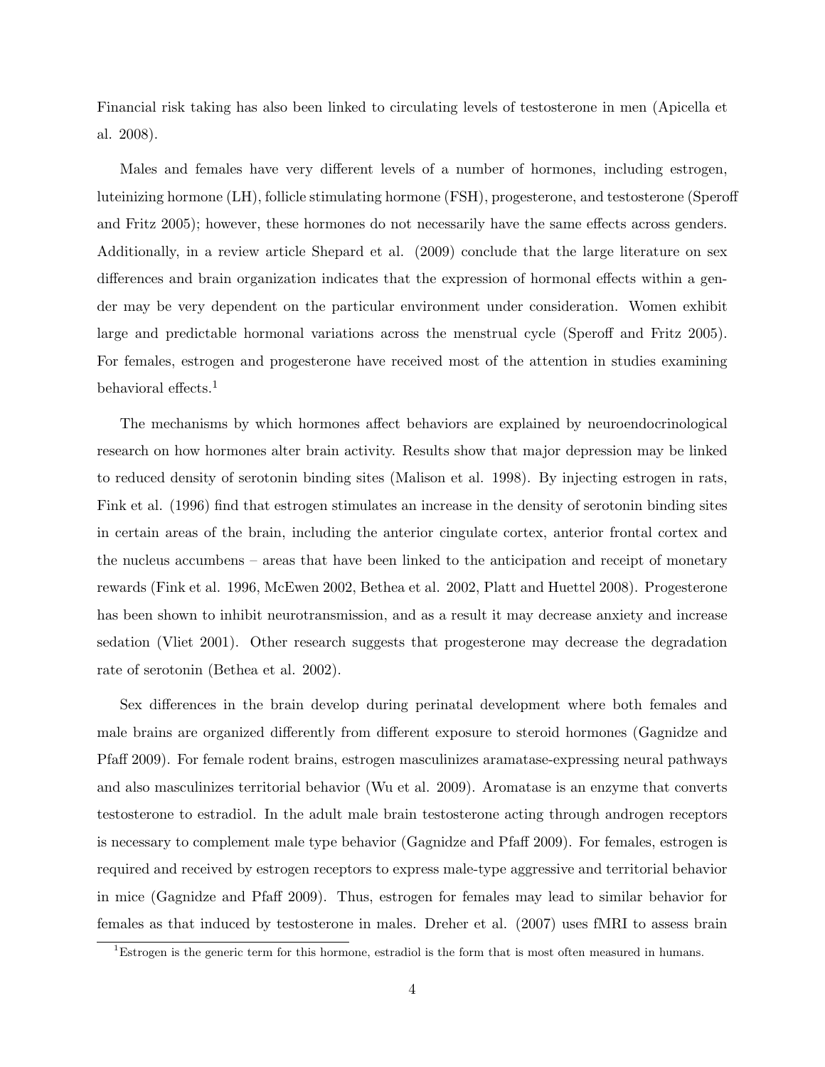Financial risk taking has also been linked to circulating levels of testosterone in men (Apicella et al. 2008).

Males and females have very different levels of a number of hormones, including estrogen, luteinizing hormone (LH), follicle stimulating hormone (FSH), progesterone, and testosterone (Speroff and Fritz 2005); however, these hormones do not necessarily have the same effects across genders. Additionally, in a review article Shepard et al. (2009) conclude that the large literature on sex differences and brain organization indicates that the expression of hormonal effects within a gender may be very dependent on the particular environment under consideration. Women exhibit large and predictable hormonal variations across the menstrual cycle (Speroff and Fritz 2005). For females, estrogen and progesterone have received most of the attention in studies examining behavioral effects.[1]

The mechanisms by which hormones affect behaviors are explained by neuroendocrinological research on how hormones alter brain activity. Results show that major depression may be linked to reduced density of serotonin binding sites (Malison et al. 1998). By injecting estrogen in rats, Fink et al. (1996) find that estrogen stimulates an increase in the density of serotonin binding sites in certain areas of the brain, including the anterior cingulate cortex, anterior frontal cortex and the nucleus accumbens – areas that have been linked to the anticipation and receipt of monetary rewards (Fink et al. 1996, McEwen 2002, Bethea et al. 2002, Platt and Huettel 2008). Progesterone has been shown to inhibit neurotransmission, and as a result it may decrease anxiety and increase sedation (Vliet 2001). Other research suggests that progesterone may decrease the degradation rate of serotonin (Bethea et al. 2002).

Sex differences in the brain develop during perinatal development where both females and male brains are organized differently from different exposure to steroid hormones (Gagnidze and Pfaff 2009). For female rodent brains, estrogen masculinizes aramatase-expressing neural pathways and also masculinizes territorial behavior (Wu et al. 2009). Aromatase is an enzyme that converts testosterone to estradiol. In the adult male brain testosterone acting through androgen receptors is necessary to complement male type behavior (Gagnidze and Pfaff 2009). For females, estrogen is required and received by estrogen receptors to express male-type aggressive and territorial behavior in mice (Gagnidze and Pfaff 2009). Thus, estrogen for females may lead to similar behavior for females as that induced by testosterone in males. Dreher et al. (2007) uses fMRI to assess brain

[1] Estrogen is the generic term for this hormone, estradiol is the form that is most often measured in humans.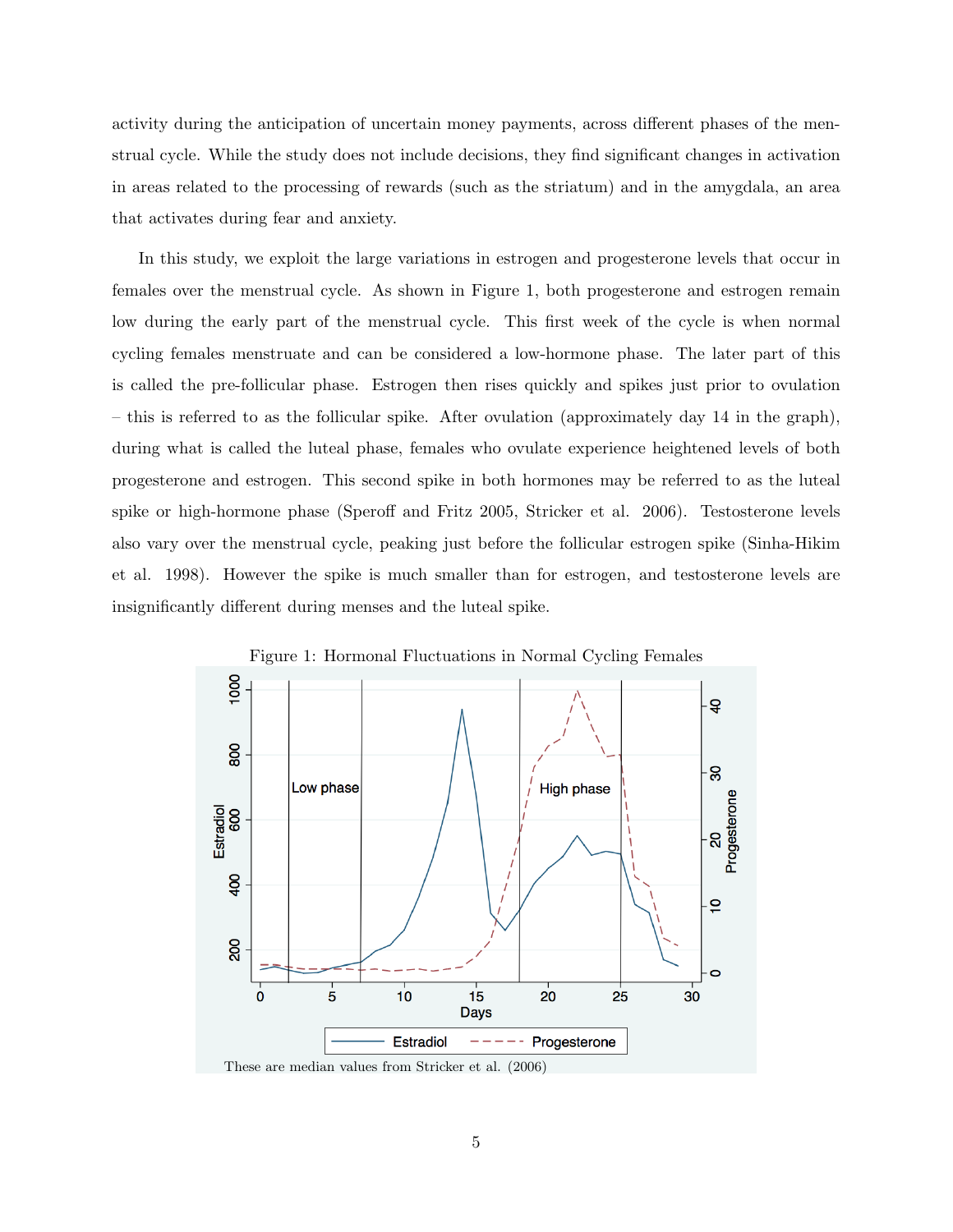activity during the anticipation of uncertain money payments, across different phases of the menstrual cycle. While the study does not include decisions, they find significant changes in activation in areas related to the processing of rewards (such as the striatum) and in the amygdala, an area that activates during fear and anxiety.

In this study, we exploit the large variations in estrogen and progesterone levels that occur in females over the menstrual cycle. As shown in Figure 1, both progesterone and estrogen remain low during the early part of the menstrual cycle. This first week of the cycle is when normal cycling females menstruate and can be considered a low-hormone phase. The later part of this is called the pre-follicular phase. Estrogen then rises quickly and spikes just prior to ovulation – this is referred to as the follicular spike. After ovulation (approximately day 14 in the graph), during what is called the luteal phase, females who ovulate experience heightened levels of both progesterone and estrogen. This second spike in both hormones may be referred to as the luteal spike or high-hormone phase (Speroff and Fritz 2005, Stricker et al. 2006). Testosterone levels also vary over the menstrual cycle, peaking just before the follicular estrogen spike (Sinha-Hikim et al. 1998). However the spike is much smaller than for estrogen, and testosterone levels are insignificantly different during menses and the luteal spike.

Figure 1: Hormonal Fluctuations in Normal Cycling Females

These are median values from Stricker et al. (2006)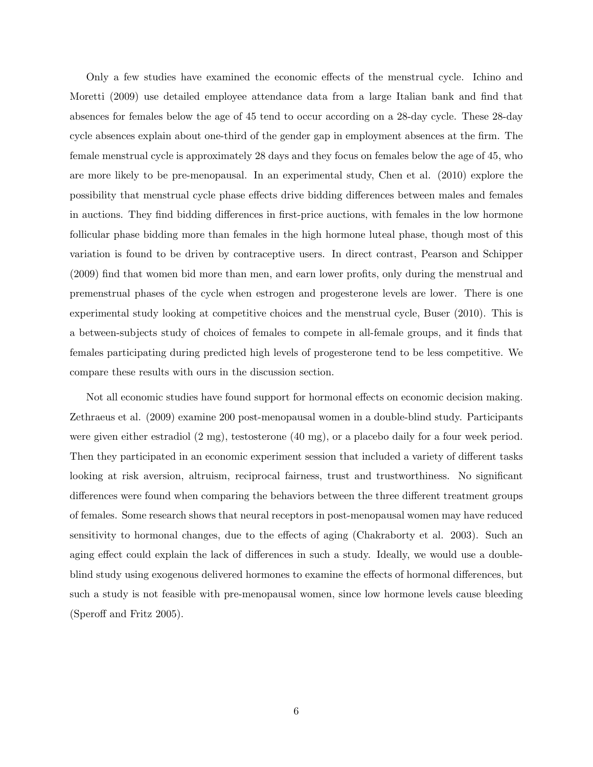Only a few studies have examined the economic effects of the menstrual cycle. Ichino and Moretti (2009) use detailed employee attendance data from a large Italian bank and find that absences for females below the age of 45 tend to occur according on a 28-day cycle. These 28-day cycle absences explain about one-third of the gender gap in employment absences at the firm. The female menstrual cycle is approximately 28 days and they focus on females below the age of 45, who are more likely to be pre-menopausal. In an experimental study, Chen et al. (2010) explore the possibility that menstrual cycle phase effects drive bidding differences between males and females in auctions. They find bidding differences in first-price auctions, with females in the low hormone follicular phase bidding more than females in the high hormone luteal phase, though most of this variation is found to be driven by contraceptive users. In direct contrast, Pearson and Schipper (2009) find that women bid more than men, and earn lower profits, only during the menstrual and premenstrual phases of the cycle when estrogen and progesterone levels are lower. There is one experimental study looking at competitive choices and the menstrual cycle, Buser (2010). This is a between-subjects study of choices of females to compete in all-female groups, and it finds that females participating during predicted high levels of progesterone tend to be less competitive. We compare these results with ours in the discussion section.

Not all economic studies have found support for hormonal effects on economic decision making. Zethraeus et al. (2009) examine 200 post-menopausal women in a double-blind study. Participants were given either estradiol (2 mg), testosterone (40 mg), or a placebo daily for a four week period. Then they participated in an economic experiment session that included a variety of different tasks looking at risk aversion, altruism, reciprocal fairness, trust and trustworthiness. No significant differences were found when comparing the behaviors between the three different treatment groups of females. Some research shows that neural receptors in post-menopausal women may have reduced sensitivity to hormonal changes, due to the effects of aging (Chakraborty et al. 2003). Such an aging effect could explain the lack of differences in such a study. Ideally, we would use a double-blind study using exogenous delivered hormones to examine the effects of hormonal differences, but such a study is not feasible with pre-menopausal women, since low hormone levels cause bleeding (Speroff and Fritz 2005).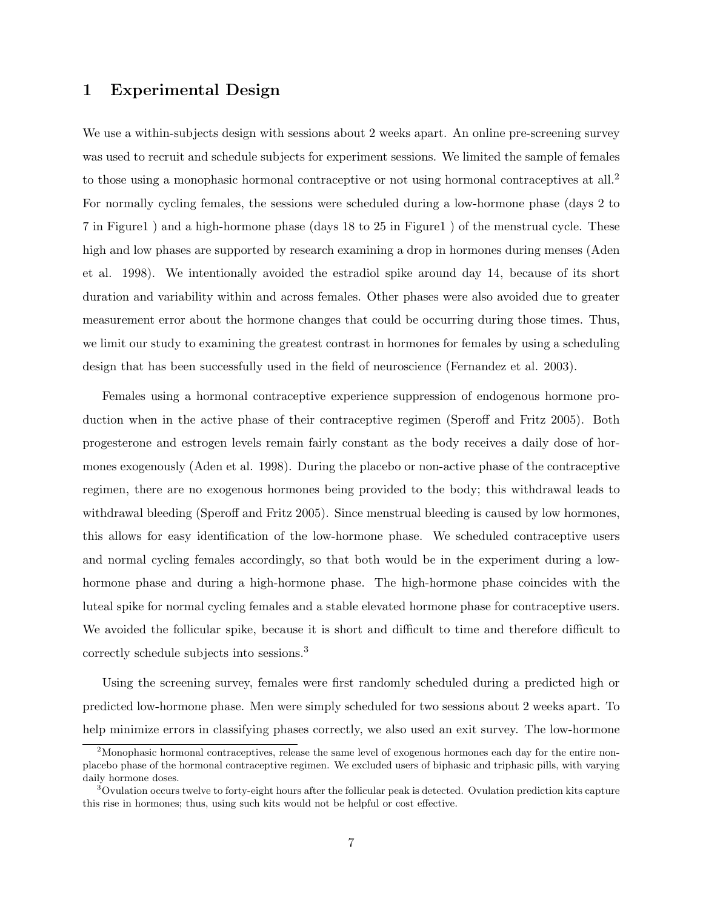# 1 Experimental Design

We use a within-subjects design with sessions about 2 weeks apart. An online pre-screening survey was used to recruit and schedule subjects for experiment sessions. We limited the sample of females to those using a monophasic hormonal contraceptive or not using hormonal contraceptives at all.[2] For normally cycling females, the sessions were scheduled during a low-hormone phase (days 2 to 7 in Figure1 ) and a high-hormone phase (days 18 to 25 in Figure1 ) of the menstrual cycle. These high and low phases are supported by research examining a drop in hormones during menses (Aden et al. 1998). We intentionally avoided the estradiol spike around day 14, because of its short duration and variability within and across females. Other phases were also avoided due to greater measurement error about the hormone changes that could be occurring during those times. Thus, we limit our study to examining the greatest contrast in hormones for females by using a scheduling design that has been successfully used in the field of neuroscience (Fernandez et al. 2003).

Females using a hormonal contraceptive experience suppression of endogenous hormone production when in the active phase of their contraceptive regimen (Speroff and Fritz 2005). Both progesterone and estrogen levels remain fairly constant as the body receives a daily dose of hormones exogenously (Aden et al. 1998). During the placebo or non-active phase of the contraceptive regimen, there are no exogenous hormones being provided to the body; this withdrawal leads to withdrawal bleeding (Speroff and Fritz 2005). Since menstrual bleeding is caused by low hormones, this allows for easy identification of the low-hormone phase. We scheduled contraceptive users and normal cycling females accordingly, so that both would be in the experiment during a low-hormone phase and during a high-hormone phase. The high-hormone phase coincides with the luteal spike for normal cycling females and a stable elevated hormone phase for contraceptive users. We avoided the follicular spike, because it is short and difficult to time and therefore difficult to correctly schedule subjects into sessions.[3]

Using the screening survey, females were first randomly scheduled during a predicted high or predicted low-hormone phase. Men were simply scheduled for two sessions about 2 weeks apart. To help minimize errors in classifying phases correctly, we also used an exit survey. The low-hormone

[2] Monophasic hormonal contraceptives, release the same level of exogenous hormones each day for the entire non-placebo phase of the hormonal contraceptive regimen. We excluded users of biphasic and triphasic pills, with varying daily hormone doses.

[3] Ovulation occurs twelve to forty-eight hours after the follicular peak is detected. Ovulation prediction kits capture this rise in hormones; thus, using such kits would not be helpful or cost effective.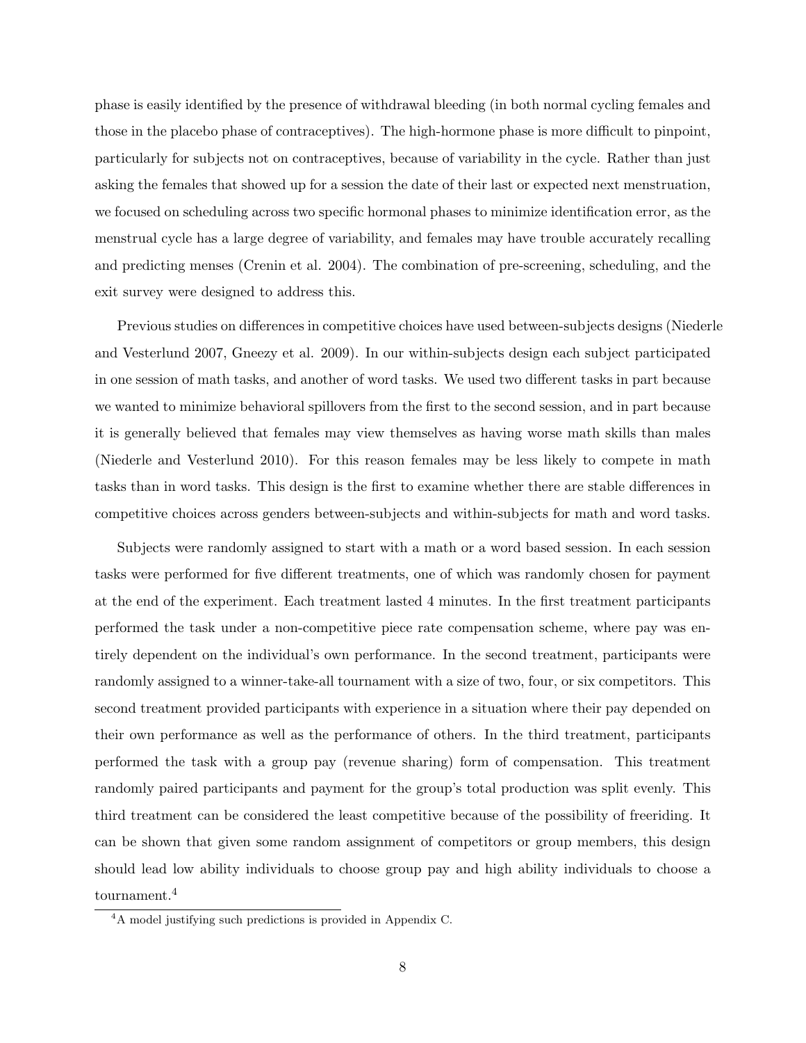phase is easily identified by the presence of withdrawal bleeding (in both normal cycling females and those in the placebo phase of contraceptives). The high-hormone phase is more difficult to pinpoint, particularly for subjects not on contraceptives, because of variability in the cycle. Rather than just asking the females that showed up for a session the date of their last or expected next menstruation, we focused on scheduling across two specific hormonal phases to minimize identification error, as the menstrual cycle has a large degree of variability, and females may have trouble accurately recalling and predicting menses (Crenin et al. 2004). The combination of pre-screening, scheduling, and the exit survey were designed to address this.

Previous studies on differences in competitive choices have used between-subjects designs (Niederle and Vesterlund 2007, Gneezy et al. 2009). In our within-subjects design each subject participated in one session of math tasks, and another of word tasks. We used two different tasks in part because we wanted to minimize behavioral spillovers from the first to the second session, and in part because it is generally believed that females may view themselves as having worse math skills than males (Niederle and Vesterlund 2010). For this reason females may be less likely to compete in math tasks than in word tasks. This design is the first to examine whether there are stable differences in competitive choices across genders between-subjects and within-subjects for math and word tasks.

Subjects were randomly assigned to start with a math or a word based session. In each session tasks were performed for five different treatments, one of which was randomly chosen for payment at the end of the experiment. Each treatment lasted 4 minutes. In the first treatment participants performed the task under a non-competitive piece rate compensation scheme, where pay was entirely dependent on the individual's own performance. In the second treatment, participants were randomly assigned to a winner-take-all tournament with a size of two, four, or six competitors. This second treatment provided participants with experience in a situation where their pay depended on their own performance as well as the performance of others. In the third treatment, participants performed the task with a group pay (revenue sharing) form of compensation. This treatment randomly paired participants and payment for the group's total production was split evenly. This third treatment can be considered the least competitive because of the possibility of freeriding. It can be shown that given some random assignment of competitors or group members, this design should lead low ability individuals to choose group pay and high ability individuals to choose a tournament.[4]

[4]A model justifying such predictions is provided in Appendix C.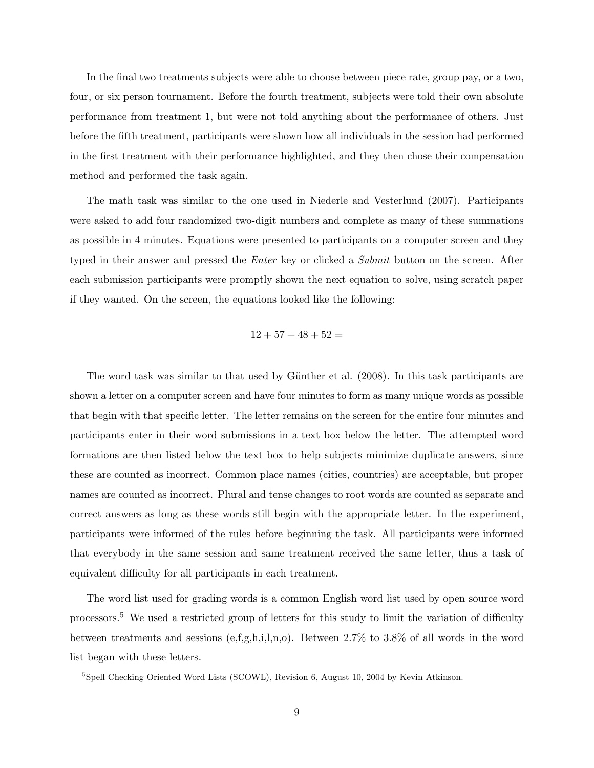In the final two treatments subjects were able to choose between piece rate, group pay, or a two, four, or six person tournament. Before the fourth treatment, subjects were told their own absolute performance from treatment 1, but were not told anything about the performance of others. Just before the fifth treatment, participants were shown how all individuals in the session had performed in the first treatment with their performance highlighted, and they then chose their compensation method and performed the task again.

The math task was similar to the one used in Niederle and Vesterlund (2007). Participants were asked to add four randomized two-digit numbers and complete as many of these summations as possible in 4 minutes. Equations were presented to participants on a computer screen and they typed in their answer and pressed the *Enter* key or clicked a *Submit* button on the screen. After each submission participants were promptly shown the next equation to solve, using scratch paper if they wanted. On the screen, the equations looked like the following:

$$12 + 57 + 48 + 52 =$$

The word task was similar to that used by Günther et al. (2008). In this task participants are shown a letter on a computer screen and have four minutes to form as many unique words as possible that begin with that specific letter. The letter remains on the screen for the entire four minutes and participants enter in their word submissions in a text box below the letter. The attempted word formations are then listed below the text box to help subjects minimize duplicate answers, since these are counted as incorrect. Common place names (cities, countries) are acceptable, but proper names are counted as incorrect. Plural and tense changes to root words are counted as separate and correct answers as long as these words still begin with the appropriate letter. In the experiment, participants were informed of the rules before beginning the task. All participants were informed that everybody in the same session and same treatment received the same letter, thus a task of equivalent difficulty for all participants in each treatment.

The word list used for grading words is a common English word list used by open source word processors.[5] We used a restricted group of letters for this study to limit the variation of difficulty between treatments and sessions (e,f,g,h,i,l,n,o). Between 2.7% to 3.8% of all words in the word list began with these letters.

[5] Spell Checking Oriented Word Lists (SCOWL), Revision 6, August 10, 2004 by Kevin Atkinson.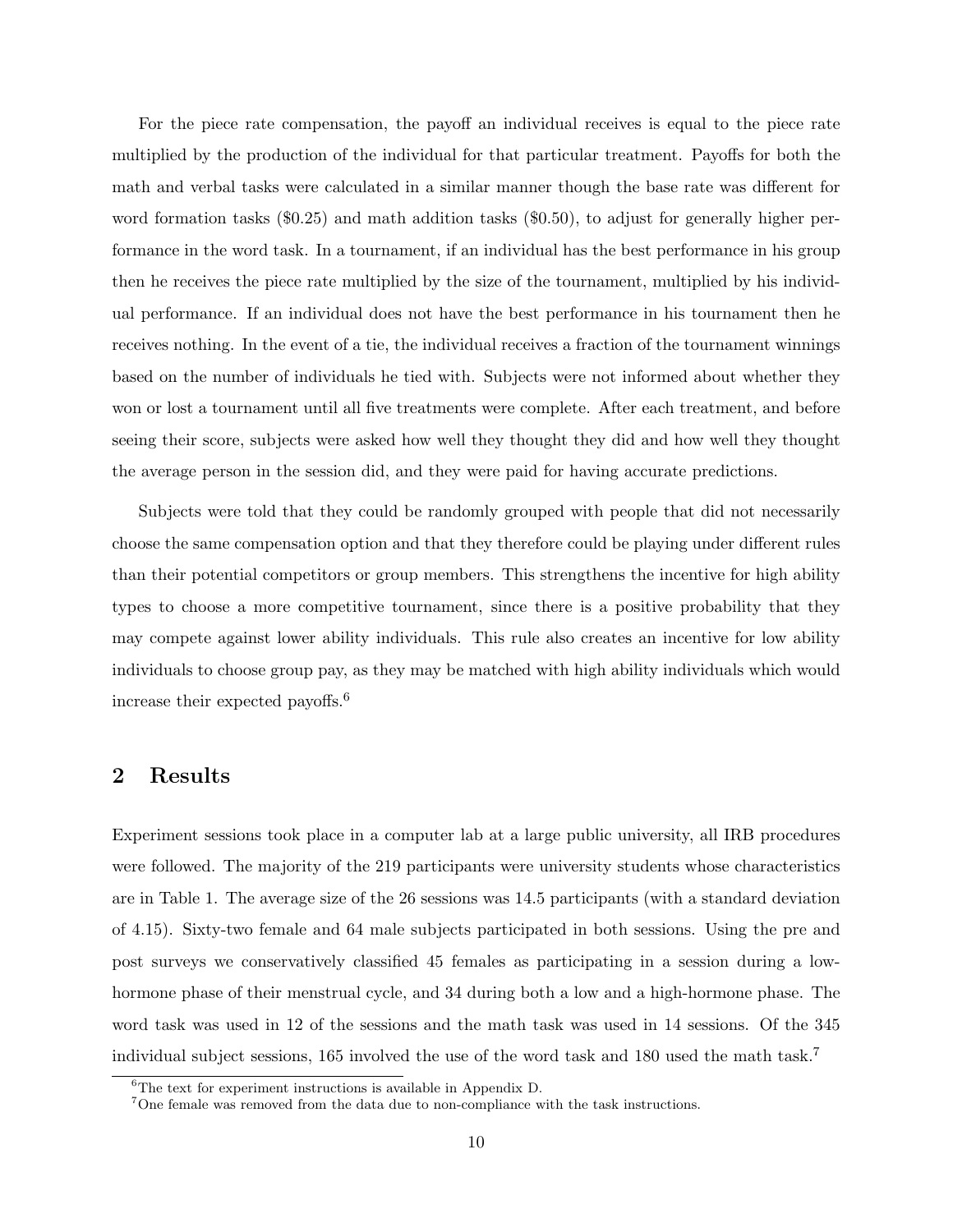For the piece rate compensation, the payoff an individual receives is equal to the piece rate multiplied by the production of the individual for that particular treatment. Payoffs for both the math and verbal tasks were calculated in a similar manner though the base rate was different for word formation tasks ($0.25) and math addition tasks ($0.50), to adjust for generally higher performance in the word task. In a tournament, if an individual has the best performance in his group then he receives the piece rate multiplied by the size of the tournament, multiplied by his individual performance. If an individual does not have the best performance in his tournament then he receives nothing. In the event of a tie, the individual receives a fraction of the tournament winnings based on the number of individuals he tied with. Subjects were not informed about whether they won or lost a tournament until all five treatments were complete. After each treatment, and before seeing their score, subjects were asked how well they thought they did and how well they thought the average person in the session did, and they were paid for having accurate predictions.

Subjects were told that they could be randomly grouped with people that did not necessarily choose the same compensation option and that they therefore could be playing under different rules than their potential competitors or group members. This strengthens the incentive for high ability types to choose a more competitive tournament, since there is a positive probability that they may compete against lower ability individuals. This rule also creates an incentive for low ability individuals to choose group pay, as they may be matched with high ability individuals which would increase their expected payoffs.[6]

## 2 Results

Experiment sessions took place in a computer lab at a large public university, all IRB procedures were followed. The majority of the 219 participants were university students whose characteristics are in Table 1. The average size of the 26 sessions was 14.5 participants (with a standard deviation of 4.15). Sixty-two female and 64 male subjects participated in both sessions. Using the pre and post surveys we conservatively classified 45 females as participating in a session during a low-hormone phase of their menstrual cycle, and 34 during both a low and a high-hormone phase. The word task was used in 12 of the sessions and the math task was used in 14 sessions. Of the 345 individual subject sessions, 165 involved the use of the word task and 180 used the math task.[7]

[6] The text for experiment instructions is available in Appendix D.

[7] One female was removed from the data due to non-compliance with the task instructions.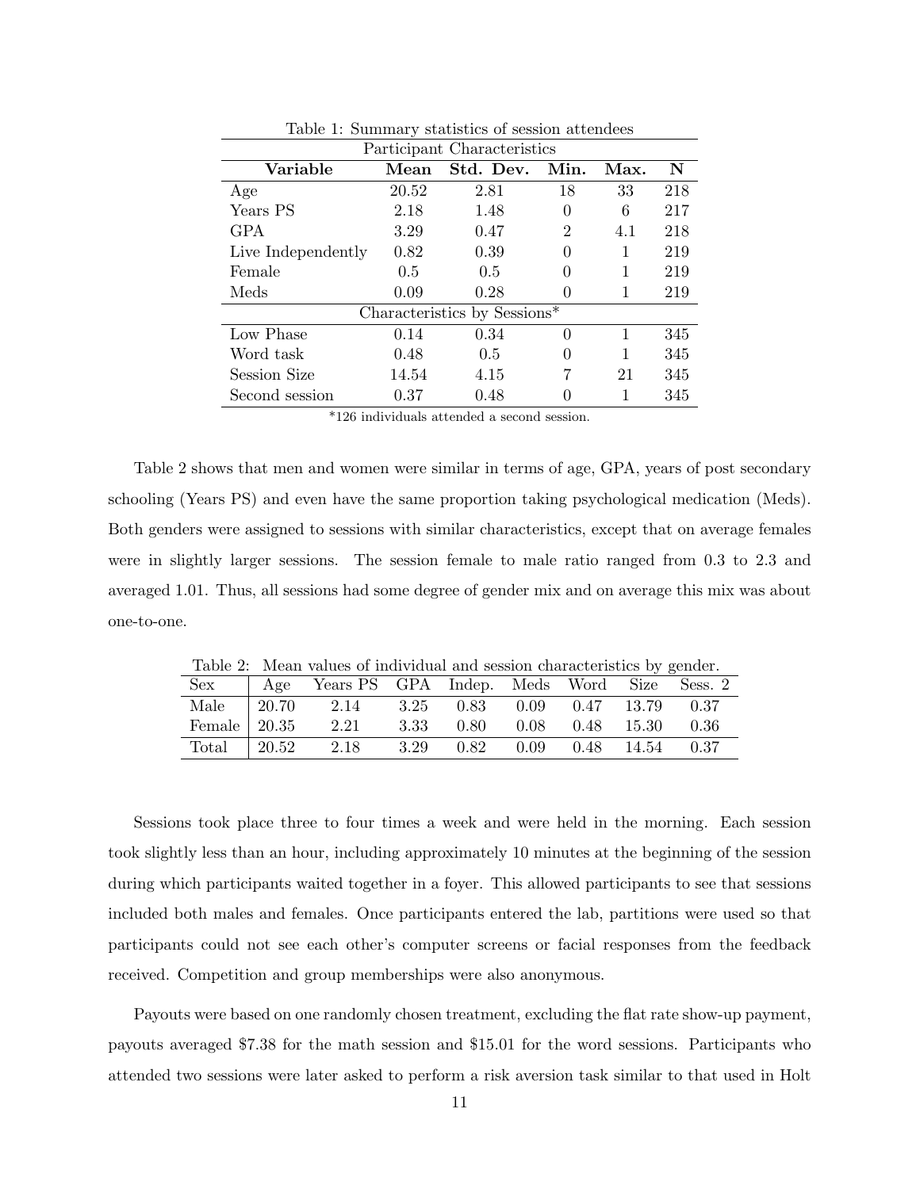Table 1: Summary statistics of session attendees

| Participant Characteristics | | | | | |
|---|---|---|---|---|---|
| **Variable** | **Mean** | **Std. Dev.** | **Min.** | **Max.** | **N** |
| Age | 20.52 | 2.81 | 18 | 33 | 218 |
| Years PS | 2.18 | 1.48 | 0 | 6 | 217 |
| GPA | 3.29 | 0.47 | 2 | 4.1 | 218 |
| Live Independently | 0.82 | 0.39 | 0 | 1 | 219 |
| Female | 0.5 | 0.5 | 0 | 1 | 219 |
| Meds | 0.09 | 0.28 | 0 | 1 | 219 |
| Characteristics by Sessions* | | | | | |
| Low Phase | 0.14 | 0.34 | 0 | 1 | 345 |
| Word task | 0.48 | 0.5 | 0 | 1 | 345 |
| Session Size | 14.54 | 4.15 | 7 | 21 | 345 |
| Second session | 0.37 | 0.48 | 0 | 1 | 345 |

*126 individuals attended a second session.

Table 2 shows that men and women were similar in terms of age, GPA, years of post secondary schooling (Years PS) and even have the same proportion taking psychological medication (Meds). Both genders were assigned to sessions with similar characteristics, except that on average females were in slightly larger sessions. The session female to male ratio ranged from 0.3 to 2.3 and averaged 1.01. Thus, all sessions had some degree of gender mix and on average this mix was about one-to-one.

Table 2: Mean values of individual and session characteristics by gender.

| Sex | Age | Years PS | GPA | Indep. | Meds | Word | Size | Sess. 2 |
|---|---|---|---|---|---|---|---|---|
| Male | 20.70 | 2.14 | 3.25 | 0.83 | 0.09 | 0.47 | 13.79 | 0.37 |
| Female | 20.35 | 2.21 | 3.33 | 0.80 | 0.08 | 0.48 | 15.30 | 0.36 |
| Total | 20.52 | 2.18 | 3.29 | 0.82 | 0.09 | 0.48 | 14.54 | 0.37 |

Sessions took place three to four times a week and were held in the morning. Each session took slightly less than an hour, including approximately 10 minutes at the beginning of the session during which participants waited together in a foyer. This allowed participants to see that sessions included both males and females. Once participants entered the lab, partitions were used so that participants could not see each other's computer screens or facial responses from the feedback received. Competition and group memberships were also anonymous.

Payouts were based on one randomly chosen treatment, excluding the flat rate show-up payment, payouts averaged $7.38 for the math session and $15.01 for the word sessions. Participants who attended two sessions were later asked to perform a risk aversion task similar to that used in Holt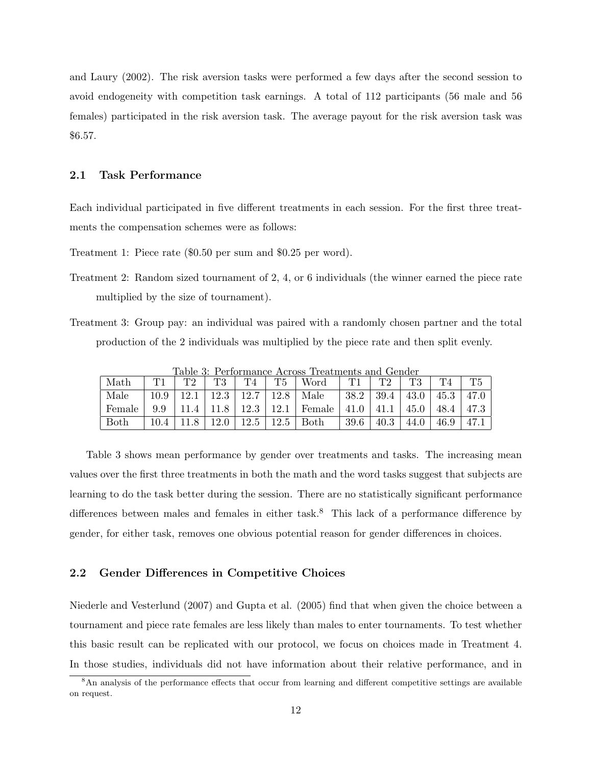and Laury (2002). The risk aversion tasks were performed a few days after the second session to avoid endogeneity with competition task earnings. A total of 112 participants (56 male and 56 females) participated in the risk aversion task. The average payout for the risk aversion task was $6.57.

## 2.1 Task Performance

Each individual participated in five different treatments in each session. For the first three treatments the compensation schemes were as follows:

Treatment 1: Piece rate ($0.50 per sum and $0.25 per word).

Treatment 2: Random sized tournament of 2, 4, or 6 individuals (the winner earned the piece rate multiplied by the size of tournament).

Treatment 3: Group pay: an individual was paired with a randomly chosen partner and the total production of the 2 individuals was multiplied by the piece rate and then split evenly.

Table 3: Performance Across Treatments and Gender

| Math | T1 | T2 | T3 | T4 | T5 | Word | T1 | T2 | T3 | T4 | T5 |
|---|---|---|---|---|---|---|---|---|---|---|---|
| Male | 10.9 | 12.1 | 12.3 | 12.7 | 12.8 | Male | 38.2 | 39.4 | 43.0 | 45.3 | 47.0 |
| Female | 9.9 | 11.4 | 11.8 | 12.3 | 12.1 | Female | 41.0 | 41.1 | 45.0 | 48.4 | 47.3 |
| Both | 10.4 | 11.8 | 12.0 | 12.5 | 12.5 | Both | 39.6 | 40.3 | 44.0 | 46.9 | 47.1 |

Table 3 shows mean performance by gender over treatments and tasks. The increasing mean values over the first three treatments in both the math and the word tasks suggest that subjects are learning to do the task better during the session. There are no statistically significant performance differences between males and females in either task.[8] This lack of a performance difference by gender, for either task, removes one obvious potential reason for gender differences in choices.

## 2.2 Gender Differences in Competitive Choices

Niederle and Vesterlund (2007) and Gupta et al. (2005) find that when given the choice between a tournament and piece rate females are less likely than males to enter tournaments. To test whether this basic result can be replicated with our protocol, we focus on choices made in Treatment 4. In those studies, individuals did not have information about their relative performance, and in

[8] An analysis of the performance effects that occur from learning and different competitive settings are available on request.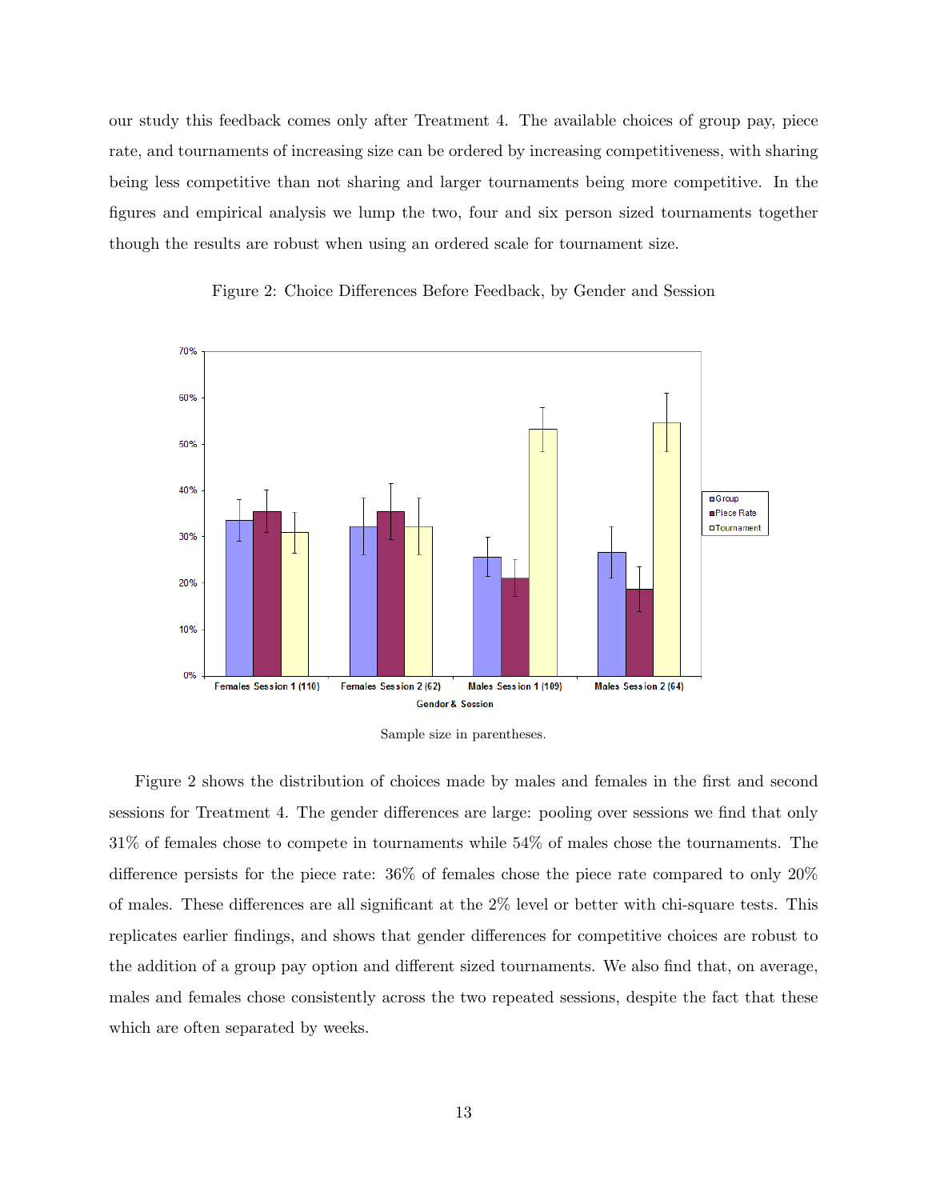our study this feedback comes only after Treatment 4. The available choices of group pay, piece rate, and tournaments of increasing size can be ordered by increasing competitiveness, with sharing being less competitive than not sharing and larger tournaments being more competitive. In the figures and empirical analysis we lump the two, four and six person sized tournaments together though the results are robust when using an ordered scale for tournament size.

Figure 2: Choice Differences Before Feedback, by Gender and Session

Sample size in parentheses.

Figure 2 shows the distribution of choices made by males and females in the first and second sessions for Treatment 4. The gender differences are large: pooling over sessions we find that only 31% of females chose to compete in tournaments while 54% of males chose the tournaments. The difference persists for the piece rate: 36% of females chose the piece rate compared to only 20% of males. These differences are all significant at the 2% level or better with chi-square tests. This replicates earlier findings, and shows that gender differences for competitive choices are robust to the addition of a group pay option and different sized tournaments. We also find that, on average, males and females chose consistently across the two repeated sessions, despite the fact that these which are often separated by weeks.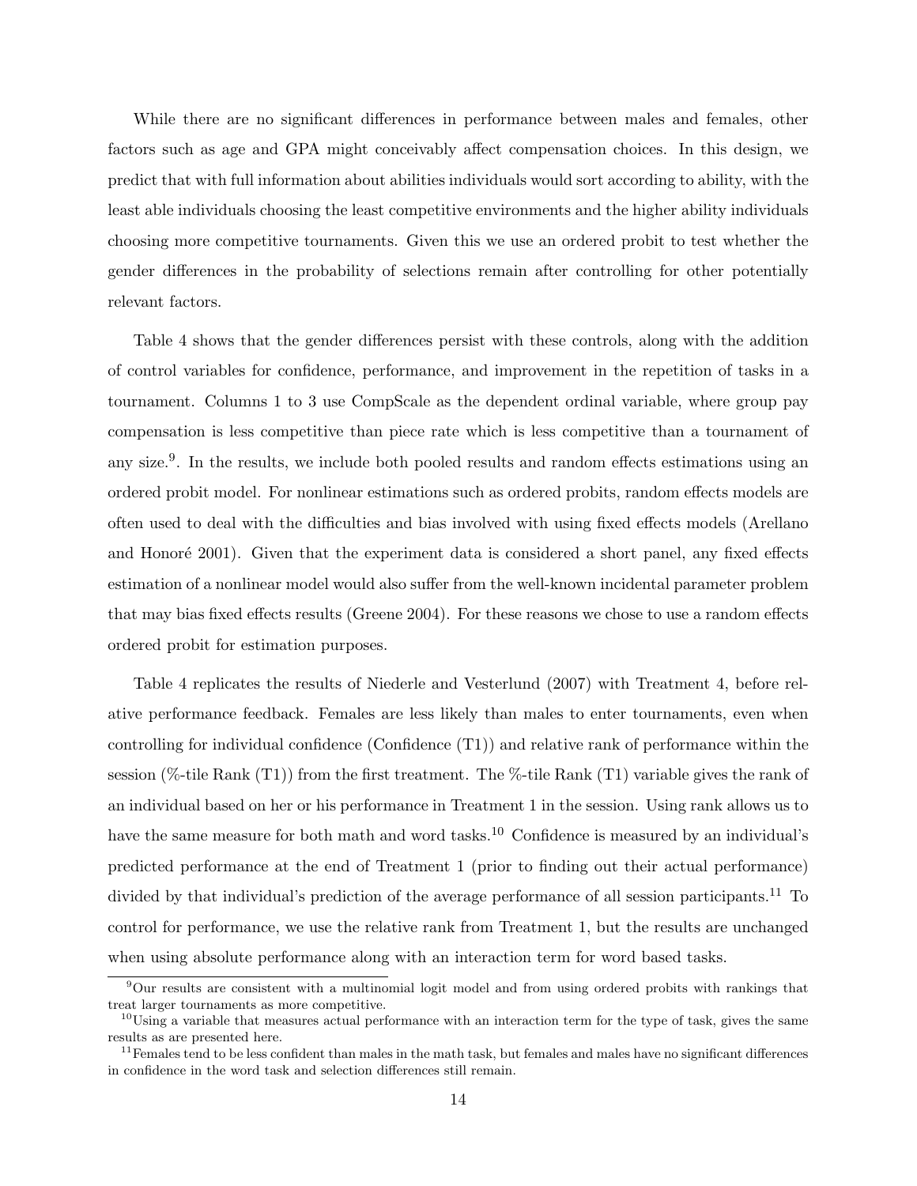While there are no significant differences in performance between males and females, other factors such as age and GPA might conceivably affect compensation choices. In this design, we predict that with full information about abilities individuals would sort according to ability, with the least able individuals choosing the least competitive environments and the higher ability individuals choosing more competitive tournaments. Given this we use an ordered probit to test whether the gender differences in the probability of selections remain after controlling for other potentially relevant factors.

Table 4 shows that the gender differences persist with these controls, along with the addition of control variables for confidence, performance, and improvement in the repetition of tasks in a tournament. Columns 1 to 3 use CompScale as the dependent ordinal variable, where group pay compensation is less competitive than piece rate which is less competitive than a tournament of any size.[9]. In the results, we include both pooled results and random effects estimations using an ordered probit model. For nonlinear estimations such as ordered probits, random effects models are often used to deal with the difficulties and bias involved with using fixed effects models (Arellano and Honoré 2001). Given that the experiment data is considered a short panel, any fixed effects estimation of a nonlinear model would also suffer from the well-known incidental parameter problem that may bias fixed effects results (Greene 2004). For these reasons we chose to use a random effects ordered probit for estimation purposes.

Table 4 replicates the results of Niederle and Vesterlund (2007) with Treatment 4, before relative performance feedback. Females are less likely than males to enter tournaments, even when controlling for individual confidence (Confidence (T1)) and relative rank of performance within the session (%-tile Rank (T1)) from the first treatment. The %-tile Rank (T1) variable gives the rank of an individual based on her or his performance in Treatment 1 in the session. Using rank allows us to have the same measure for both math and word tasks.[10] Confidence is measured by an individual's predicted performance at the end of Treatment 1 (prior to finding out their actual performance) divided by that individual's prediction of the average performance of all session participants.[11] To control for performance, we use the relative rank from Treatment 1, but the results are unchanged when using absolute performance along with an interaction term for word based tasks.

[9] Our results are consistent with a multinomial logit model and from using ordered probits with rankings that treat larger tournaments as more competitive.

[10] Using a variable that measures actual performance with an interaction term for the type of task, gives the same results as are presented here.

[11] Females tend to be less confident than males in the math task, but females and males have no significant differences in confidence in the word task and selection differences still remain.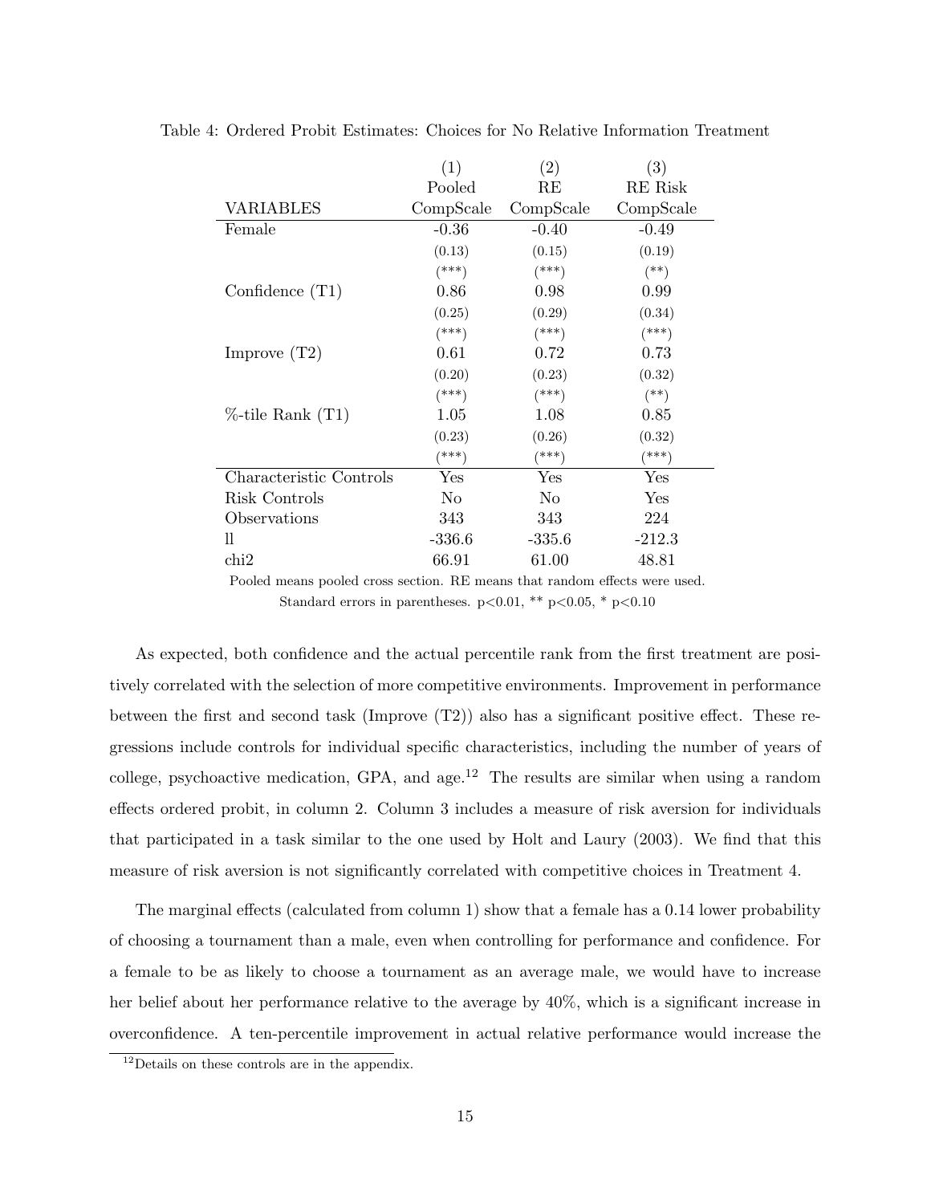Table 4: Ordered Probit Estimates: Choices for No Relative Information Treatment

| | (1) | (2) | (3) |
|---|---|---|---|
| | Pooled | RE | RE Risk |
| VARIABLES | CompScale | CompScale | CompScale |
| Female | -0.36 | -0.40 | -0.49 |
| | (0.13) | (0.15) | (0.19) |
| | (***) | (***) | (**) |
| Confidence (T1) | 0.86 | 0.98 | 0.99 |
| | (0.25) | (0.29) | (0.34) |
| | (***) | (***) | (***) |
| Improve (T2) | 0.61 | 0.72 | 0.73 |
| | (0.20) | (0.23) | (0.32) |
| | (***) | (***) | (**) |
| %-tile Rank (T1) | 1.05 | 1.08 | 0.85 |
| | (0.23) | (0.26) | (0.32) |
| | (***) | (***) | (***) |
| Characteristic Controls | Yes | Yes | Yes |
| Risk Controls | No | No | Yes |
| Observations | 343 | 343 | 224 |
| ll | -336.6 | -335.6 | -212.3 |
| chi2 | 66.91 | 61.00 | 48.81 |

Pooled means pooled cross section. RE means that random effects were used.
Standard errors in parentheses. p<0.01, ** p<0.05, * p<0.10

As expected, both confidence and the actual percentile rank from the first treatment are positively correlated with the selection of more competitive environments. Improvement in performance between the first and second task (Improve (T2)) also has a significant positive effect. These regressions include controls for individual specific characteristics, including the number of years of college, psychoactive medication, GPA, and age.[12] The results are similar when using a random effects ordered probit, in column 2. Column 3 includes a measure of risk aversion for individuals that participated in a task similar to the one used by Holt and Laury (2003). We find that this measure of risk aversion is not significantly correlated with competitive choices in Treatment 4.

The marginal effects (calculated from column 1) show that a female has a 0.14 lower probability of choosing a tournament than a male, even when controlling for performance and confidence. For a female to be as likely to choose a tournament as an average male, we would have to increase her belief about her performance relative to the average by 40%, which is a significant increase in overconfidence. A ten-percentile improvement in actual relative performance would increase the

[12]Details on these controls are in the appendix.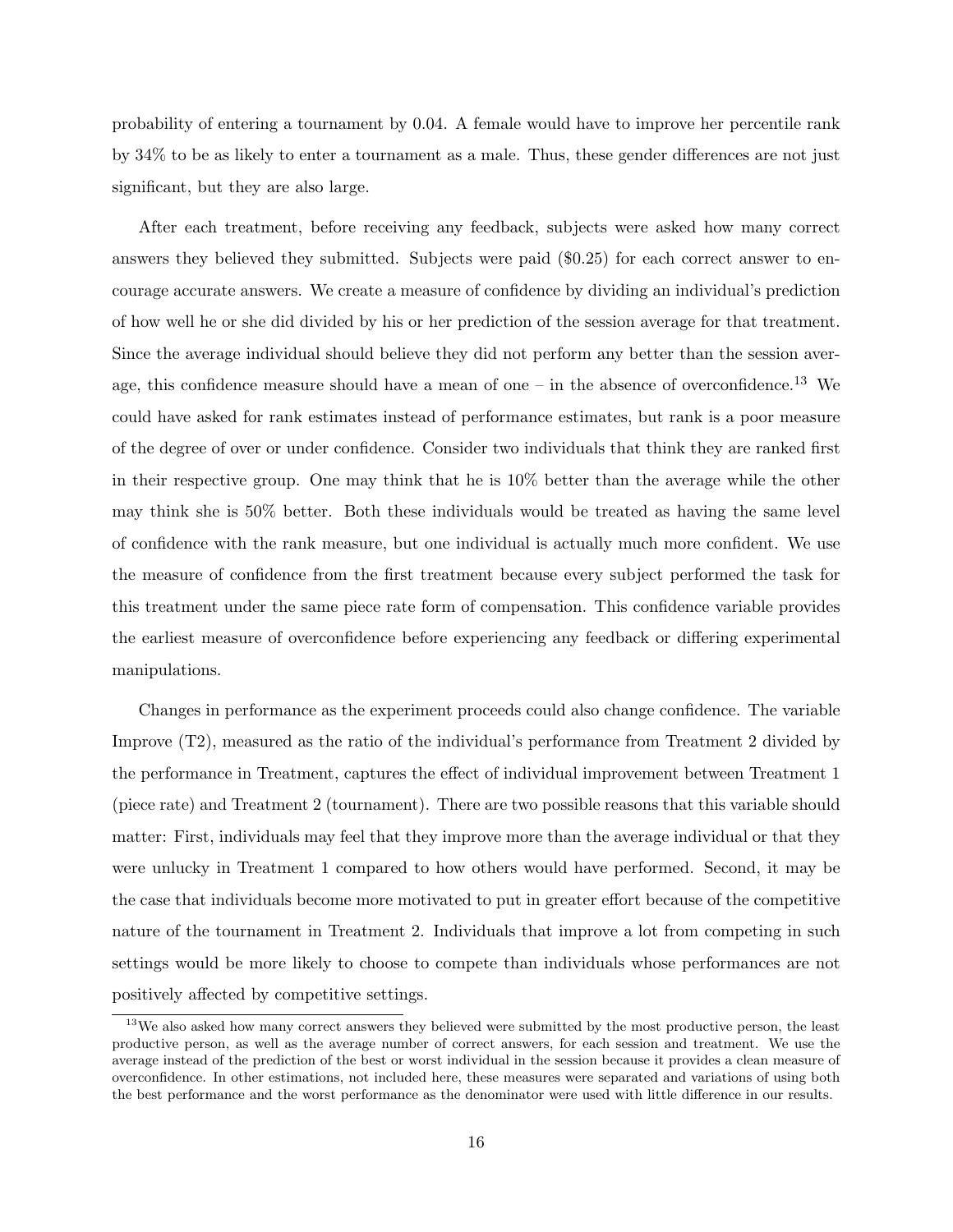probability of entering a tournament by 0.04. A female would have to improve her percentile rank by 34% to be as likely to enter a tournament as a male. Thus, these gender differences are not just significant, but they are also large.

After each treatment, before receiving any feedback, subjects were asked how many correct answers they believed they submitted. Subjects were paid ($0.25) for each correct answer to encourage accurate answers. We create a measure of confidence by dividing an individual's prediction of how well he or she did divided by his or her prediction of the session average for that treatment. Since the average individual should believe they did not perform any better than the session average, this confidence measure should have a mean of one – in the absence of overconfidence.[13] We could have asked for rank estimates instead of performance estimates, but rank is a poor measure of the degree of over or under confidence. Consider two individuals that think they are ranked first in their respective group. One may think that he is 10% better than the average while the other may think she is 50% better. Both these individuals would be treated as having the same level of confidence with the rank measure, but one individual is actually much more confident. We use the measure of confidence from the first treatment because every subject performed the task for this treatment under the same piece rate form of compensation. This confidence variable provides the earliest measure of overconfidence before experiencing any feedback or differing experimental manipulations.

Changes in performance as the experiment proceeds could also change confidence. The variable Improve (T2), measured as the ratio of the individual's performance from Treatment 2 divided by the performance in Treatment, captures the effect of individual improvement between Treatment 1 (piece rate) and Treatment 2 (tournament). There are two possible reasons that this variable should matter: First, individuals may feel that they improve more than the average individual or that they were unlucky in Treatment 1 compared to how others would have performed. Second, it may be the case that individuals become more motivated to put in greater effort because of the competitive nature of the tournament in Treatment 2. Individuals that improve a lot from competing in such settings would be more likely to choose to compete than individuals whose performances are not positively affected by competitive settings.

[13] We also asked how many correct answers they believed were submitted by the most productive person, the least productive person, as well as the average number of correct answers, for each session and treatment. We use the average instead of the prediction of the best or worst individual in the session because it provides a clean measure of overconfidence. In other estimations, not included here, these measures were separated and variations of using both the best performance and the worst performance as the denominator were used with little difference in our results.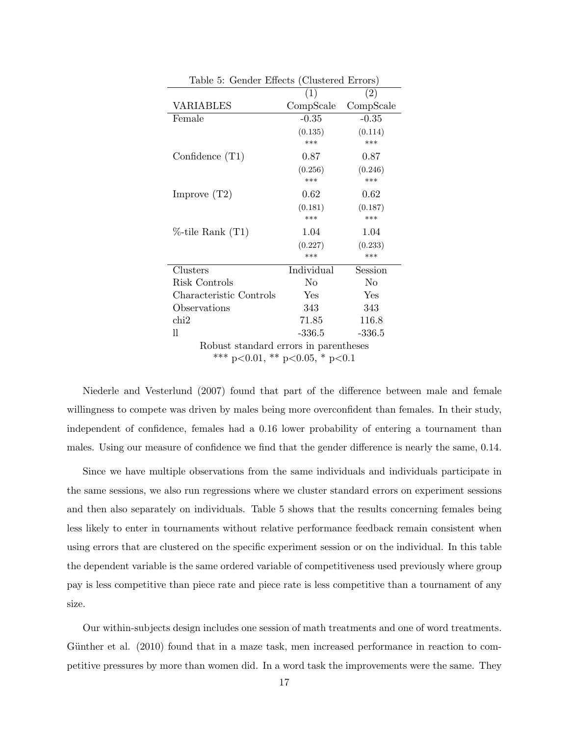Table 5: Gender Effects (Clustered Errors)

| | (1) | (2) |
|---|---|---|
| VARIABLES | CompScale | CompScale |
| Female | -0.35 | -0.35 |
| | (0.135) | (0.114) |
| | *** | *** |
| Confidence (T1) | 0.87 | 0.87 |
| | (0.256) | (0.246) |
| | *** | *** |
| Improve (T2) | 0.62 | 0.62 |
| | (0.181) | (0.187) |
| | *** | *** |
| %-tile Rank (T1) | 1.04 | 1.04 |
| | (0.227) | (0.233) |
| | *** | *** |
| Clusters | Individual | Session |
| Risk Controls | No | No |
| Characteristic Controls | Yes | Yes |
| Observations | 343 | 343 |
| chi2 | 71.85 | 116.8 |
| ll | -336.5 | -336.5 |

Robust standard errors in parentheses
*** p<0.01, ** p<0.05, * p<0.1

Niederle and Vesterlund (2007) found that part of the difference between male and female willingness to compete was driven by males being more overconfident than females. In their study, independent of confidence, females had a 0.16 lower probability of entering a tournament than males. Using our measure of confidence we find that the gender difference is nearly the same, 0.14.

Since we have multiple observations from the same individuals and individuals participate in the same sessions, we also run regressions where we cluster standard errors on experiment sessions and then also separately on individuals. Table 5 shows that the results concerning females being less likely to enter in tournaments without relative performance feedback remain consistent when using errors that are clustered on the specific experiment session or on the individual. In this table the dependent variable is the same ordered variable of competitiveness used previously where group pay is less competitive than piece rate and piece rate is less competitive than a tournament of any size.

Our within-subjects design includes one session of math treatments and one of word treatments. Günther et al. (2010) found that in a maze task, men increased performance in reaction to competitive pressures by more than women did. In a word task the improvements were the same. They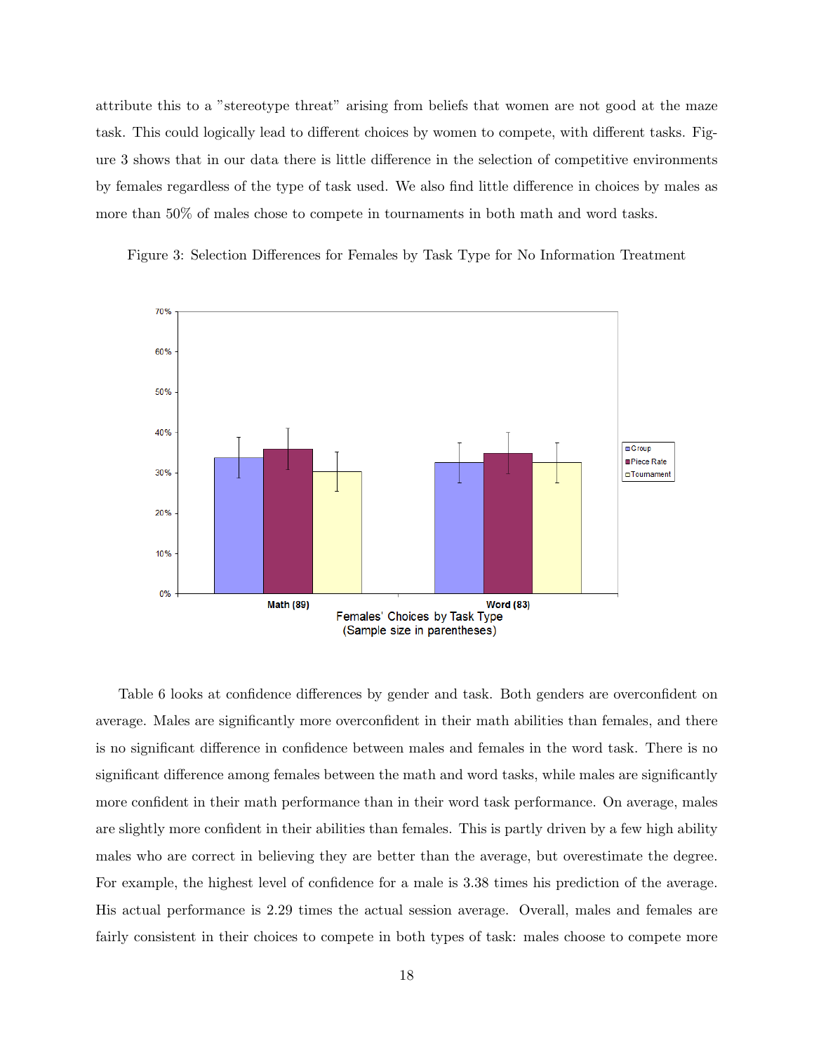attribute this to a "stereotype threat" arising from beliefs that women are not good at the maze task. This could logically lead to different choices by women to compete, with different tasks. Figure 3 shows that in our data there is little difference in the selection of competitive environments by females regardless of the type of task used. We also find little difference in choices by males as more than 50% of males chose to compete in tournaments in both math and word tasks.

Figure 3: Selection Differences for Females by Task Type for No Information Treatment

Table 6 looks at confidence differences by gender and task. Both genders are overconfident on average. Males are significantly more overconfident in their math abilities than females, and there is no significant difference in confidence between males and females in the word task. There is no significant difference among females between the math and word tasks, while males are significantly more confident in their math performance than in their word task performance. On average, males are slightly more confident in their abilities than females. This is partly driven by a few high ability males who are correct in believing they are better than the average, but overestimate the degree. For example, the highest level of confidence for a male is 3.38 times his prediction of the average. His actual performance is 2.29 times the actual session average. Overall, males and females are fairly consistent in their choices to compete in both types of task: males choose to compete more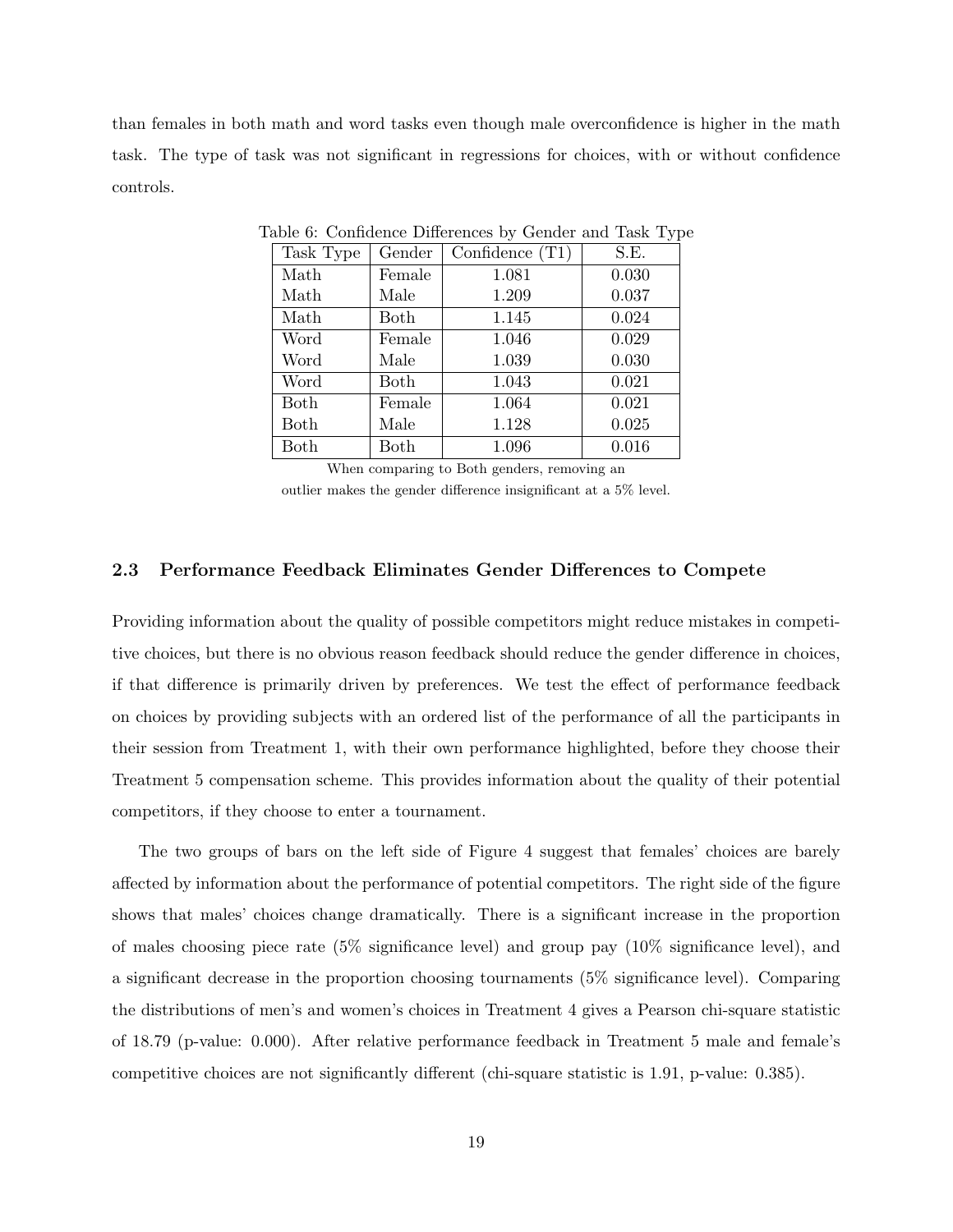than females in both math and word tasks even though male overconfidence is higher in the math task. The type of task was not significant in regressions for choices, with or without confidence controls.

Table 6: Confidence Differences by Gender and Task Type

| Task Type | Gender | Confidence (T1) | S.E. |
|---|---|---|---|
| Math | Female | 1.081 | 0.030 |
| Math | Male | 1.209 | 0.037 |
| Math | Both | 1.145 | 0.024 |
| Word | Female | 1.046 | 0.029 |
| Word | Male | 1.039 | 0.030 |
| Word | Both | 1.043 | 0.021 |
| Both | Female | 1.064 | 0.021 |
| Both | Male | 1.128 | 0.025 |
| Both | Both | 1.096 | 0.016 |

When comparing to Both genders, removing an outlier makes the gender difference insignificant at a 5% level.

### 2.3 Performance Feedback Eliminates Gender Differences to Compete

Providing information about the quality of possible competitors might reduce mistakes in competitive choices, but there is no obvious reason feedback should reduce the gender difference in choices, if that difference is primarily driven by preferences. We test the effect of performance feedback on choices by providing subjects with an ordered list of the performance of all the participants in their session from Treatment 1, with their own performance highlighted, before they choose their Treatment 5 compensation scheme. This provides information about the quality of their potential competitors, if they choose to enter a tournament.

The two groups of bars on the left side of Figure 4 suggest that females' choices are barely affected by information about the performance of potential competitors. The right side of the figure shows that males' choices change dramatically. There is a significant increase in the proportion of males choosing piece rate (5% significance level) and group pay (10% significance level), and a significant decrease in the proportion choosing tournaments (5% significance level). Comparing the distributions of men's and women's choices in Treatment 4 gives a Pearson chi-square statistic of 18.79 (p-value: 0.000). After relative performance feedback in Treatment 5 male and female's competitive choices are not significantly different (chi-square statistic is 1.91, p-value: 0.385).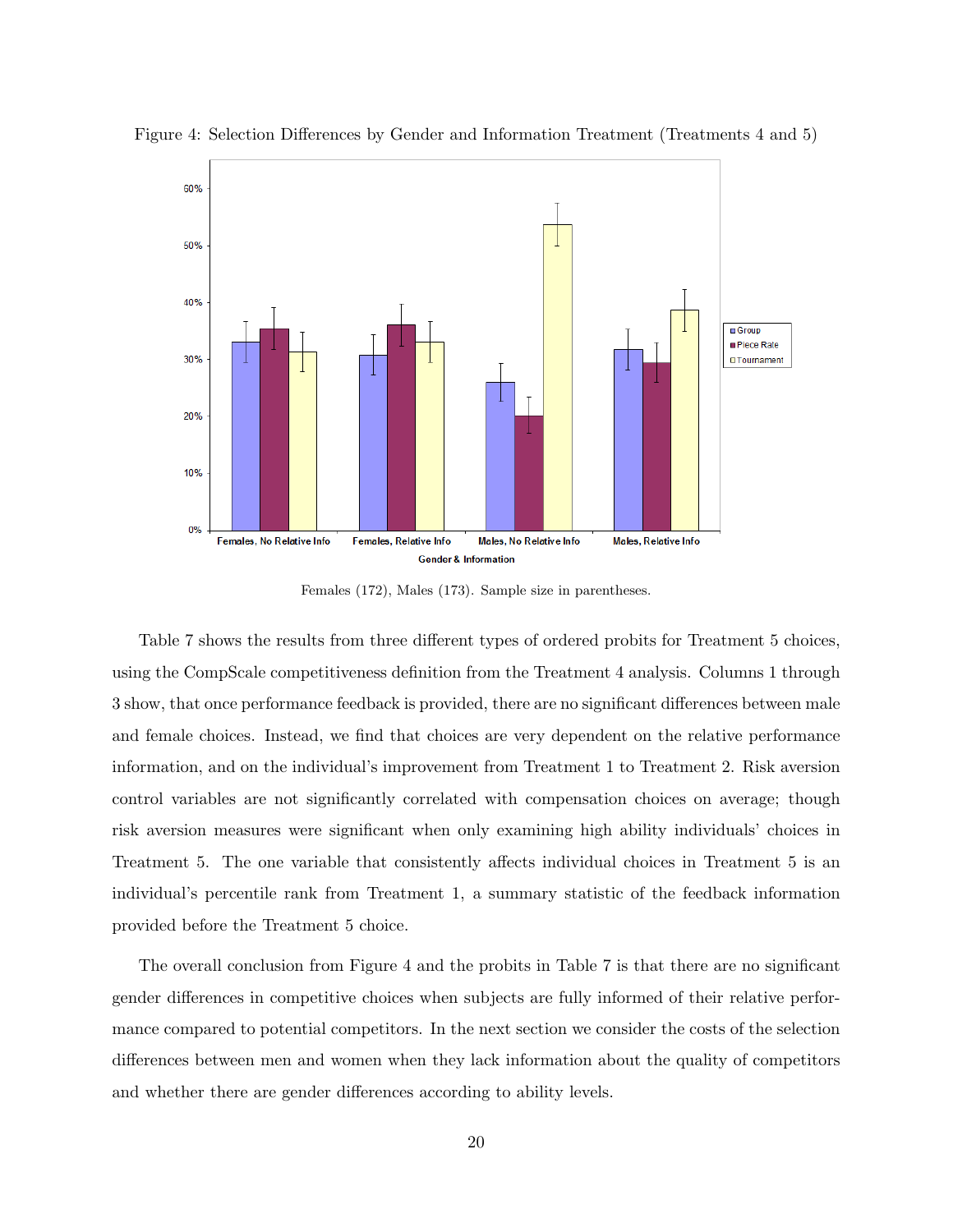Figure 4: Selection Differences by Gender and Information Treatment (Treatments 4 and 5)

Females (172), Males (173). Sample size in parentheses.

Table 7 shows the results from three different types of ordered probits for Treatment 5 choices, using the CompScale competitiveness definition from the Treatment 4 analysis. Columns 1 through 3 show, that once performance feedback is provided, there are no significant differences between male and female choices. Instead, we find that choices are very dependent on the relative performance information, and on the individual's improvement from Treatment 1 to Treatment 2. Risk aversion control variables are not significantly correlated with compensation choices on average; though risk aversion measures were significant when only examining high ability individuals' choices in Treatment 5. The one variable that consistently affects individual choices in Treatment 5 is an individual's percentile rank from Treatment 1, a summary statistic of the feedback information provided before the Treatment 5 choice.

The overall conclusion from Figure 4 and the probits in Table 7 is that there are no significant gender differences in competitive choices when subjects are fully informed of their relative performance compared to potential competitors. In the next section we consider the costs of the selection differences between men and women when they lack information about the quality of competitors and whether there are gender differences according to ability levels.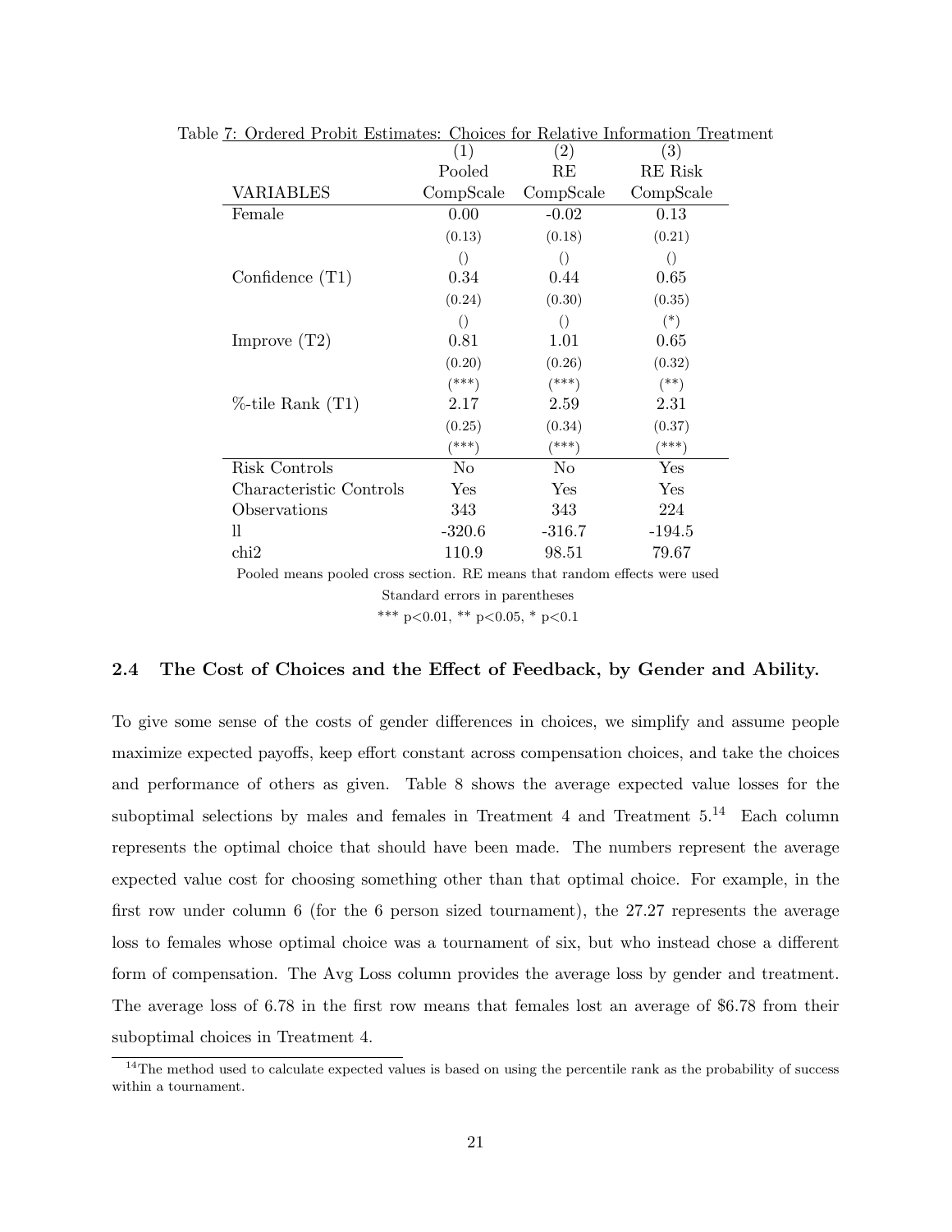Table 7: Ordered Probit Estimates: Choices for Relative Information Treatment

| | (1) | (2) | (3) |
|---|---|---|---|
| | Pooled | RE | RE Risk |
| VARIABLES | CompScale | CompScale | CompScale |
| Female | 0.00 | -0.02 | 0.13 |
| | (0.13) | (0.18) | (0.21) |
| | () | () | () |
| Confidence (T1) | 0.34 | 0.44 | 0.65 |
| | (0.24) | (0.30) | (0.35) |
| | () | () | (*) |
| Improve (T2) | 0.81 | 1.01 | 0.65 |
| | (0.20) | (0.26) | (0.32) |
| | (***) | (***) | (**) |
| %-tile Rank (T1) | 2.17 | 2.59 | 2.31 |
| | (0.25) | (0.34) | (0.37) |
| | (***) | (***) | (***) |
| Risk Controls | No | No | Yes |
| Characteristic Controls | Yes | Yes | Yes |
| Observations | 343 | 343 | 224 |
| ll | -320.6 | -316.7 | -194.5 |
| chi2 | 110.9 | 98.51 | 79.67 |

Pooled means pooled cross section. RE means that random effects were used

Standard errors in parentheses

*** p<0.01, ** p<0.05, * p<0.1

### 2.4 The Cost of Choices and the Effect of Feedback, by Gender and Ability.

To give some sense of the costs of gender differences in choices, we simplify and assume people maximize expected payoffs, keep effort constant across compensation choices, and take the choices and performance of others as given. Table 8 shows the average expected value losses for the suboptimal selections by males and females in Treatment 4 and Treatment 5.[14] Each column represents the optimal choice that should have been made. The numbers represent the average expected value cost for choosing something other than that optimal choice. For example, in the first row under column 6 (for the 6 person sized tournament), the 27.27 represents the average loss to females whose optimal choice was a tournament of six, but who instead chose a different form of compensation. The Avg Loss column provides the average loss by gender and treatment. The average loss of 6.78 in the first row means that females lost an average of \$6.78 from their suboptimal choices in Treatment 4.

[14] The method used to calculate expected values is based on using the percentile rank as the probability of success within a tournament.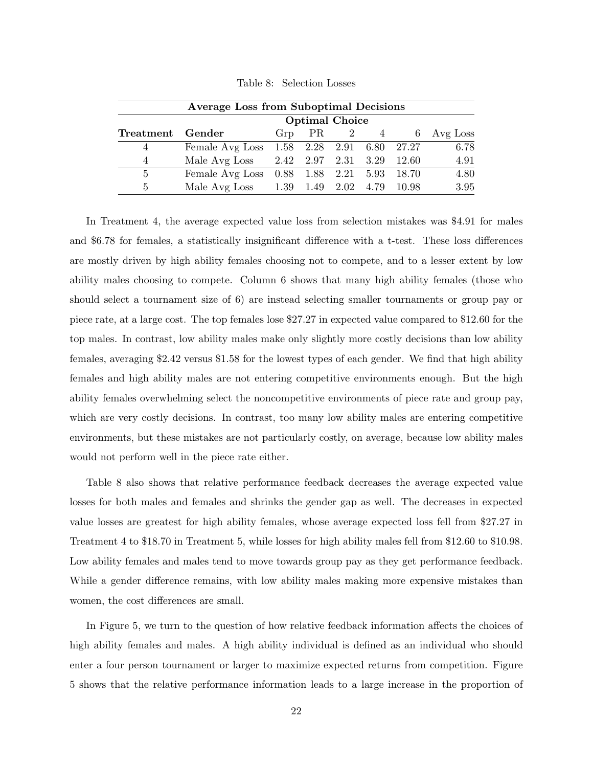Table 8: Selection Losses

| **Average Loss from Suboptimal Decisions** | | | | | | | |
|---|---|---|---|---|---|---|---|
| | | **Optimal Choice** | | | | | |
| **Treatment** | **Gender** | Grp | PR | 2 | 4 | 6 | Avg Loss |
| 4 | Female Avg Loss | 1.58 | 2.28 | 2.91 | 6.80 | 27.27 | 6.78 |
| 4 | Male Avg Loss | 2.42 | 2.97 | 2.31 | 3.29 | 12.60 | 4.91 |
| 5 | Female Avg Loss | 0.88 | 1.88 | 2.21 | 5.93 | 18.70 | 4.80 |
| 5 | Male Avg Loss | 1.39 | 1.49 | 2.02 | 4.79 | 10.98 | 3.95 |

In Treatment 4, the average expected value loss from selection mistakes was $4.91 for males and $6.78 for females, a statistically insignificant difference with a t-test. These loss differences are mostly driven by high ability females choosing not to compete, and to a lesser extent by low ability males choosing to compete. Column 6 shows that many high ability females (those who should select a tournament size of 6) are instead selecting smaller tournaments or group pay or piece rate, at a large cost. The top females lose $27.27 in expected value compared to $12.60 for the top males. In contrast, low ability males make only slightly more costly decisions than low ability females, averaging $2.42 versus $1.58 for the lowest types of each gender. We find that high ability females and high ability males are not entering competitive environments enough. But the high ability females overwhelming select the noncompetitive environments of piece rate and group pay, which are very costly decisions. In contrast, too many low ability males are entering competitive environments, but these mistakes are not particularly costly, on average, because low ability males would not perform well in the piece rate either.

Table 8 also shows that relative performance feedback decreases the average expected value losses for both males and females and shrinks the gender gap as well. The decreases in expected value losses are greatest for high ability females, whose average expected loss fell from $27.27 in Treatment 4 to $18.70 in Treatment 5, while losses for high ability males fell from $12.60 to $10.98. Low ability females and males tend to move towards group pay as they get performance feedback. While a gender difference remains, with low ability males making more expensive mistakes than women, the cost differences are small.

In Figure 5, we turn to the question of how relative feedback information affects the choices of high ability females and males. A high ability individual is defined as an individual who should enter a four person tournament or larger to maximize expected returns from competition. Figure 5 shows that the relative performance information leads to a large increase in the proportion of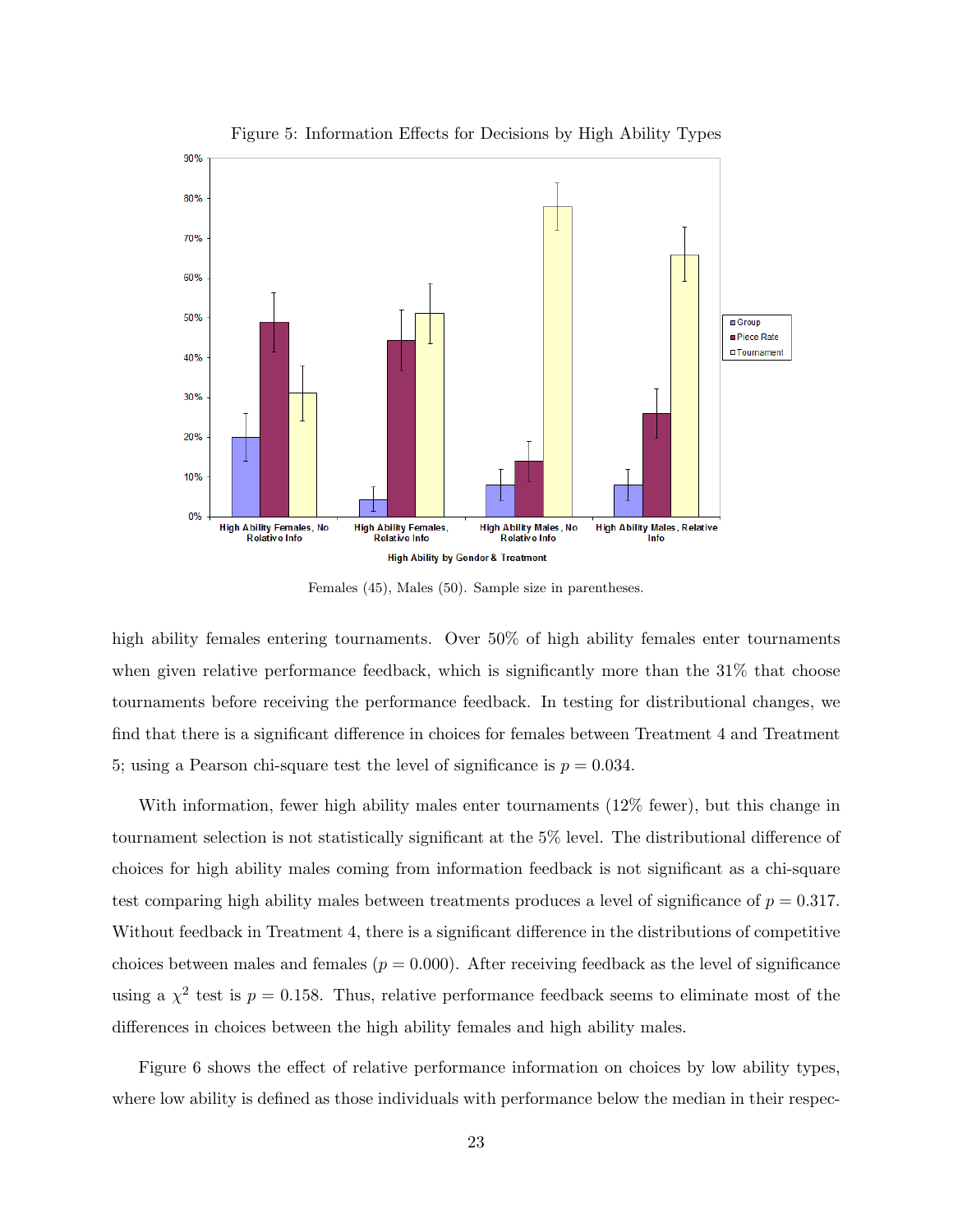Figure 5: Information Effects for Decisions by High Ability Types

Females (45), Males (50). Sample size in parentheses.

high ability females entering tournaments. Over 50% of high ability females enter tournaments when given relative performance feedback, which is significantly more than the 31% that choose tournaments before receiving the performance feedback. In testing for distributional changes, we find that there is a significant difference in choices for females between Treatment 4 and Treatment 5; using a Pearson chi-square test the level of significance is $p = 0.034$.

With information, fewer high ability males enter tournaments (12% fewer), but this change in tournament selection is not statistically significant at the 5% level. The distributional difference of choices for high ability males coming from information feedback is not significant as a chi-square test comparing high ability males between treatments produces a level of significance of $p = 0.317$. Without feedback in Treatment 4, there is a significant difference in the distributions of competitive choices between males and females ($p = 0.000$). After receiving feedback as the level of significance using a $\chi^2$ test is $p = 0.158$. Thus, relative performance feedback seems to eliminate most of the differences in choices between the high ability females and high ability males.

Figure 6 shows the effect of relative performance information on choices by low ability types, where low ability is defined as those individuals with performance below the median in their respec-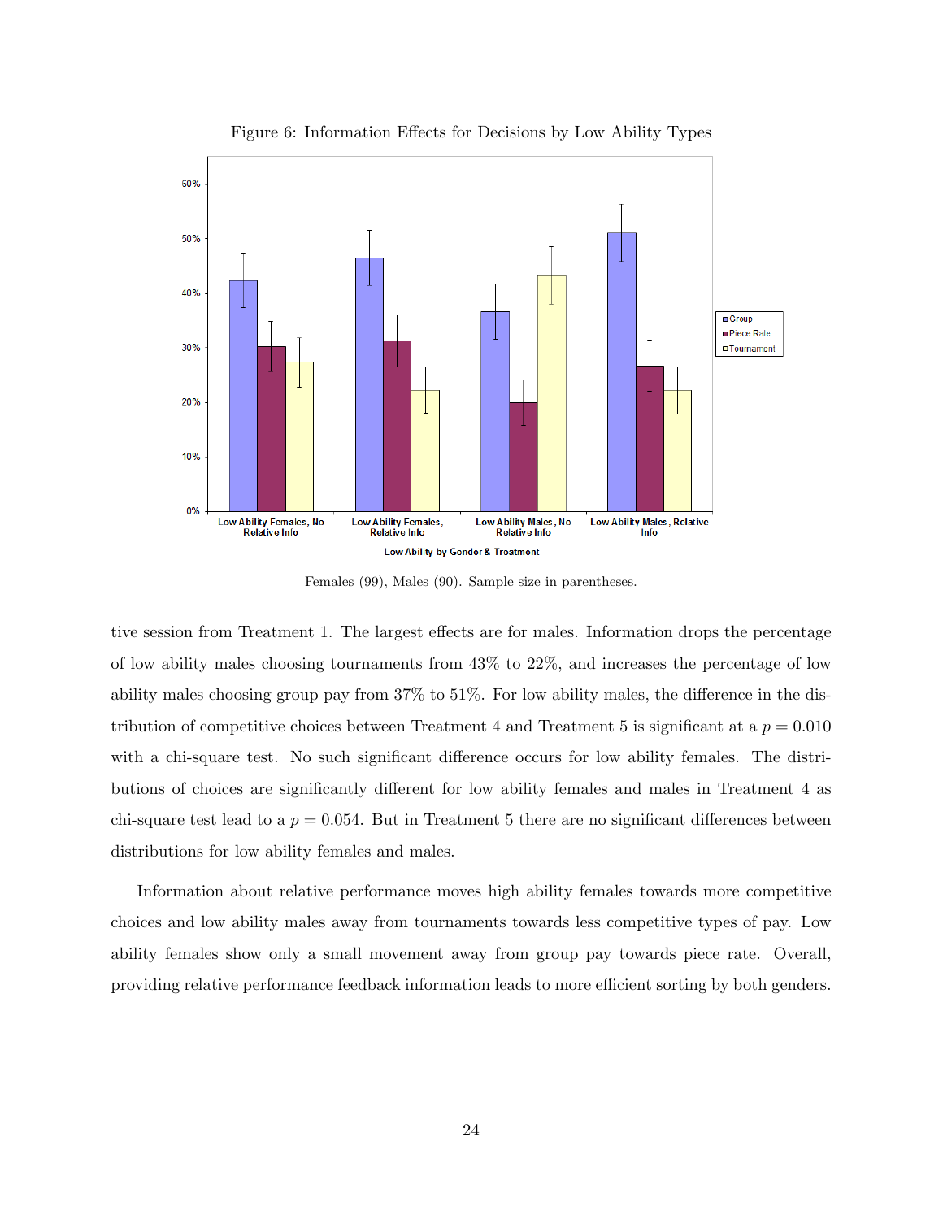Figure 6: Information Effects for Decisions by Low Ability Types

Females (99), Males (90). Sample size in parentheses.

tive session from Treatment 1. The largest effects are for males. Information drops the percentage of low ability males choosing tournaments from 43% to 22%, and increases the percentage of low ability males choosing group pay from 37% to 51%. For low ability males, the difference in the distribution of competitive choices between Treatment 4 and Treatment 5 is significant at a $p = 0.010$ with a chi-square test. No such significant difference occurs for low ability females. The distributions of choices are significantly different for low ability females and males in Treatment 4 as chi-square test lead to a $p = 0.054$. But in Treatment 5 there are no significant differences between distributions for low ability females and males.

Information about relative performance moves high ability females towards more competitive choices and low ability males away from tournaments towards less competitive types of pay. Low ability females show only a small movement away from group pay towards piece rate. Overall, providing relative performance feedback information leads to more efficient sorting by both genders.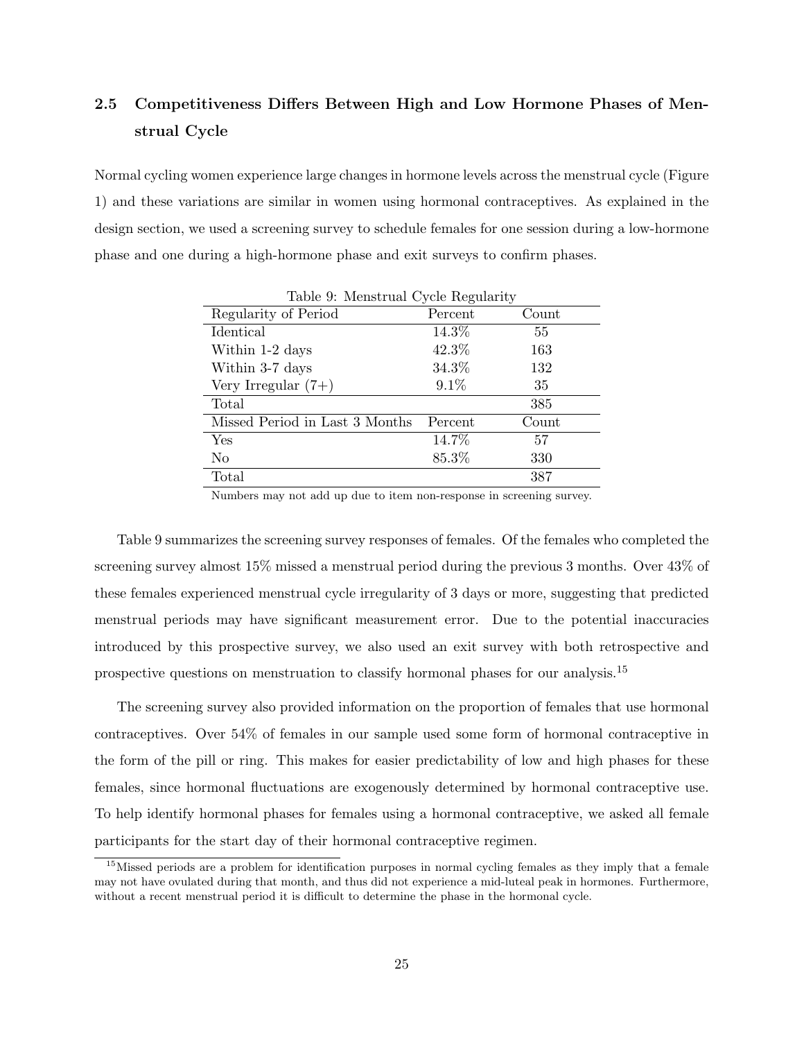## 2.5 Competitiveness Differs Between High and Low Hormone Phases of Menstrual Cycle

Normal cycling women experience large changes in hormone levels across the menstrual cycle (Figure 1) and these variations are similar in women using hormonal contraceptives. As explained in the design section, we used a screening survey to schedule females for one session during a low-hormone phase and one during a high-hormone phase and exit surveys to confirm phases.

Table 9: Menstrual Cycle Regularity

| Regularity of Period | Percent | Count |
|---|---|---|
| Identical | 14.3% | 55 |
| Within 1-2 days | 42.3% | 163 |
| Within 3-7 days | 34.3% | 132 |
| Very Irregular (7+) | 9.1% | 35 |
| Total | | 385 |
| **Missed Period in Last 3 Months** | **Percent** | **Count** |
| Yes | 14.7% | 57 |
| No | 85.3% | 330 |
| Total | | 387 |

Numbers may not add up due to item non-response in screening survey.

Table 9 summarizes the screening survey responses of females. Of the females who completed the screening survey almost 15% missed a menstrual period during the previous 3 months. Over 43% of these females experienced menstrual cycle irregularity of 3 days or more, suggesting that predicted menstrual periods may have significant measurement error. Due to the potential inaccuracies introduced by this prospective survey, we also used an exit survey with both retrospective and prospective questions on menstruation to classify hormonal phases for our analysis.[15]

The screening survey also provided information on the proportion of females that use hormonal contraceptives. Over 54% of females in our sample used some form of hormonal contraceptive in the form of the pill or ring. This makes for easier predictability of low and high phases for these females, since hormonal fluctuations are exogenously determined by hormonal contraceptive use. To help identify hormonal phases for females using a hormonal contraceptive, we asked all female participants for the start day of their hormonal contraceptive regimen.

[15] Missed periods are a problem for identification purposes in normal cycling females as they imply that a female may not have ovulated during that month, and thus did not experience a mid-luteal peak in hormones. Furthermore, without a recent menstrual period it is difficult to determine the phase in the hormonal cycle.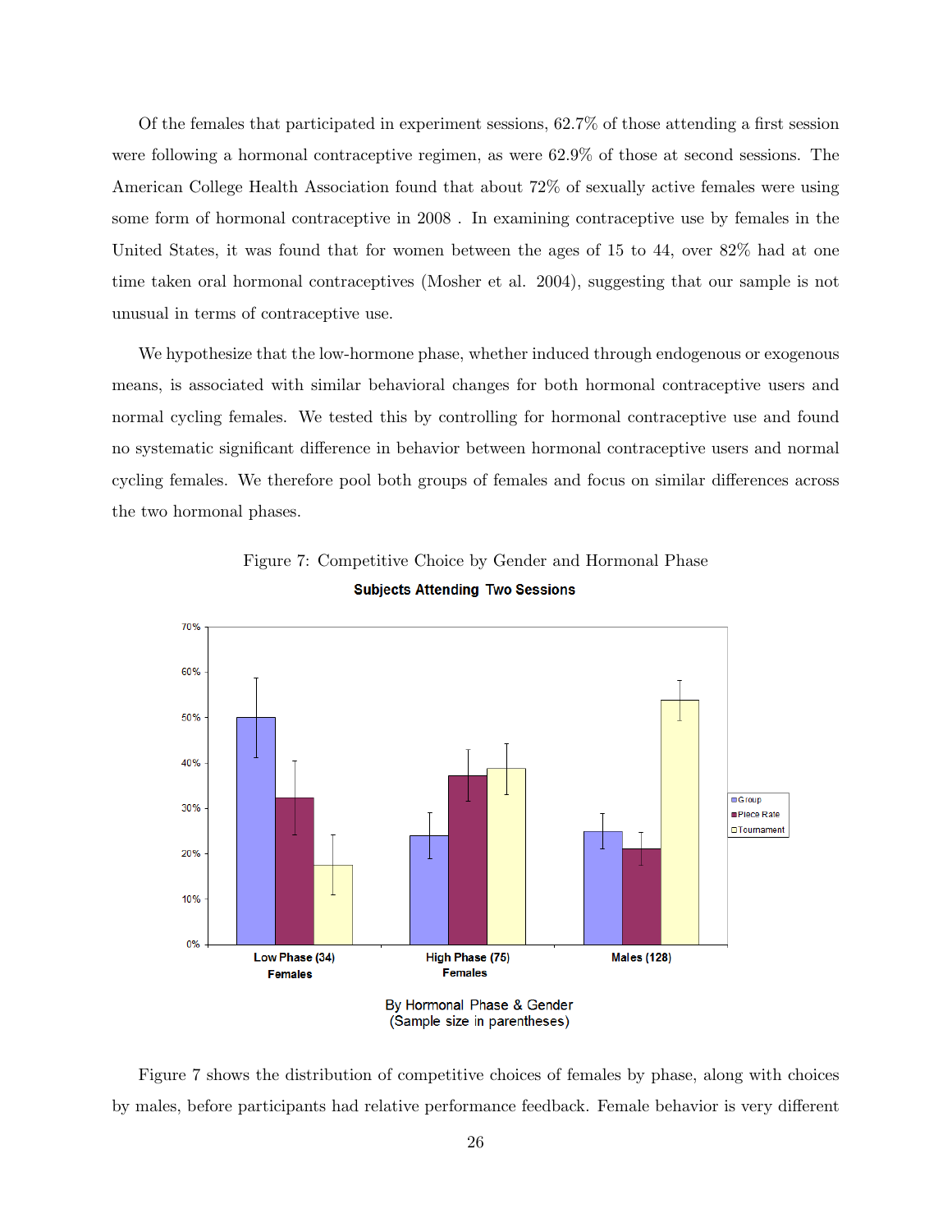Of the females that participated in experiment sessions, 62.7% of those attending a first session were following a hormonal contraceptive regimen, as were 62.9% of those at second sessions. The American College Health Association found that about 72% of sexually active females were using some form of hormonal contraceptive in 2008 . In examining contraceptive use by females in the United States, it was found that for women between the ages of 15 to 44, over 82% had at one time taken oral hormonal contraceptives (Mosher et al. 2004), suggesting that our sample is not unusual in terms of contraceptive use.

We hypothesize that the low-hormone phase, whether induced through endogenous or exogenous means, is associated with similar behavioral changes for both hormonal contraceptive users and normal cycling females. We tested this by controlling for hormonal contraceptive use and found no systematic significant difference in behavior between hormonal contraceptive users and normal cycling females. We therefore pool both groups of females and focus on similar differences across the two hormonal phases.

Figure 7: Competitive Choice by Gender and Hormonal Phase

**Subjects Attending Two Sessions**

| | Group | Piece Rate | Tournament |
|---|---|---|---|
| Low Phase (34) Females | 50% | 32% | 17% |
| High Phase (75) Females | 24% | 37% | 39% |
| Males (128) | 25% | 21% | 54% |

By Hormonal Phase & Gender
(Sample size in parentheses)

Figure 7 shows the distribution of competitive choices of females by phase, along with choices by males, before participants had relative performance feedback. Female behavior is very different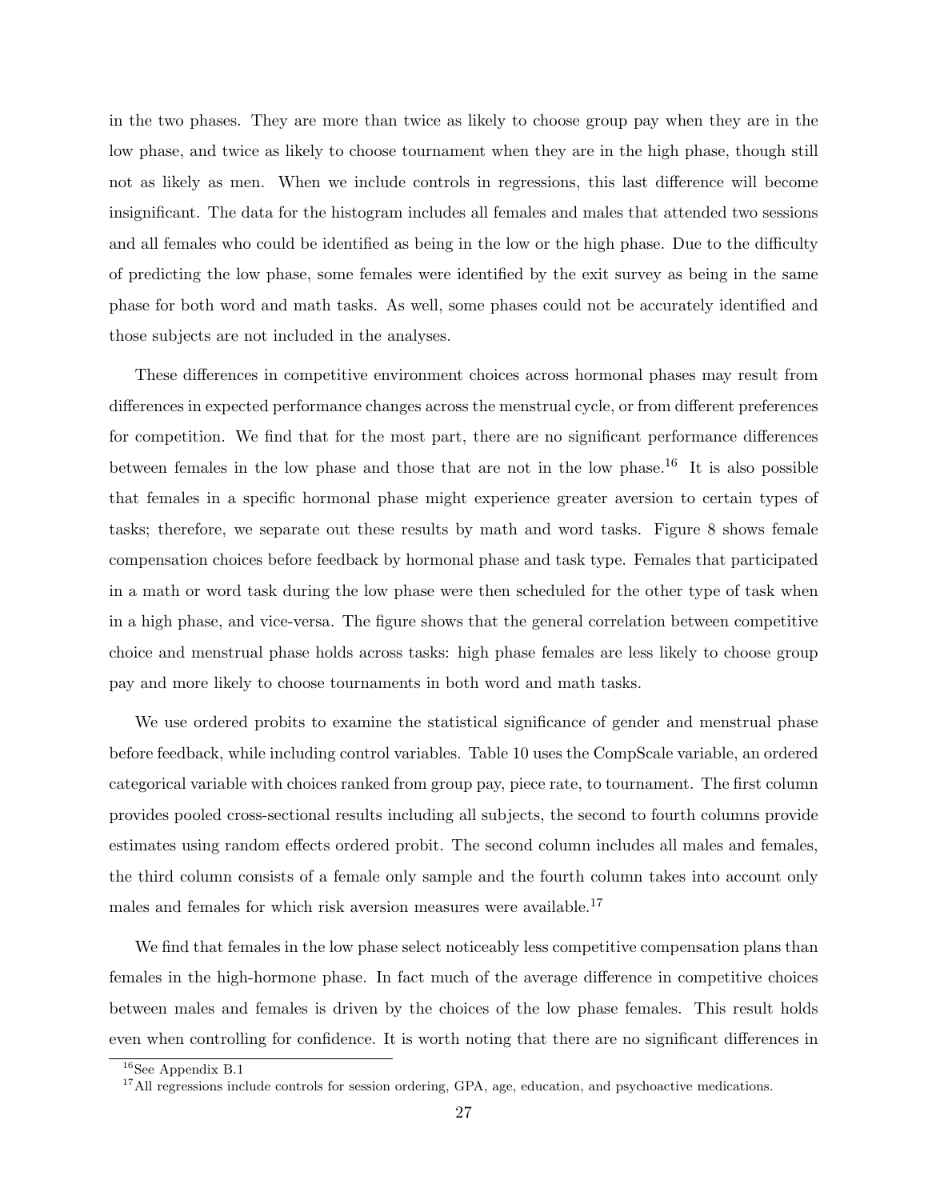in the two phases. They are more than twice as likely to choose group pay when they are in the low phase, and twice as likely to choose tournament when they are in the high phase, though still not as likely as men. When we include controls in regressions, this last difference will become insignificant. The data for the histogram includes all females and males that attended two sessions and all females who could be identified as being in the low or the high phase. Due to the difficulty of predicting the low phase, some females were identified by the exit survey as being in the same phase for both word and math tasks. As well, some phases could not be accurately identified and those subjects are not included in the analyses.

These differences in competitive environment choices across hormonal phases may result from differences in expected performance changes across the menstrual cycle, or from different preferences for competition. We find that for the most part, there are no significant performance differences between females in the low phase and those that are not in the low phase.[16] It is also possible that females in a specific hormonal phase might experience greater aversion to certain types of tasks; therefore, we separate out these results by math and word tasks. Figure 8 shows female compensation choices before feedback by hormonal phase and task type. Females that participated in a math or word task during the low phase were then scheduled for the other type of task when in a high phase, and vice-versa. The figure shows that the general correlation between competitive choice and menstrual phase holds across tasks: high phase females are less likely to choose group pay and more likely to choose tournaments in both word and math tasks.

We use ordered probits to examine the statistical significance of gender and menstrual phase before feedback, while including control variables. Table 10 uses the CompScale variable, an ordered categorical variable with choices ranked from group pay, piece rate, to tournament. The first column provides pooled cross-sectional results including all subjects, the second to fourth columns provide estimates using random effects ordered probit. The second column includes all males and females, the third column consists of a female only sample and the fourth column takes into account only males and females for which risk aversion measures were available.[17]

We find that females in the low phase select noticeably less competitive compensation plans than females in the high-hormone phase. In fact much of the average difference in competitive choices between males and females is driven by the choices of the low phase females. This result holds even when controlling for confidence. It is worth noting that there are no significant differences in

[16] See Appendix B.1

[17] All regressions include controls for session ordering, GPA, age, education, and psychoactive medications.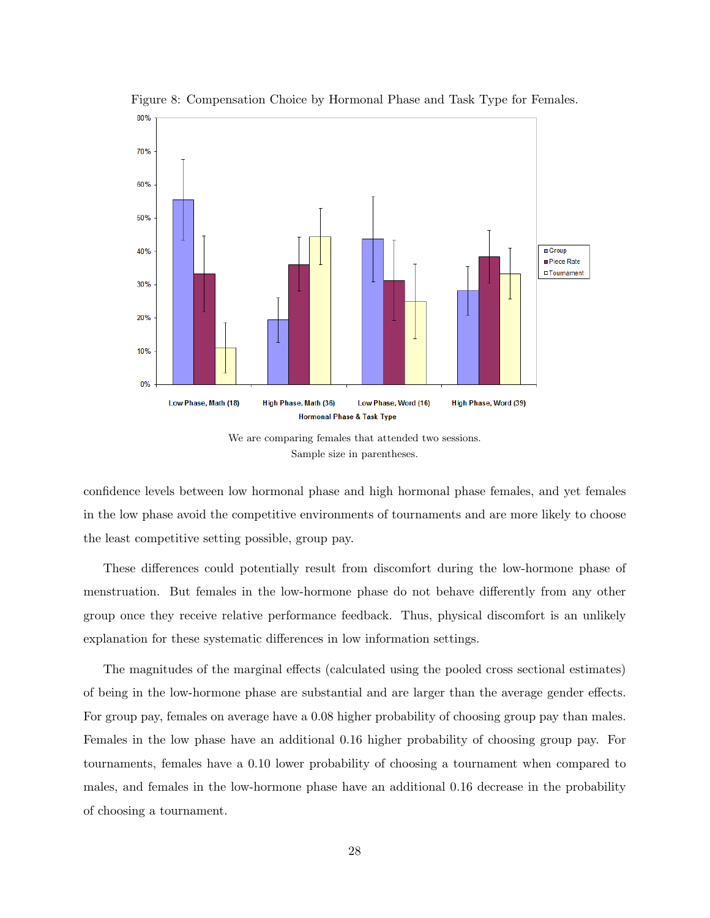Figure 8: Compensation Choice by Hormonal Phase and Task Type for Females.

We are comparing females that attended two sessions.
Sample size in parentheses.

confidence levels between low hormonal phase and high hormonal phase females, and yet females in the low phase avoid the competitive environments of tournaments and are more likely to choose the least competitive setting possible, group pay.

These differences could potentially result from discomfort during the low-hormone phase of menstruation. But females in the low-hormone phase do not behave differently from any other group once they receive relative performance feedback. Thus, physical discomfort is an unlikely explanation for these systematic differences in low information settings.

The magnitudes of the marginal effects (calculated using the pooled cross sectional estimates) of being in the low-hormone phase are substantial and are larger than the average gender effects. For group pay, females on average have a 0.08 higher probability of choosing group pay than males. Females in the low phase have an additional 0.16 higher probability of choosing group pay. For tournaments, females have a 0.10 lower probability of choosing a tournament when compared to males, and females in the low-hormone phase have an additional 0.16 decrease in the probability of choosing a tournament.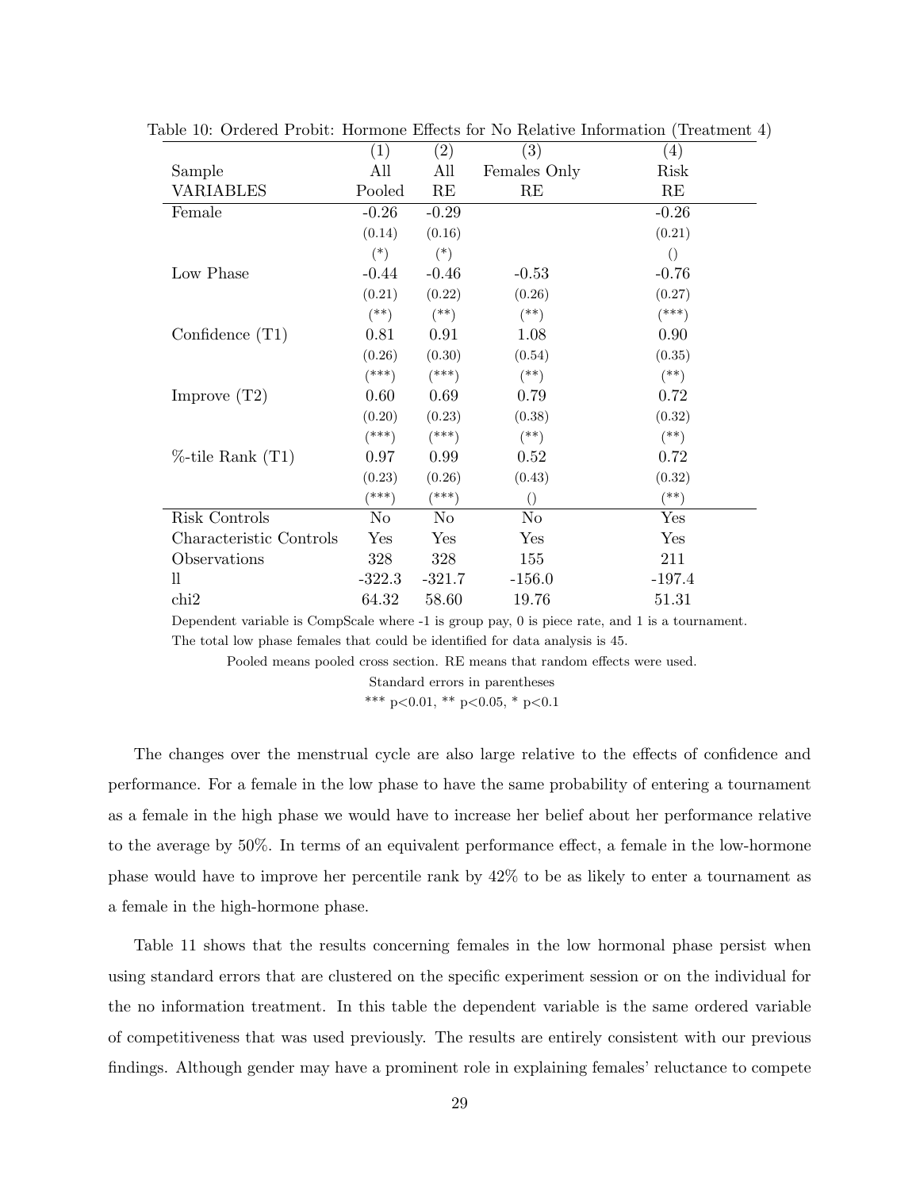Table 10: Ordered Probit: Hormone Effects for No Relative Information (Treatment 4)

| | (1) | (2) | (3) | (4) |
|---|---|---|---|---|
| Sample | All | All | Females Only | Risk |
| VARIABLES | Pooled | RE | RE | RE |
| Female | -0.26 | -0.29 | | -0.26 |
| | (0.14) | (0.16) | | (0.21) |
| | (*) | (*) | | () |
| Low Phase | -0.44 | -0.46 | -0.53 | -0.76 |
| | (0.21) | (0.22) | (0.26) | (0.27) |
| | (**) | (**) | (**) | (***) |
| Confidence (T1) | 0.81 | 0.91 | 1.08 | 0.90 |
| | (0.26) | (0.30) | (0.54) | (0.35) |
| | (***) | (***) | (**) | (**) |
| Improve (T2) | 0.60 | 0.69 | 0.79 | 0.72 |
| | (0.20) | (0.23) | (0.38) | (0.32) |
| | (***) | (***) | (**) | (**) |
| %-tile Rank (T1) | 0.97 | 0.99 | 0.52 | 0.72 |
| | (0.23) | (0.26) | (0.43) | (0.32) |
| | (***) | (***) | () | (**) |
| Risk Controls | No | No | No | Yes |
| Characteristic Controls | Yes | Yes | Yes | Yes |
| Observations | 328 | 328 | 155 | 211 |
| ll | -322.3 | -321.7 | -156.0 | -197.4 |
| chi2 | 64.32 | 58.60 | 19.76 | 51.31 |

Dependent variable is CompScale where -1 is group pay, 0 is piece rate, and 1 is a tournament.
The total low phase females that could be identified for data analysis is 45.
Pooled means pooled cross section. RE means that random effects were used.
Standard errors in parentheses
*** $p<0.01$, ** $p<0.05$, * $p<0.1$

The changes over the menstrual cycle are also large relative to the effects of confidence and performance. For a female in the low phase to have the same probability of entering a tournament as a female in the high phase we would have to increase her belief about her performance relative to the average by 50%. In terms of an equivalent performance effect, a female in the low-hormone phase would have to improve her percentile rank by 42% to be as likely to enter a tournament as a female in the high-hormone phase.

Table 11 shows that the results concerning females in the low hormonal phase persist when using standard errors that are clustered on the specific experiment session or on the individual for the no information treatment. In this table the dependent variable is the same ordered variable of competitiveness that was used previously. The results are entirely consistent with our previous findings. Although gender may have a prominent role in explaining females' reluctance to compete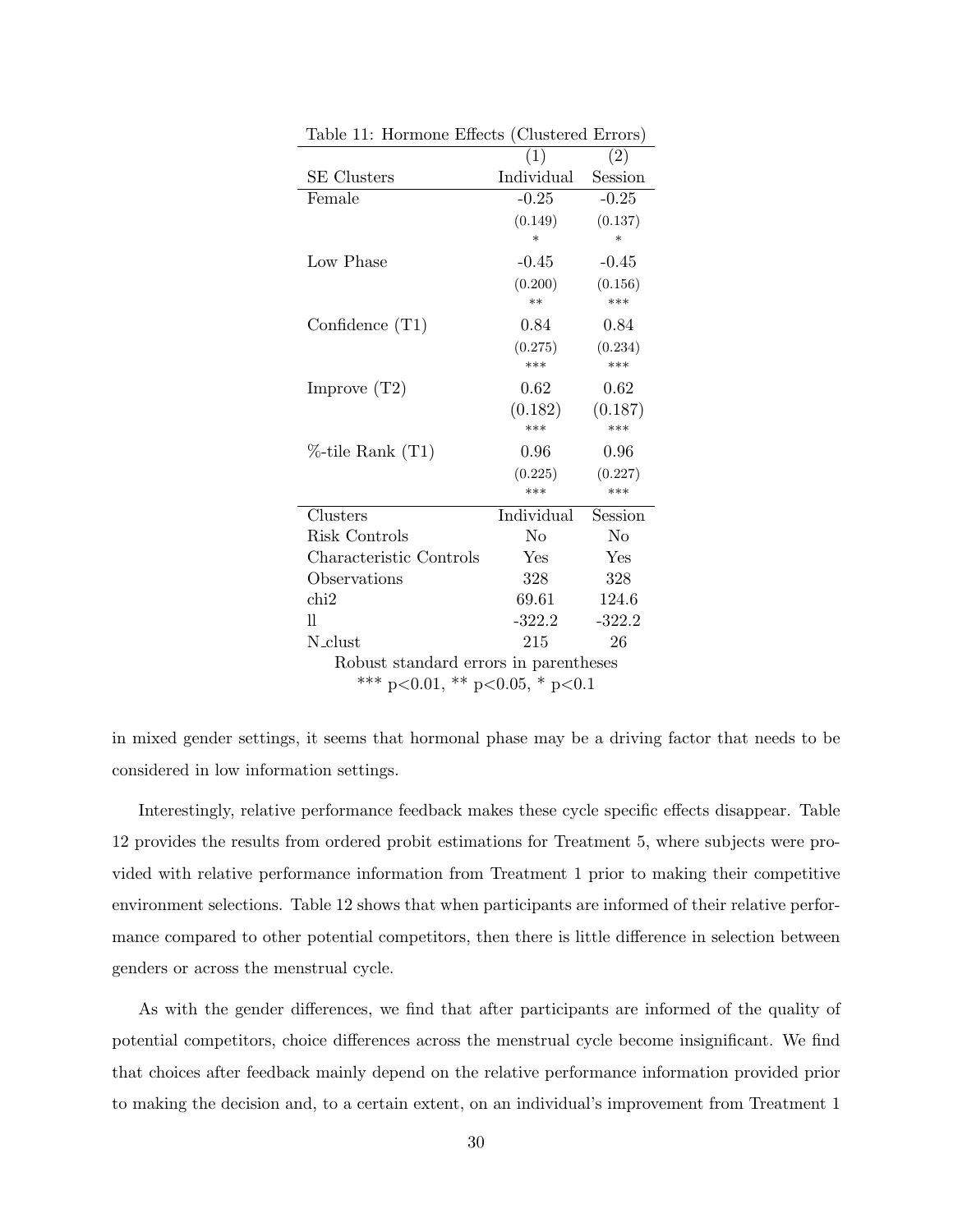Table 11: Hormone Effects (Clustered Errors)

| | (1) | (2) |
|---|---|---|
| SE Clusters | Individual | Session |
| Female | -0.25 | -0.25 |
| | (0.149) | (0.137) |
| | * | * |
| Low Phase | -0.45 | -0.45 |
| | (0.200) | (0.156) |
| | ** | *** |
| Confidence (T1) | 0.84 | 0.84 |
| | (0.275) | (0.234) |
| | *** | *** |
| Improve (T2) | 0.62 | 0.62 |
| | (0.182) | (0.187) |
| | *** | *** |
| %-tile Rank (T1) | 0.96 | 0.96 |
| | (0.225) | (0.227) |
| | *** | *** |
| Clusters | Individual | Session |
| Risk Controls | No | No |
| Characteristic Controls | Yes | Yes |
| Observations | 328 | 328 |
| chi2 | 69.61 | 124.6 |
| ll | -322.2 | -322.2 |
| N_clust | 215 | 26 |

Robust standard errors in parentheses
*** p<0.01, ** p<0.05, * p<0.1

in mixed gender settings, it seems that hormonal phase may be a driving factor that needs to be considered in low information settings.

Interestingly, relative performance feedback makes these cycle specific effects disappear. Table 12 provides the results from ordered probit estimations for Treatment 5, where subjects were provided with relative performance information from Treatment 1 prior to making their competitive environment selections. Table 12 shows that when participants are informed of their relative performance compared to other potential competitors, then there is little difference in selection between genders or across the menstrual cycle.

As with the gender differences, we find that after participants are informed of the quality of potential competitors, choice differences across the menstrual cycle become insignificant. We find that choices after feedback mainly depend on the relative performance information provided prior to making the decision and, to a certain extent, on an individual's improvement from Treatment 1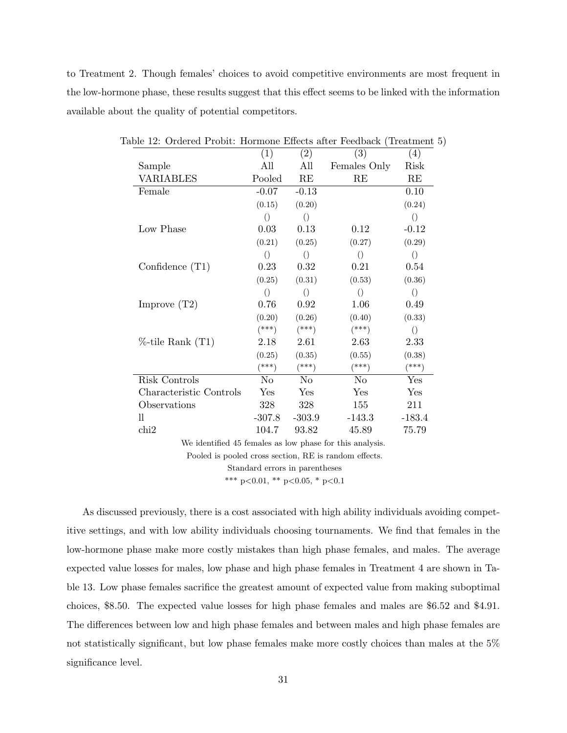to Treatment 2. Though females' choices to avoid competitive environments are most frequent in the low-hormone phase, these results suggest that this effect seems to be linked with the information available about the quality of potential competitors.

Table 12: Ordered Probit: Hormone Effects after Feedback (Treatment 5)

| | (1) | (2) | (3) | (4) |
|---|---|---|---|---|
| Sample | All | All | Females Only | Risk |
| VARIABLES | Pooled | RE | RE | RE |
| Female | -0.07 | -0.13 | | 0.10 |
| | (0.15) | (0.20) | | (0.24) |
| | () | () | | () |
| Low Phase | 0.03 | 0.13 | 0.12 | -0.12 |
| | (0.21) | (0.25) | (0.27) | (0.29) |
| | () | () | () | () |
| Confidence (T1) | 0.23 | 0.32 | 0.21 | 0.54 |
| | (0.25) | (0.31) | (0.53) | (0.36) |
| | () | () | () | () |
| Improve (T2) | 0.76 | 0.92 | 1.06 | 0.49 |
| | (0.20) | (0.26) | (0.40) | (0.33) |
| | (***) | (***) | (***) | () |
| %-tile Rank (T1) | 2.18 | 2.61 | 2.63 | 2.33 |
| | (0.25) | (0.35) | (0.55) | (0.38) |
| | (***) | (***) | (***) | (***) |
| Risk Controls | No | No | No | Yes |
| Characteristic Controls | Yes | Yes | Yes | Yes |
| Observations | 328 | 328 | 155 | 211 |
| ll | -307.8 | -303.9 | -143.3 | -183.4 |
| chi2 | 104.7 | 93.82 | 45.89 | 75.79 |

We identified 45 females as low phase for this analysis.
Pooled is pooled cross section, RE is random effects.
Standard errors in parentheses
*** p<0.01, ** p<0.05, * p<0.1

As discussed previously, there is a cost associated with high ability individuals avoiding competitive settings, and with low ability individuals choosing tournaments. We find that females in the low-hormone phase make more costly mistakes than high phase females, and males. The average expected value losses for males, low phase and high phase females in Treatment 4 are shown in Table 13. Low phase females sacrifice the greatest amount of expected value from making suboptimal choices, \$8.50. The expected value losses for high phase females and males are \$6.52 and \$4.91. The differences between low and high phase females and between males and high phase females are not statistically significant, but low phase females make more costly choices than males at the 5% significance level.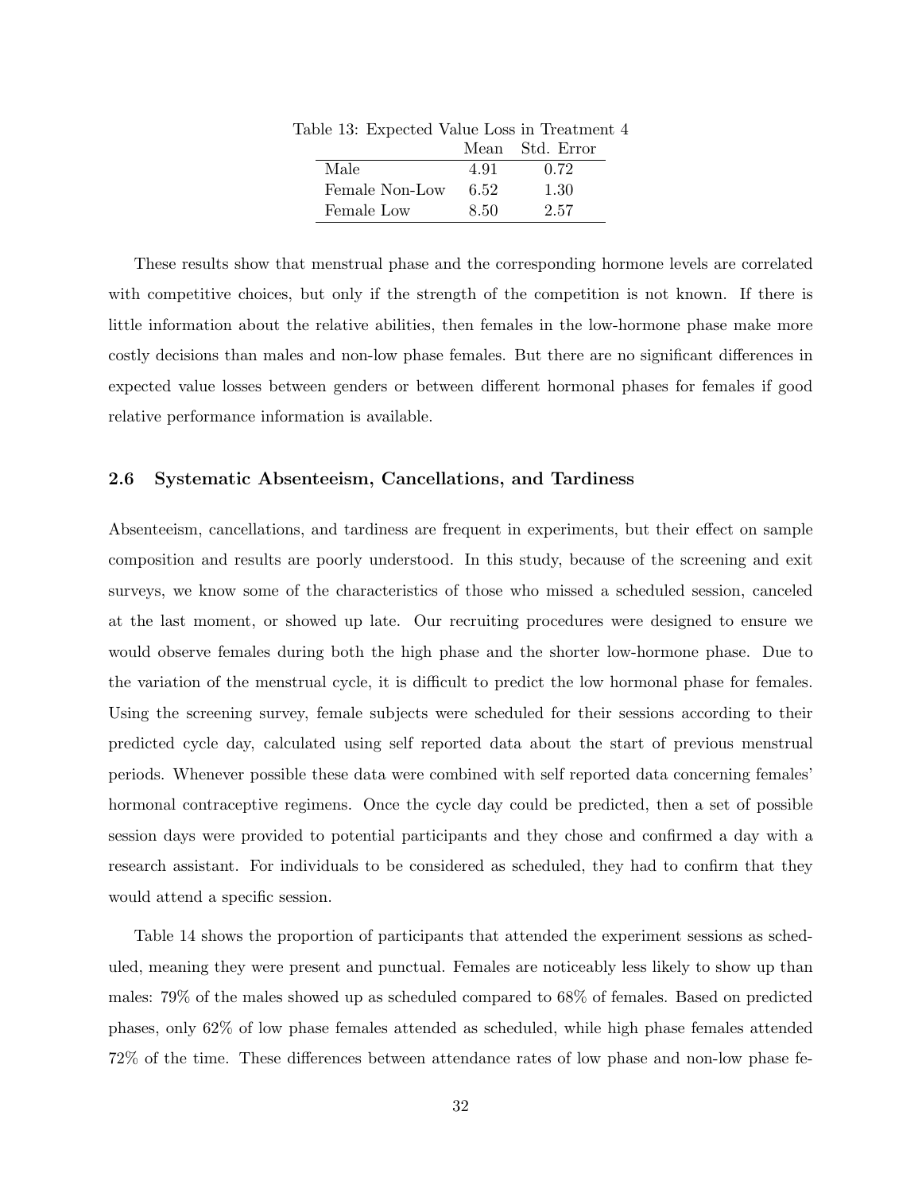Table 13: Expected Value Loss in Treatment 4

| | Mean | Std. Error |
|---|---|---|
| Male | 4.91 | 0.72 |
| Female Non-Low | 6.52 | 1.30 |
| Female Low | 8.50 | 2.57 |

These results show that menstrual phase and the corresponding hormone levels are correlated with competitive choices, but only if the strength of the competition is not known. If there is little information about the relative abilities, then females in the low-hormone phase make more costly decisions than males and non-low phase females. But there are no significant differences in expected value losses between genders or between different hormonal phases for females if good relative performance information is available.

### 2.6 Systematic Absenteeism, Cancellations, and Tardiness

Absenteeism, cancellations, and tardiness are frequent in experiments, but their effect on sample composition and results are poorly understood. In this study, because of the screening and exit surveys, we know some of the characteristics of those who missed a scheduled session, canceled at the last moment, or showed up late. Our recruiting procedures were designed to ensure we would observe females during both the high phase and the shorter low-hormone phase. Due to the variation of the menstrual cycle, it is difficult to predict the low hormonal phase for females. Using the screening survey, female subjects were scheduled for their sessions according to their predicted cycle day, calculated using self reported data about the start of previous menstrual periods. Whenever possible these data were combined with self reported data concerning females' hormonal contraceptive regimens. Once the cycle day could be predicted, then a set of possible session days were provided to potential participants and they chose and confirmed a day with a research assistant. For individuals to be considered as scheduled, they had to confirm that they would attend a specific session.

Table 14 shows the proportion of participants that attended the experiment sessions as scheduled, meaning they were present and punctual. Females are noticeably less likely to show up than males: 79% of the males showed up as scheduled compared to 68% of females. Based on predicted phases, only 62% of low phase females attended as scheduled, while high phase females attended 72% of the time. These differences between attendance rates of low phase and non-low phase fe-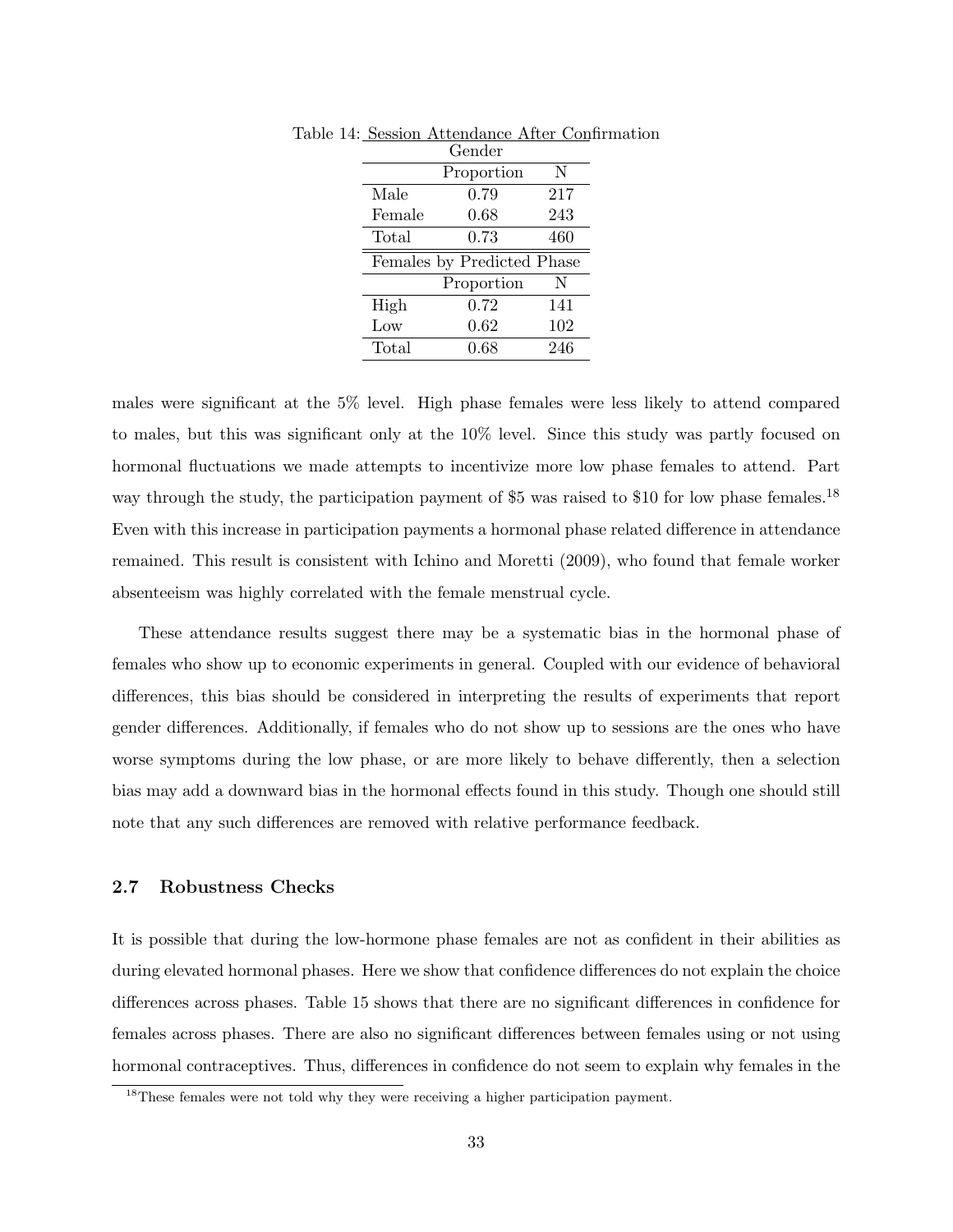Table 14: Session Attendance After Confirmation

| Gender | | |
|---|---|---|
| | Proportion | N |
| Male | 0.79 | 217 |
| Female | 0.68 | 243 |
| Total | 0.73 | 460 |
| **Females by Predicted Phase** | | |
| | Proportion | N |
| High | 0.72 | 141 |
| Low | 0.62 | 102 |
| Total | 0.68 | 246 |

males were significant at the 5% level. High phase females were less likely to attend compared to males, but this was significant only at the 10% level. Since this study was partly focused on hormonal fluctuations we made attempts to incentivize more low phase females to attend. Part way through the study, the participation payment of $5 was raised to $10 for low phase females.[18] Even with this increase in participation payments a hormonal phase related difference in attendance remained. This result is consistent with Ichino and Moretti (2009), who found that female worker absenteeism was highly correlated with the female menstrual cycle.

These attendance results suggest there may be a systematic bias in the hormonal phase of females who show up to economic experiments in general. Coupled with our evidence of behavioral differences, this bias should be considered in interpreting the results of experiments that report gender differences. Additionally, if females who do not show up to sessions are the ones who have worse symptoms during the low phase, or are more likely to behave differently, then a selection bias may add a downward bias in the hormonal effects found in this study. Though one should still note that any such differences are removed with relative performance feedback.

### 2.7 Robustness Checks

It is possible that during the low-hormone phase females are not as confident in their abilities as during elevated hormonal phases. Here we show that confidence differences do not explain the choice differences across phases. Table 15 shows that there are no significant differences in confidence for females across phases. There are also no significant differences between females using or not using hormonal contraceptives. Thus, differences in confidence do not seem to explain why females in the

[18] These females were not told why they were receiving a higher participation payment.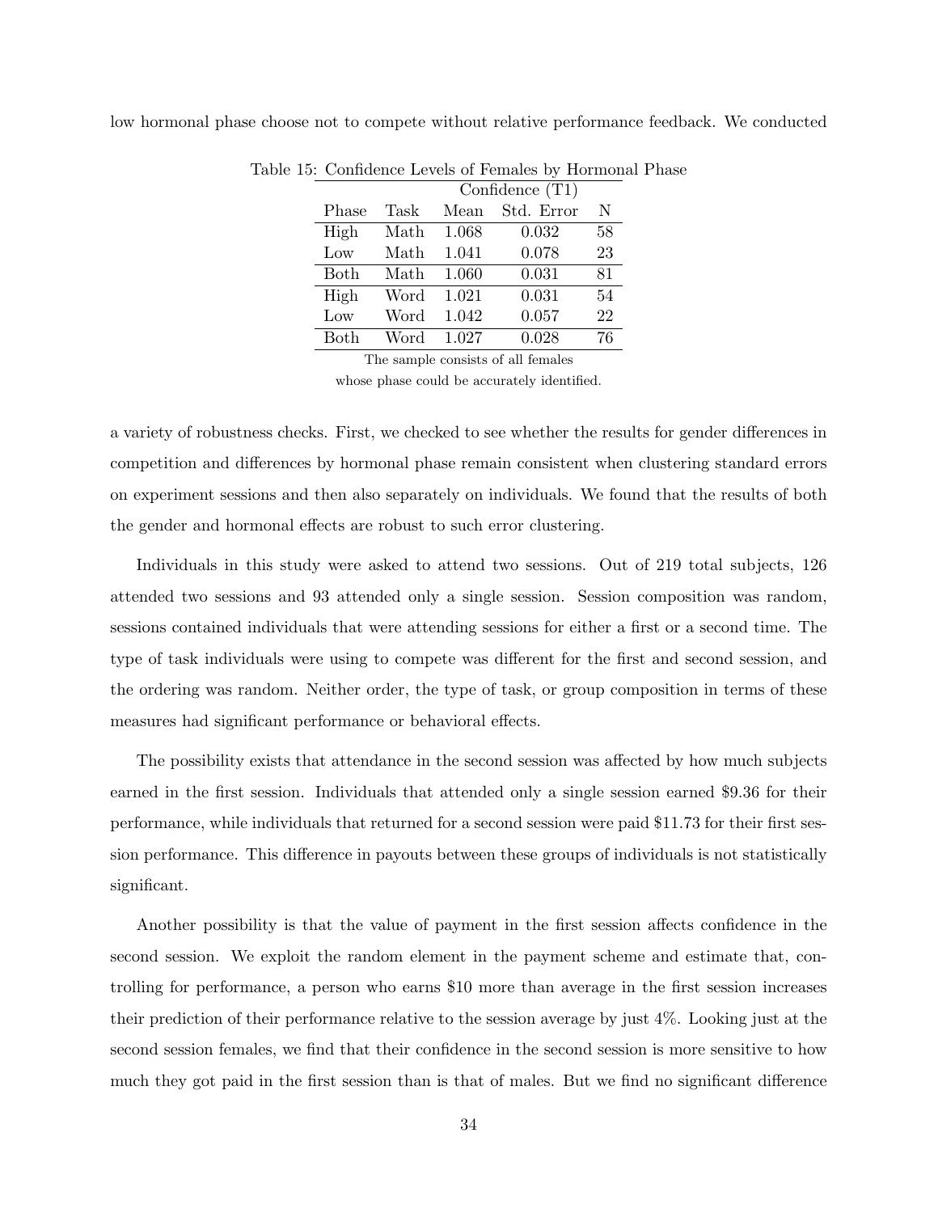low hormonal phase choose not to compete without relative performance feedback. We conducted

Table 15: Confidence Levels of Females by Hormonal Phase

| | | Confidence (T1) | | |
|---|---|---|---|---|
| Phase | Task | Mean | Std. Error | N |
| High | Math | 1.068 | 0.032 | 58 |
| Low | Math | 1.041 | 0.078 | 23 |
| Both | Math | 1.060 | 0.031 | 81 |
| High | Word | 1.021 | 0.031 | 54 |
| Low | Word | 1.042 | 0.057 | 22 |
| Both | Word | 1.027 | 0.028 | 76 |

The sample consists of all females whose phase could be accurately identified.

a variety of robustness checks. First, we checked to see whether the results for gender differences in competition and differences by hormonal phase remain consistent when clustering standard errors on experiment sessions and then also separately on individuals. We found that the results of both the gender and hormonal effects are robust to such error clustering.

Individuals in this study were asked to attend two sessions. Out of 219 total subjects, 126 attended two sessions and 93 attended only a single session. Session composition was random, sessions contained individuals that were attending sessions for either a first or a second time. The type of task individuals were using to compete was different for the first and second session, and the ordering was random. Neither order, the type of task, or group composition in terms of these measures had significant performance or behavioral effects.

The possibility exists that attendance in the second session was affected by how much subjects earned in the first session. Individuals that attended only a single session earned \$9.36 for their performance, while individuals that returned for a second session were paid \$11.73 for their first session performance. This difference in payouts between these groups of individuals is not statistically significant.

Another possibility is that the value of payment in the first session affects confidence in the second session. We exploit the random element in the payment scheme and estimate that, controlling for performance, a person who earns \$10 more than average in the first session increases their prediction of their performance relative to the session average by just 4%. Looking just at the second session females, we find that their confidence in the second session is more sensitive to how much they got paid in the first session than is that of males. But we find no significant difference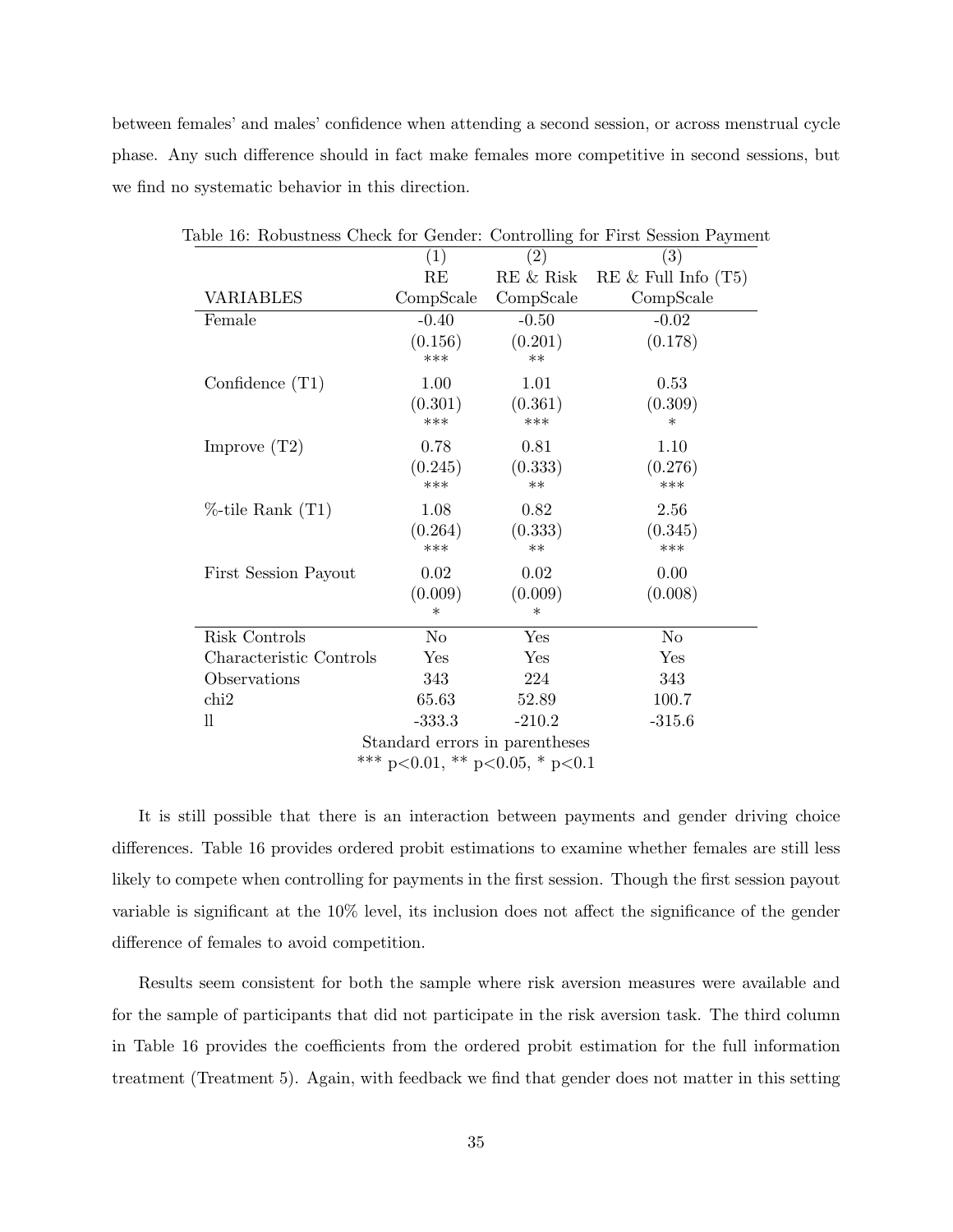between females' and males' confidence when attending a second session, or across menstrual cycle phase. Any such difference should in fact make females more competitive in second sessions, but we find no systematic behavior in this direction.

Table 16: Robustness Check for Gender: Controlling for First Session Payment

| | (1) | (2) | (3) |
|---|---|---|---|
| | RE | RE & Risk | RE & Full Info (T5) |
| VARIABLES | CompScale | CompScale | CompScale |
| Female | -0.40 | -0.50 | -0.02 |
| | (0.156) | (0.201) | (0.178) |
| | *** | ** | |
| Confidence (T1) | 1.00 | 1.01 | 0.53 |
| | (0.301) | (0.361) | (0.309) |
| | *** | *** | * |
| Improve (T2) | 0.78 | 0.81 | 1.10 |
| | (0.245) | (0.333) | (0.276) |
| | *** | ** | *** |
| %-tile Rank (T1) | 1.08 | 0.82 | 2.56 |
| | (0.264) | (0.333) | (0.345) |
| | *** | ** | *** |
| First Session Payout | 0.02 | 0.02 | 0.00 |
| | (0.009) | (0.009) | (0.008) |
| | * | * | |
| Risk Controls | No | Yes | No |
| Characteristic Controls | Yes | Yes | Yes |
| Observations | 343 | 224 | 343 |
| chi2 | 65.63 | 52.89 | 100.7 |
| ll | -333.3 | -210.2 | -315.6 |

Standard errors in parentheses
*** p<0.01, ** p<0.05, * p<0.1

It is still possible that there is an interaction between payments and gender driving choice differences. Table 16 provides ordered probit estimations to examine whether females are still less likely to compete when controlling for payments in the first session. Though the first session payout variable is significant at the 10% level, its inclusion does not affect the significance of the gender difference of females to avoid competition.

Results seem consistent for both the sample where risk aversion measures were available and for the sample of participants that did not participate in the risk aversion task. The third column in Table 16 provides the coefficients from the ordered probit estimation for the full information treatment (Treatment 5). Again, with feedback we find that gender does not matter in this setting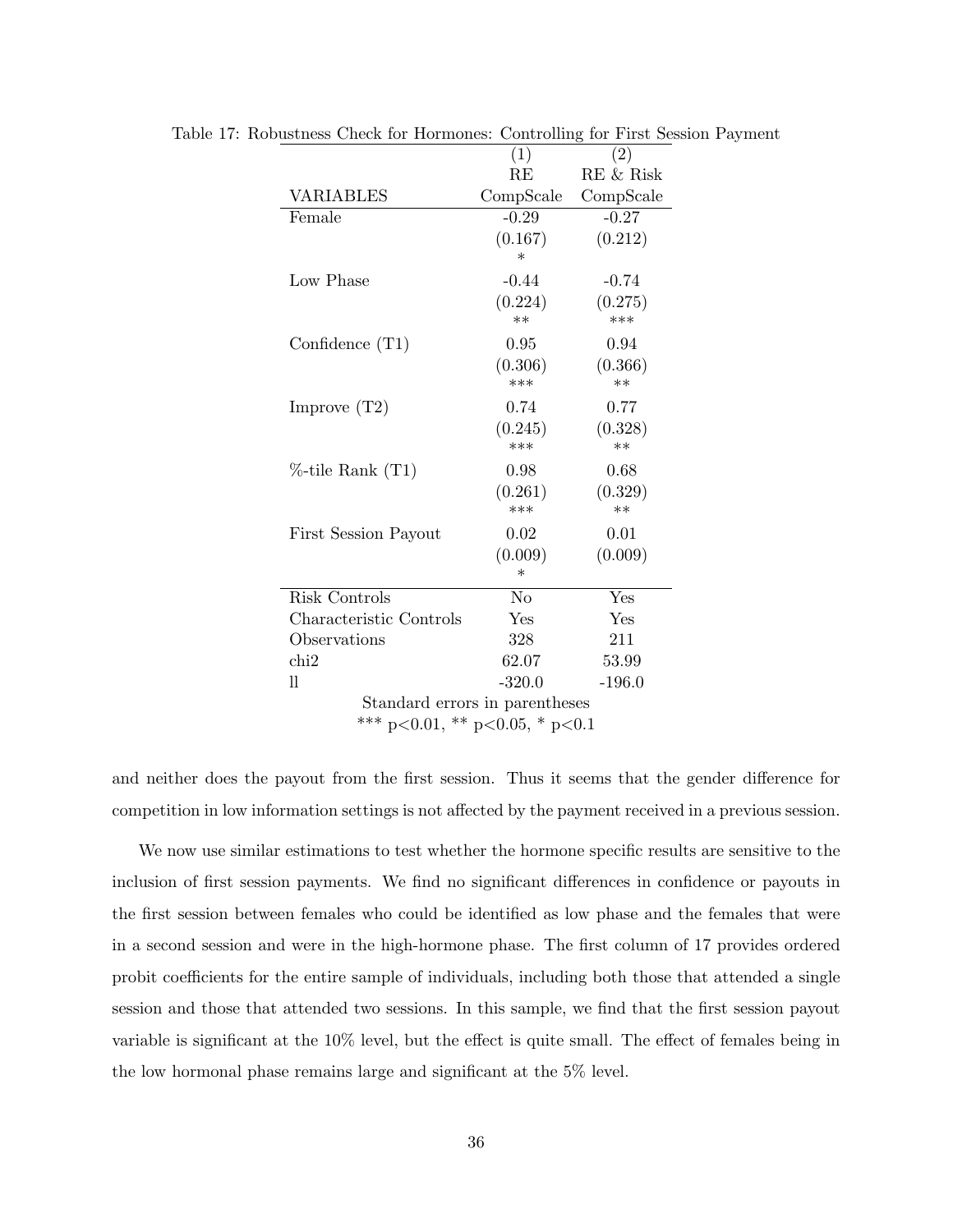Table 17: Robustness Check for Hormones: Controlling for First Session Payment

| VARIABLES | (1) RE CompScale | (2) RE & Risk CompScale |
|---|---|---|
| Female | -0.29 | -0.27 |
| | (0.167) | (0.212) |
| | * | |
| Low Phase | -0.44 | -0.74 |
| | (0.224) | (0.275) |
| | ** | *** |
| Confidence (T1) | 0.95 | 0.94 |
| | (0.306) | (0.366) |
| | *** | ** |
| Improve (T2) | 0.74 | 0.77 |
| | (0.245) | (0.328) |
| | *** | ** |
| %-tile Rank (T1) | 0.98 | 0.68 |
| | (0.261) | (0.329) |
| | *** | ** |
| First Session Payout | 0.02 | 0.01 |
| | (0.009) | (0.009) |
| | * | |
| Risk Controls | No | Yes |
| Characteristic Controls | Yes | Yes |
| Observations | 328 | 211 |
| chi2 | 62.07 | 53.99 |
| ll | -320.0 | -196.0 |

Standard errors in parentheses
*** p<0.01, ** p<0.05, * p<0.1

and neither does the payout from the first session. Thus it seems that the gender difference for competition in low information settings is not affected by the payment received in a previous session.

We now use similar estimations to test whether the hormone specific results are sensitive to the inclusion of first session payments. We find no significant differences in confidence or payouts in the first session between females who could be identified as low phase and the females that were in a second session and were in the high-hormone phase. The first column of 17 provides ordered probit coefficients for the entire sample of individuals, including both those that attended a single session and those that attended two sessions. In this sample, we find that the first session payout variable is significant at the 10% level, but the effect is quite small. The effect of females being in the low hormonal phase remains large and significant at the 5% level.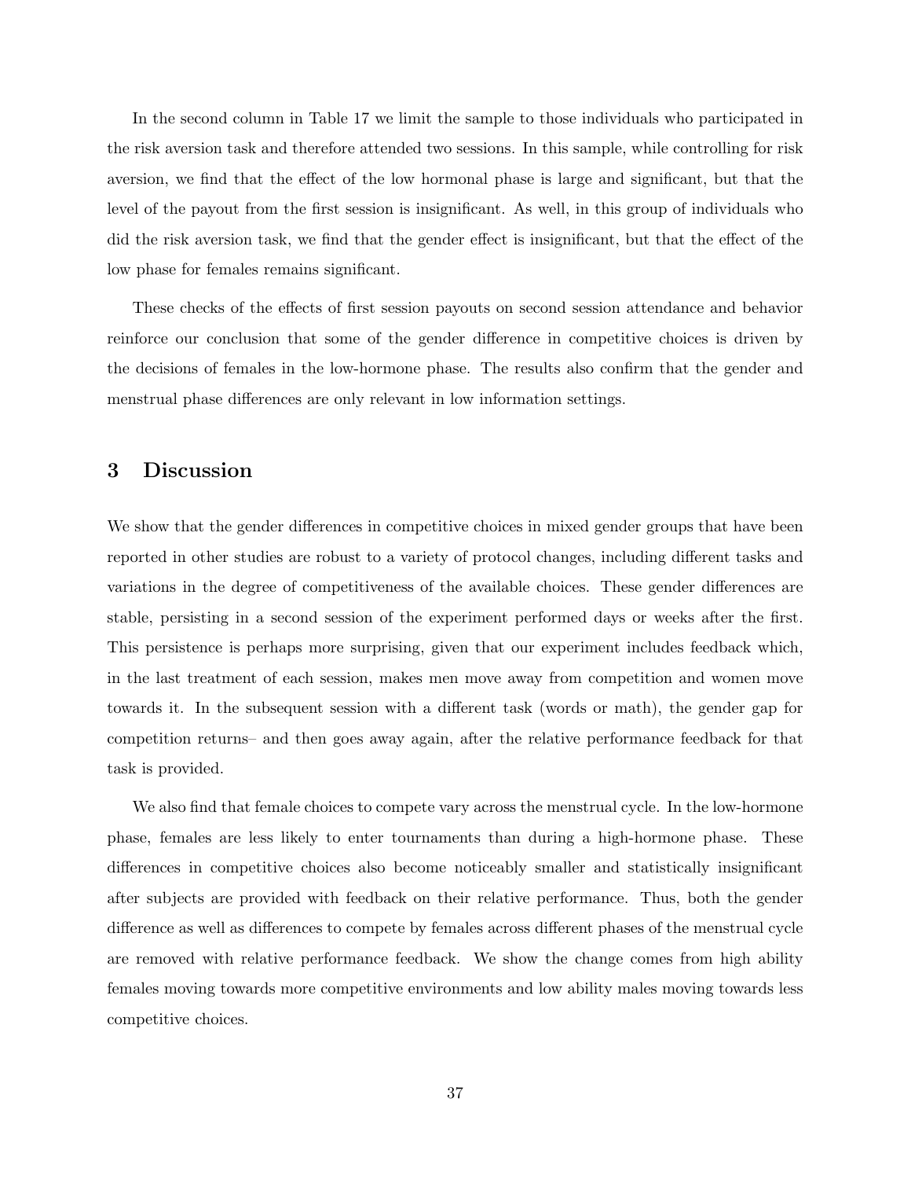In the second column in Table 17 we limit the sample to those individuals who participated in the risk aversion task and therefore attended two sessions. In this sample, while controlling for risk aversion, we find that the effect of the low hormonal phase is large and significant, but that the level of the payout from the first session is insignificant. As well, in this group of individuals who did the risk aversion task, we find that the gender effect is insignificant, but that the effect of the low phase for females remains significant.

These checks of the effects of first session payouts on second session attendance and behavior reinforce our conclusion that some of the gender difference in competitive choices is driven by the decisions of females in the low-hormone phase. The results also confirm that the gender and menstrual phase differences are only relevant in low information settings.

# 3 Discussion

We show that the gender differences in competitive choices in mixed gender groups that have been reported in other studies are robust to a variety of protocol changes, including different tasks and variations in the degree of competitiveness of the available choices. These gender differences are stable, persisting in a second session of the experiment performed days or weeks after the first. This persistence is perhaps more surprising, given that our experiment includes feedback which, in the last treatment of each session, makes men move away from competition and women move towards it. In the subsequent session with a different task (words or math), the gender gap for competition returns– and then goes away again, after the relative performance feedback for that task is provided.

We also find that female choices to compete vary across the menstrual cycle. In the low-hormone phase, females are less likely to enter tournaments than during a high-hormone phase. These differences in competitive choices also become noticeably smaller and statistically insignificant after subjects are provided with feedback on their relative performance. Thus, both the gender difference as well as differences to compete by females across different phases of the menstrual cycle are removed with relative performance feedback. We show the change comes from high ability females moving towards more competitive environments and low ability males moving towards less competitive choices.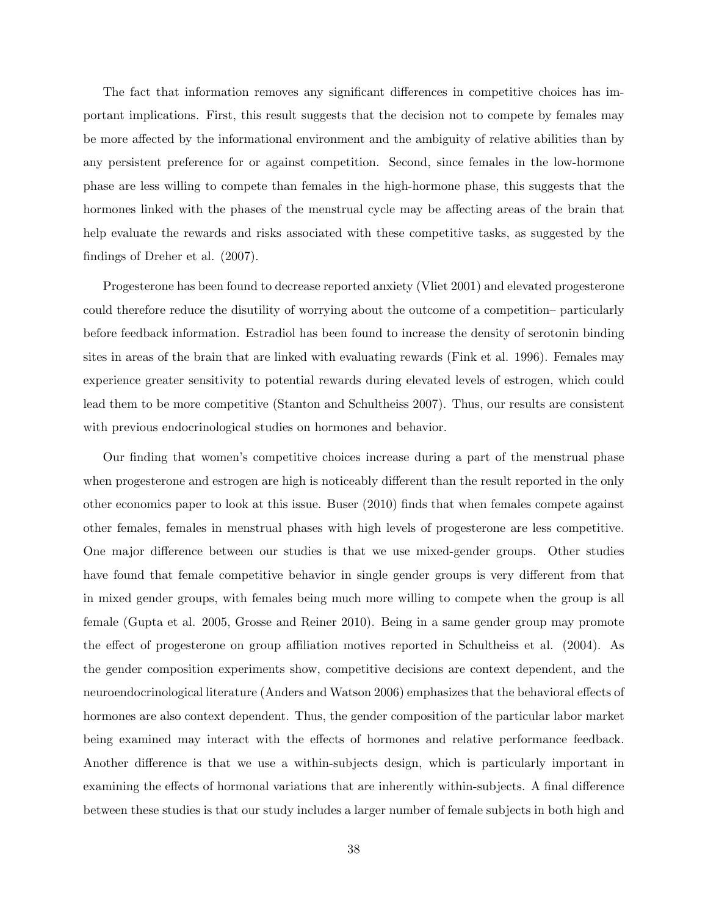The fact that information removes any significant differences in competitive choices has important implications. First, this result suggests that the decision not to compete by females may be more affected by the informational environment and the ambiguity of relative abilities than by any persistent preference for or against competition. Second, since females in the low-hormone phase are less willing to compete than females in the high-hormone phase, this suggests that the hormones linked with the phases of the menstrual cycle may be affecting areas of the brain that help evaluate the rewards and risks associated with these competitive tasks, as suggested by the findings of Dreher et al. (2007).

Progesterone has been found to decrease reported anxiety (Vliet 2001) and elevated progesterone could therefore reduce the disutility of worrying about the outcome of a competition– particularly before feedback information. Estradiol has been found to increase the density of serotonin binding sites in areas of the brain that are linked with evaluating rewards (Fink et al. 1996). Females may experience greater sensitivity to potential rewards during elevated levels of estrogen, which could lead them to be more competitive (Stanton and Schultheiss 2007). Thus, our results are consistent with previous endocrinological studies on hormones and behavior.

Our finding that women's competitive choices increase during a part of the menstrual phase when progesterone and estrogen are high is noticeably different than the result reported in the only other economics paper to look at this issue. Buser (2010) finds that when females compete against other females, females in menstrual phases with high levels of progesterone are less competitive. One major difference between our studies is that we use mixed-gender groups. Other studies have found that female competitive behavior in single gender groups is very different from that in mixed gender groups, with females being much more willing to compete when the group is all female (Gupta et al. 2005, Grosse and Reiner 2010). Being in a same gender group may promote the effect of progesterone on group affiliation motives reported in Schultheiss et al. (2004). As the gender composition experiments show, competitive decisions are context dependent, and the neuroendocrinological literature (Anders and Watson 2006) emphasizes that the behavioral effects of hormones are also context dependent. Thus, the gender composition of the particular labor market being examined may interact with the effects of hormones and relative performance feedback. Another difference is that we use a within-subjects design, which is particularly important in examining the effects of hormonal variations that are inherently within-subjects. A final difference between these studies is that our study includes a larger number of female subjects in both high and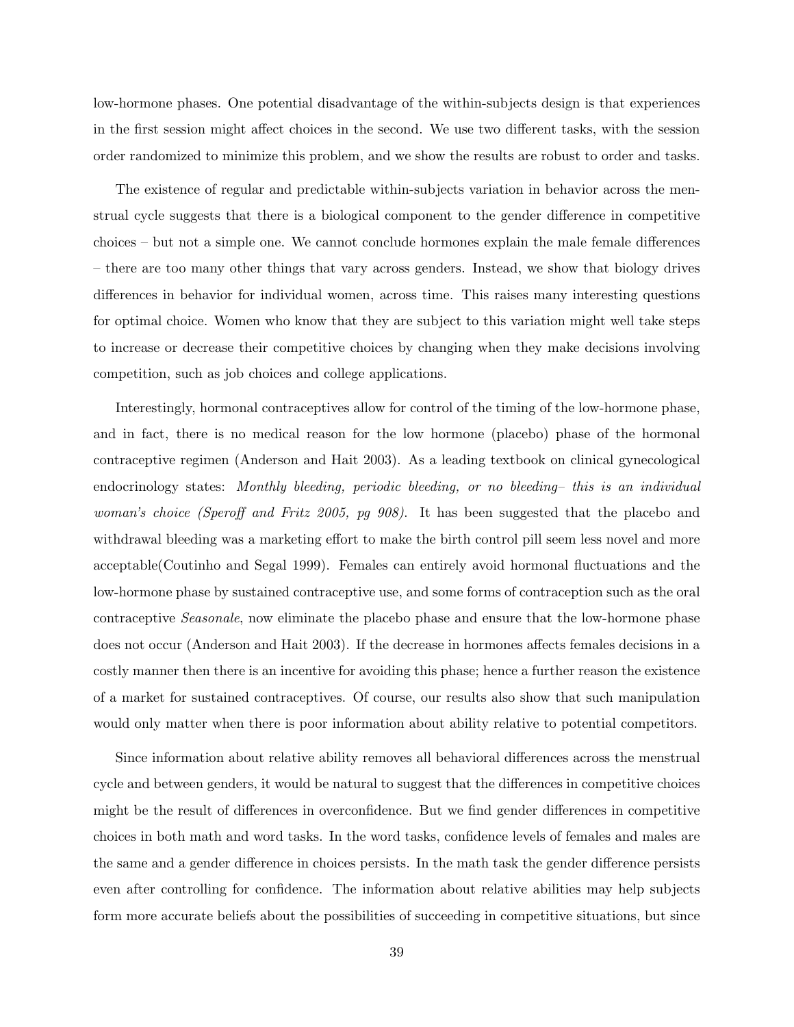low-hormone phases. One potential disadvantage of the within-subjects design is that experiences in the first session might affect choices in the second. We use two different tasks, with the session order randomized to minimize this problem, and we show the results are robust to order and tasks.

The existence of regular and predictable within-subjects variation in behavior across the menstrual cycle suggests that there is a biological component to the gender difference in competitive choices – but not a simple one. We cannot conclude hormones explain the male female differences – there are too many other things that vary across genders. Instead, we show that biology drives differences in behavior for individual women, across time. This raises many interesting questions for optimal choice. Women who know that they are subject to this variation might well take steps to increase or decrease their competitive choices by changing when they make decisions involving competition, such as job choices and college applications.

Interestingly, hormonal contraceptives allow for control of the timing of the low-hormone phase, and in fact, there is no medical reason for the low hormone (placebo) phase of the hormonal contraceptive regimen (Anderson and Hait 2003). As a leading textbook on clinical gynecological endocrinology states: *Monthly bleeding, periodic bleeding, or no bleeding– this is an individual woman's choice (Speroff and Fritz 2005, pg 908).* It has been suggested that the placebo and withdrawal bleeding was a marketing effort to make the birth control pill seem less novel and more acceptable(Coutinho and Segal 1999). Females can entirely avoid hormonal fluctuations and the low-hormone phase by sustained contraceptive use, and some forms of contraception such as the oral contraceptive *Seasonale*, now eliminate the placebo phase and ensure that the low-hormone phase does not occur (Anderson and Hait 2003). If the decrease in hormones affects females decisions in a costly manner then there is an incentive for avoiding this phase; hence a further reason the existence of a market for sustained contraceptives. Of course, our results also show that such manipulation would only matter when there is poor information about ability relative to potential competitors.

Since information about relative ability removes all behavioral differences across the menstrual cycle and between genders, it would be natural to suggest that the differences in competitive choices might be the result of differences in overconfidence. But we find gender differences in competitive choices in both math and word tasks. In the word tasks, confidence levels of females and males are the same and a gender difference in choices persists. In the math task the gender difference persists even after controlling for confidence. The information about relative abilities may help subjects form more accurate beliefs about the possibilities of succeeding in competitive situations, but since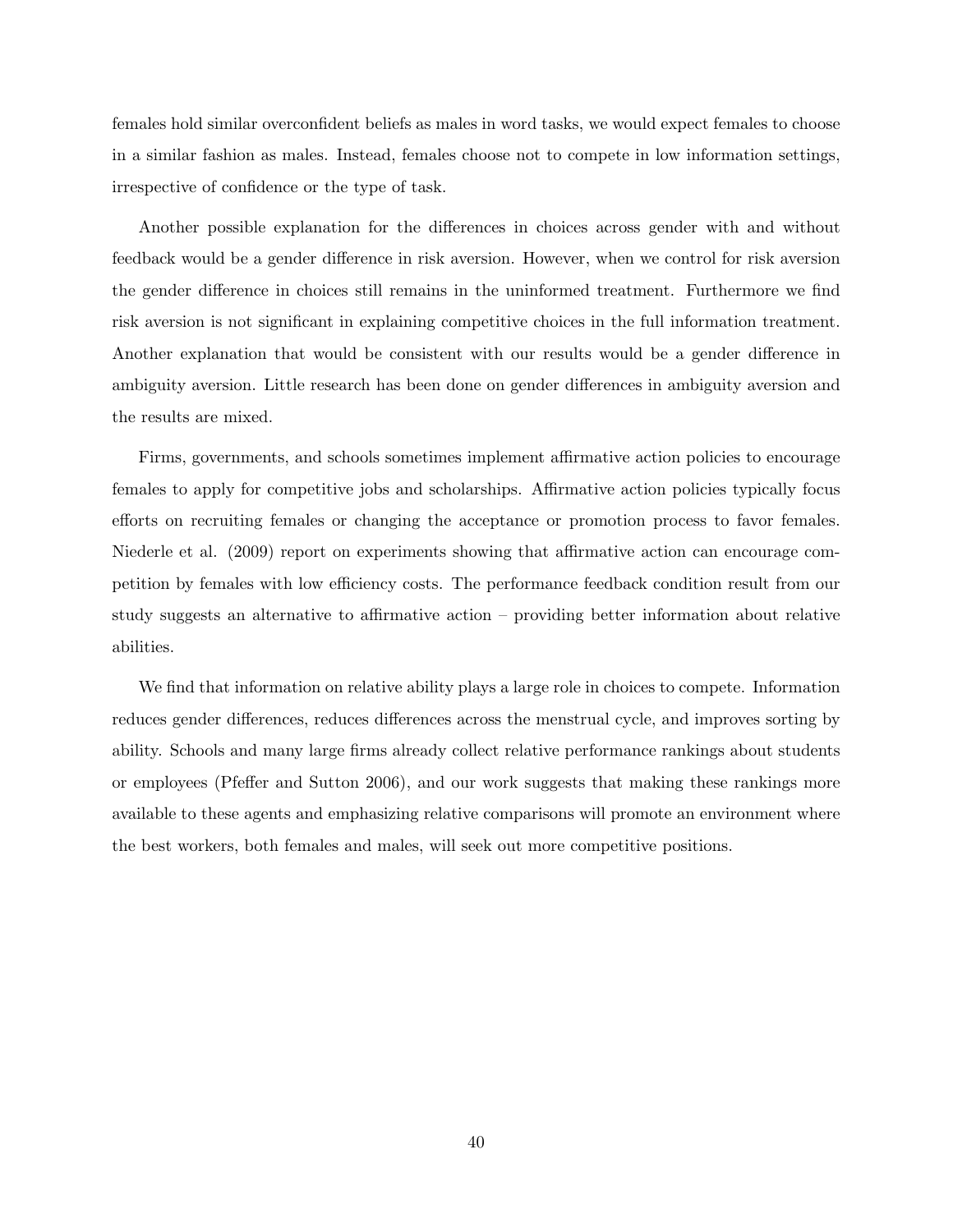females hold similar overconfident beliefs as males in word tasks, we would expect females to choose in a similar fashion as males. Instead, females choose not to compete in low information settings, irrespective of confidence or the type of task.

Another possible explanation for the differences in choices across gender with and without feedback would be a gender difference in risk aversion. However, when we control for risk aversion the gender difference in choices still remains in the uninformed treatment. Furthermore we find risk aversion is not significant in explaining competitive choices in the full information treatment. Another explanation that would be consistent with our results would be a gender difference in ambiguity aversion. Little research has been done on gender differences in ambiguity aversion and the results are mixed.

Firms, governments, and schools sometimes implement affirmative action policies to encourage females to apply for competitive jobs and scholarships. Affirmative action policies typically focus efforts on recruiting females or changing the acceptance or promotion process to favor females. Niederle et al. (2009) report on experiments showing that affirmative action can encourage competition by females with low efficiency costs. The performance feedback condition result from our study suggests an alternative to affirmative action – providing better information about relative abilities.

We find that information on relative ability plays a large role in choices to compete. Information reduces gender differences, reduces differences across the menstrual cycle, and improves sorting by ability. Schools and many large firms already collect relative performance rankings about students or employees (Pfeffer and Sutton 2006), and our work suggests that making these rankings more available to these agents and emphasizing relative comparisons will promote an environment where the best workers, both females and males, will seek out more competitive positions.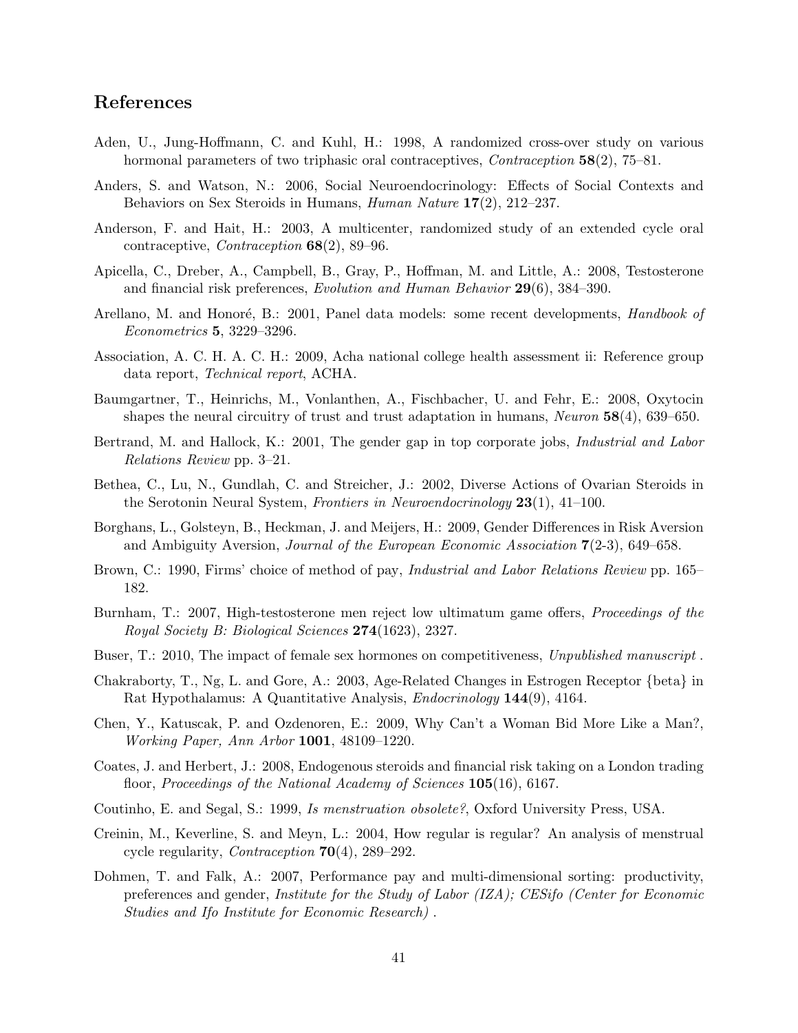## References

Aden, U., Jung-Hoffmann, C. and Kuhl, H.: 1998, A randomized cross-over study on various hormonal parameters of two triphasic oral contraceptives, *Contraception* **58**(2), 75–81.

Anders, S. and Watson, N.: 2006, Social Neuroendocrinology: Effects of Social Contexts and Behaviors on Sex Steroids in Humans, *Human Nature* **17**(2), 212–237.

Anderson, F. and Hait, H.: 2003, A multicenter, randomized study of an extended cycle oral contraceptive, *Contraception* **68**(2), 89–96.

Apicella, C., Dreber, A., Campbell, B., Gray, P., Hoffman, M. and Little, A.: 2008, Testosterone and financial risk preferences, *Evolution and Human Behavior* **29**(6), 384–390.

Arellano, M. and Honoré, B.: 2001, Panel data models: some recent developments, *Handbook of Econometrics* **5**, 3229–3296.

Association, A. C. H. A. C. H.: 2009, Acha national college health assessment ii: Reference group data report, *Technical report*, ACHA.

Baumgartner, T., Heinrichs, M., Vonlanthen, A., Fischbacher, U. and Fehr, E.: 2008, Oxytocin shapes the neural circuitry of trust and trust adaptation in humans, *Neuron* **58**(4), 639–650.

Bertrand, M. and Hallock, K.: 2001, The gender gap in top corporate jobs, *Industrial and Labor Relations Review* pp. 3–21.

Bethea, C., Lu, N., Gundlah, C. and Streicher, J.: 2002, Diverse Actions of Ovarian Steroids in the Serotonin Neural System, *Frontiers in Neuroendocrinology* **23**(1), 41–100.

Borghans, L., Golsteyn, B., Heckman, J. and Meijers, H.: 2009, Gender Differences in Risk Aversion and Ambiguity Aversion, *Journal of the European Economic Association* **7**(2-3), 649–658.

Brown, C.: 1990, Firms' choice of method of pay, *Industrial and Labor Relations Review* pp. 165–182.

Burnham, T.: 2007, High-testosterone men reject low ultimatum game offers, *Proceedings of the Royal Society B: Biological Sciences* **274**(1623), 2327.

Buser, T.: 2010, The impact of female sex hormones on competitiveness, *Unpublished manuscript* .

Chakraborty, T., Ng, L. and Gore, A.: 2003, Age-Related Changes in Estrogen Receptor {beta} in Rat Hypothalamus: A Quantitative Analysis, *Endocrinology* **144**(9), 4164.

Chen, Y., Katuscak, P. and Ozdenoren, E.: 2009, Why Can't a Woman Bid More Like a Man?, *Working Paper, Ann Arbor* **1001**, 48109–1220.

Coates, J. and Herbert, J.: 2008, Endogenous steroids and financial risk taking on a London trading floor, *Proceedings of the National Academy of Sciences* **105**(16), 6167.

Coutinho, E. and Segal, S.: 1999, *Is menstruation obsolete?*, Oxford University Press, USA.

Creinin, M., Keverline, S. and Meyn, L.: 2004, How regular is regular? An analysis of menstrual cycle regularity, *Contraception* **70**(4), 289–292.

Dohmen, T. and Falk, A.: 2007, Performance pay and multi-dimensional sorting: productivity, preferences and gender, *Institute for the Study of Labor (IZA); CESifo (Center for Economic Studies and Ifo Institute for Economic Research)* .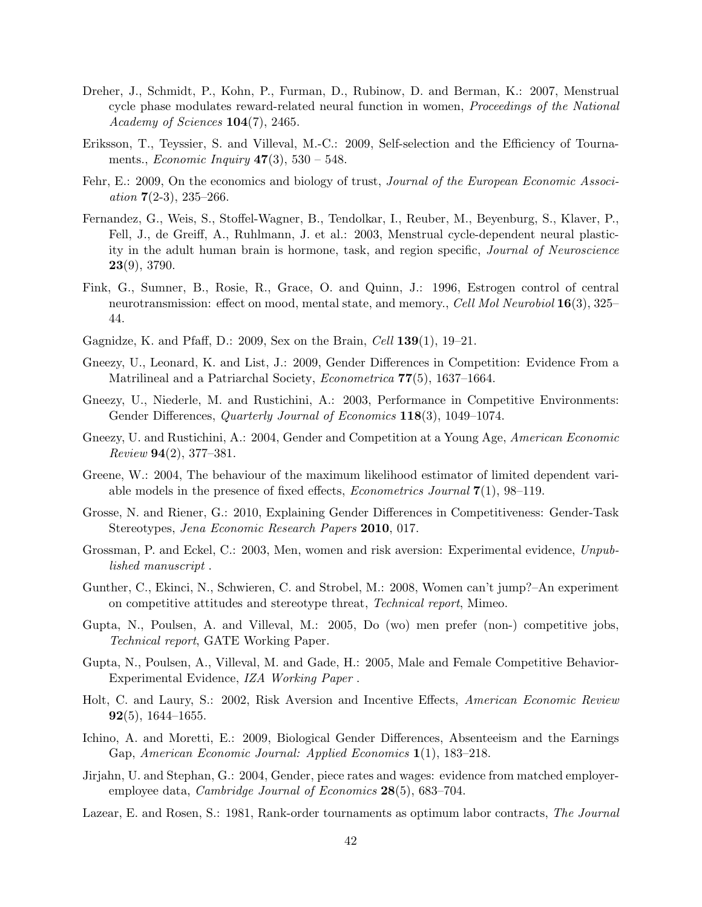Dreher, J., Schmidt, P., Kohn, P., Furman, D., Rubinow, D. and Berman, K.: 2007, Menstrual cycle phase modulates reward-related neural function in women, *Proceedings of the National Academy of Sciences* **104**(7), 2465.

Eriksson, T., Teyssier, S. and Villeval, M.-C.: 2009, Self-selection and the Efficiency of Tournaments., *Economic Inquiry* **47**(3), 530 – 548.

Fehr, E.: 2009, On the economics and biology of trust, *Journal of the European Economic Association* **7**(2-3), 235–266.

Fernandez, G., Weis, S., Stoffel-Wagner, B., Tendolkar, I., Reuber, M., Beyenburg, S., Klaver, P., Fell, J., de Greiff, A., Ruhlmann, J. et al.: 2003, Menstrual cycle-dependent neural plasticity in the adult human brain is hormone, task, and region specific, *Journal of Neuroscience* **23**(9), 3790.

Fink, G., Sumner, B., Rosie, R., Grace, O. and Quinn, J.: 1996, Estrogen control of central neurotransmission: effect on mood, mental state, and memory., *Cell Mol Neurobiol* **16**(3), 325–44.

Gagnidze, K. and Pfaff, D.: 2009, Sex on the Brain, *Cell* **139**(1), 19–21.

Gneezy, U., Leonard, K. and List, J.: 2009, Gender Differences in Competition: Evidence From a Matrilineal and a Patriarchal Society, *Econometrica* **77**(5), 1637–1664.

Gneezy, U., Niederle, M. and Rustichini, A.: 2003, Performance in Competitive Environments: Gender Differences, *Quarterly Journal of Economics* **118**(3), 1049–1074.

Gneezy, U. and Rustichini, A.: 2004, Gender and Competition at a Young Age, *American Economic Review* **94**(2), 377–381.

Greene, W.: 2004, The behaviour of the maximum likelihood estimator of limited dependent variable models in the presence of fixed effects, *Econometrics Journal* **7**(1), 98–119.

Grosse, N. and Riener, G.: 2010, Explaining Gender Differences in Competitiveness: Gender-Task Stereotypes, *Jena Economic Research Papers* **2010**, 017.

Grossman, P. and Eckel, C.: 2003, Men, women and risk aversion: Experimental evidence, *Unpublished manuscript* .

Gunther, C., Ekinci, N., Schwieren, C. and Strobel, M.: 2008, Women can't jump?–An experiment on competitive attitudes and stereotype threat, *Technical report*, Mimeo.

Gupta, N., Poulsen, A. and Villeval, M.: 2005, Do (wo) men prefer (non-) competitive jobs, *Technical report*, GATE Working Paper.

Gupta, N., Poulsen, A., Villeval, M. and Gade, H.: 2005, Male and Female Competitive Behavior-Experimental Evidence, *IZA Working Paper* .

Holt, C. and Laury, S.: 2002, Risk Aversion and Incentive Effects, *American Economic Review* **92**(5), 1644–1655.

Ichino, A. and Moretti, E.: 2009, Biological Gender Differences, Absenteeism and the Earnings Gap, *American Economic Journal: Applied Economics* **1**(1), 183–218.

Jirjahn, U. and Stephan, G.: 2004, Gender, piece rates and wages: evidence from matched employer-employee data, *Cambridge Journal of Economics* **28**(5), 683–704.

Lazear, E. and Rosen, S.: 1981, Rank-order tournaments as optimum labor contracts, *The Journal*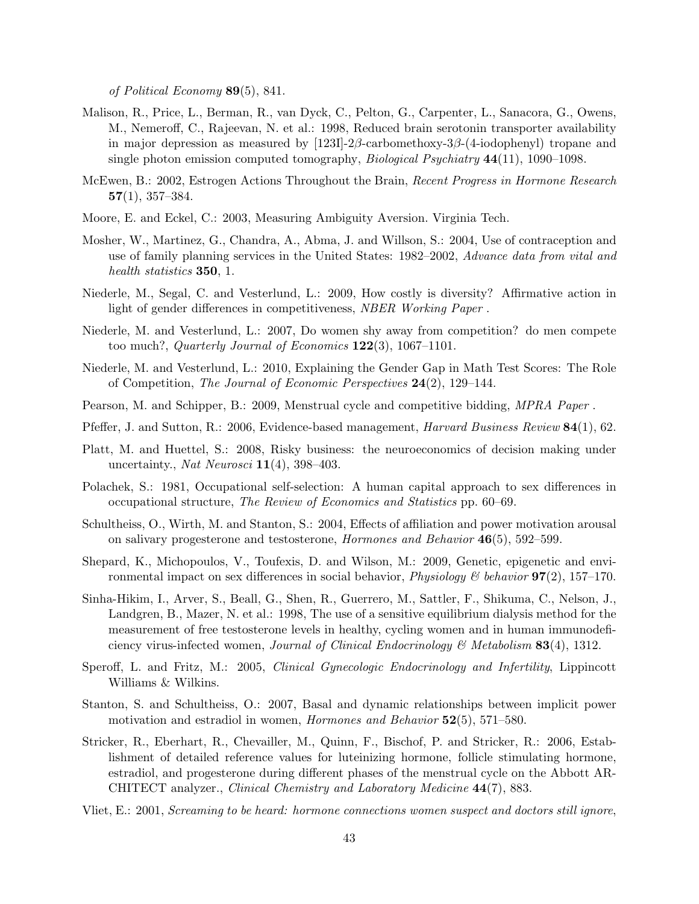*of Political Economy* **89**(5), 841.

Malison, R., Price, L., Berman, R., van Dyck, C., Pelton, G., Carpenter, L., Sanacora, G., Owens, M., Nemeroff, C., Rajeevan, N. et al.: 1998, Reduced brain serotonin transporter availability in major depression as measured by [123I]-2$\beta$-carbomethoxy-3$\beta$-(4-iodophenyl) tropane and single photon emission computed tomography, *Biological Psychiatry* **44**(11), 1090–1098.

McEwen, B.: 2002, Estrogen Actions Throughout the Brain, *Recent Progress in Hormone Research* **57**(1), 357–384.

Moore, E. and Eckel, C.: 2003, Measuring Ambiguity Aversion. Virginia Tech.

Mosher, W., Martinez, G., Chandra, A., Abma, J. and Willson, S.: 2004, Use of contraception and use of family planning services in the United States: 1982–2002, *Advance data from vital and health statistics* **350**, 1.

Niederle, M., Segal, C. and Vesterlund, L.: 2009, How costly is diversity? Affirmative action in light of gender differences in competitiveness, *NBER Working Paper* .

Niederle, M. and Vesterlund, L.: 2007, Do women shy away from competition? do men compete too much?, *Quarterly Journal of Economics* **122**(3), 1067–1101.

Niederle, M. and Vesterlund, L.: 2010, Explaining the Gender Gap in Math Test Scores: The Role of Competition, *The Journal of Economic Perspectives* **24**(2), 129–144.

Pearson, M. and Schipper, B.: 2009, Menstrual cycle and competitive bidding, *MPRA Paper* .

Pfeffer, J. and Sutton, R.: 2006, Evidence-based management, *Harvard Business Review* **84**(1), 62.

Platt, M. and Huettel, S.: 2008, Risky business: the neuroeconomics of decision making under uncertainty., *Nat Neurosci* **11**(4), 398–403.

Polachek, S.: 1981, Occupational self-selection: A human capital approach to sex differences in occupational structure, *The Review of Economics and Statistics* pp. 60–69.

Schultheiss, O., Wirth, M. and Stanton, S.: 2004, Effects of affiliation and power motivation arousal on salivary progesterone and testosterone, *Hormones and Behavior* **46**(5), 592–599.

Shepard, K., Michopoulos, V., Toufexis, D. and Wilson, M.: 2009, Genetic, epigenetic and environmental impact on sex differences in social behavior, *Physiology & behavior* **97**(2), 157–170.

Sinha-Hikim, I., Arver, S., Beall, G., Shen, R., Guerrero, M., Sattler, F., Shikuma, C., Nelson, J., Landgren, B., Mazer, N. et al.: 1998, The use of a sensitive equilibrium dialysis method for the measurement of free testosterone levels in healthy, cycling women and in human immunodeficiency virus-infected women, *Journal of Clinical Endocrinology & Metabolism* **83**(4), 1312.

Speroff, L. and Fritz, M.: 2005, *Clinical Gynecologic Endocrinology and Infertility*, Lippincott Williams & Wilkins.

Stanton, S. and Schultheiss, O.: 2007, Basal and dynamic relationships between implicit power motivation and estradiol in women, *Hormones and Behavior* **52**(5), 571–580.

Stricker, R., Eberhart, R., Chevailler, M., Quinn, F., Bischof, P. and Stricker, R.: 2006, Establishment of detailed reference values for luteinizing hormone, follicle stimulating hormone, estradiol, and progesterone during different phases of the menstrual cycle on the Abbott ARCHITECT analyzer., *Clinical Chemistry and Laboratory Medicine* **44**(7), 883.

Vliet, E.: 2001, *Screaming to be heard: hormone connections women suspect and doctors still ignore*,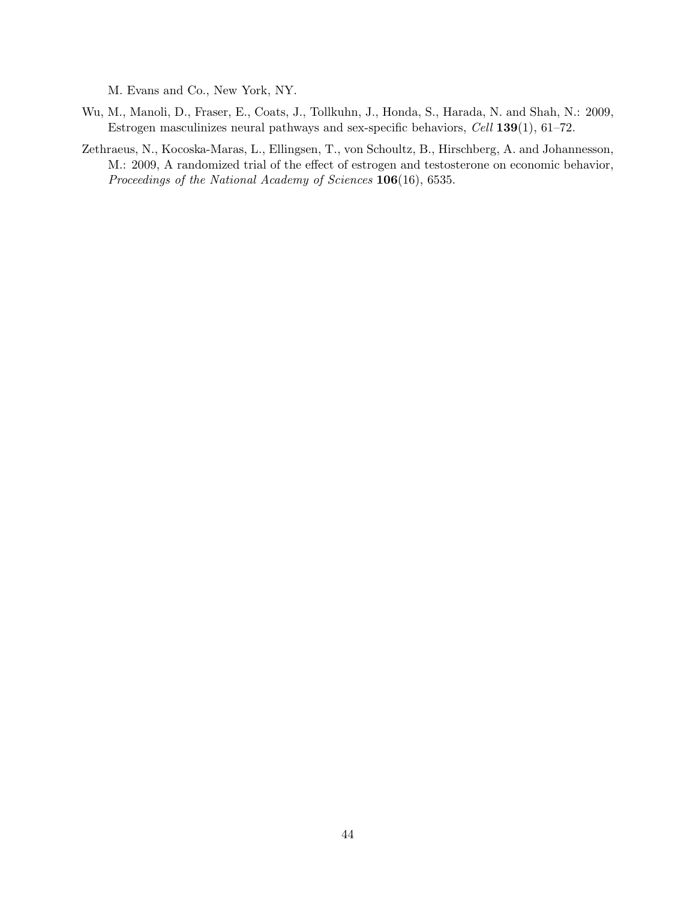M. Evans and Co., New York, NY.

Wu, M., Manoli, D., Fraser, E., Coats, J., Tollkuhn, J., Honda, S., Harada, N. and Shah, N.: 2009, Estrogen masculinizes neural pathways and sex-specific behaviors, *Cell* **139**(1), 61–72.

Zethraeus, N., Kocoska-Maras, L., Ellingsen, T., von Schoultz, B., Hirschberg, A. and Johannesson, M.: 2009, A randomized trial of the effect of estrogen and testosterone on economic behavior, *Proceedings of the National Academy of Sciences* **106**(16), 6535.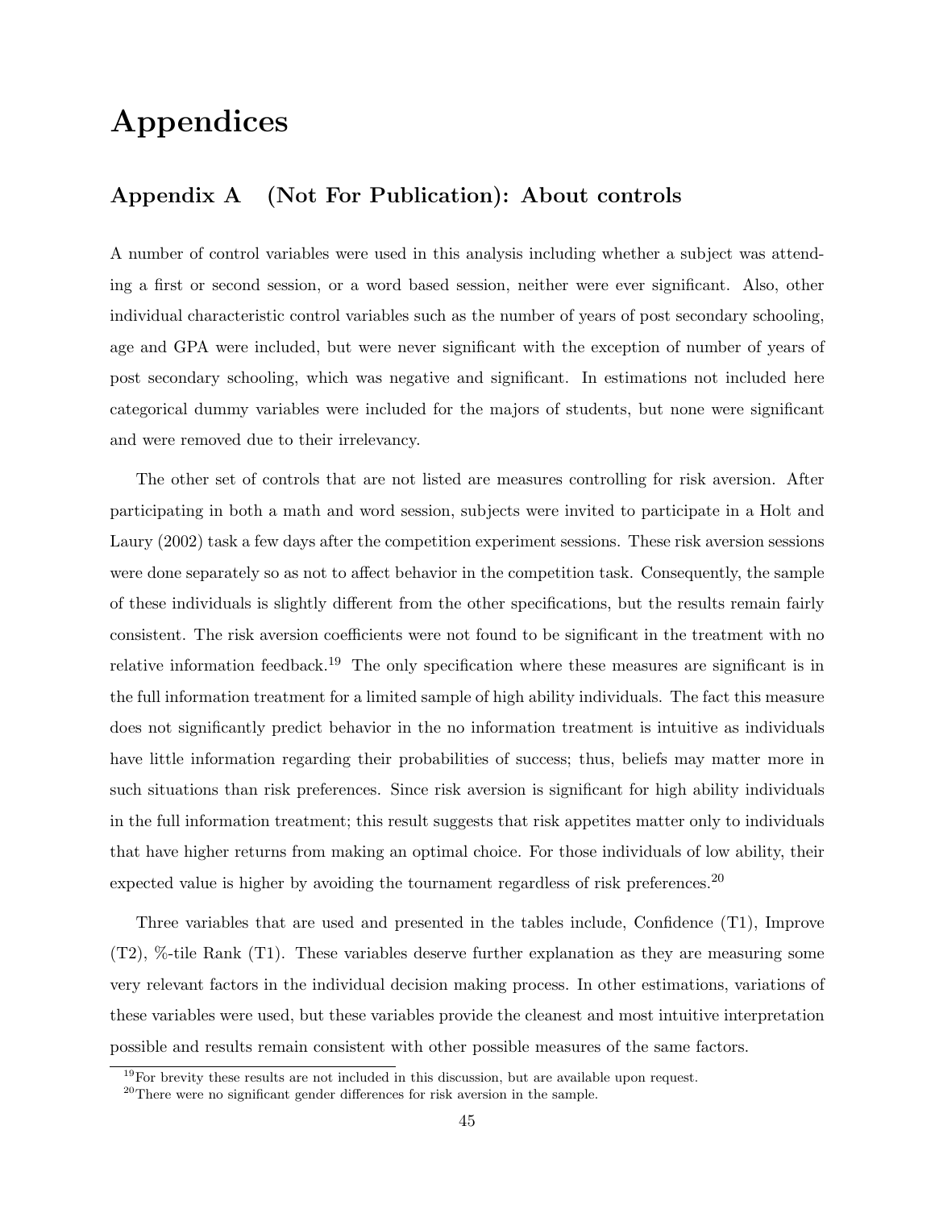# Appendices

## Appendix A (Not For Publication): About controls

A number of control variables were used in this analysis including whether a subject was attending a first or second session, or a word based session, neither were ever significant. Also, other individual characteristic control variables such as the number of years of post secondary schooling, age and GPA were included, but were never significant with the exception of number of years of post secondary schooling, which was negative and significant. In estimations not included here categorical dummy variables were included for the majors of students, but none were significant and were removed due to their irrelevancy.

The other set of controls that are not listed are measures controlling for risk aversion. After participating in both a math and word session, subjects were invited to participate in a Holt and Laury (2002) task a few days after the competition experiment sessions. These risk aversion sessions were done separately so as not to affect behavior in the competition task. Consequently, the sample of these individuals is slightly different from the other specifications, but the results remain fairly consistent. The risk aversion coefficients were not found to be significant in the treatment with no relative information feedback.[19] The only specification where these measures are significant is in the full information treatment for a limited sample of high ability individuals. The fact this measure does not significantly predict behavior in the no information treatment is intuitive as individuals have little information regarding their probabilities of success; thus, beliefs may matter more in such situations than risk preferences. Since risk aversion is significant for high ability individuals in the full information treatment; this result suggests that risk appetites matter only to individuals that have higher returns from making an optimal choice. For those individuals of low ability, their expected value is higher by avoiding the tournament regardless of risk preferences.[20]

Three variables that are used and presented in the tables include, Confidence (T1), Improve (T2), %-tile Rank (T1). These variables deserve further explanation as they are measuring some very relevant factors in the individual decision making process. In other estimations, variations of these variables were used, but these variables provide the cleanest and most intuitive interpretation possible and results remain consistent with other possible measures of the same factors.

[19] For brevity these results are not included in this discussion, but are available upon request.

[20] There were no significant gender differences for risk aversion in the sample.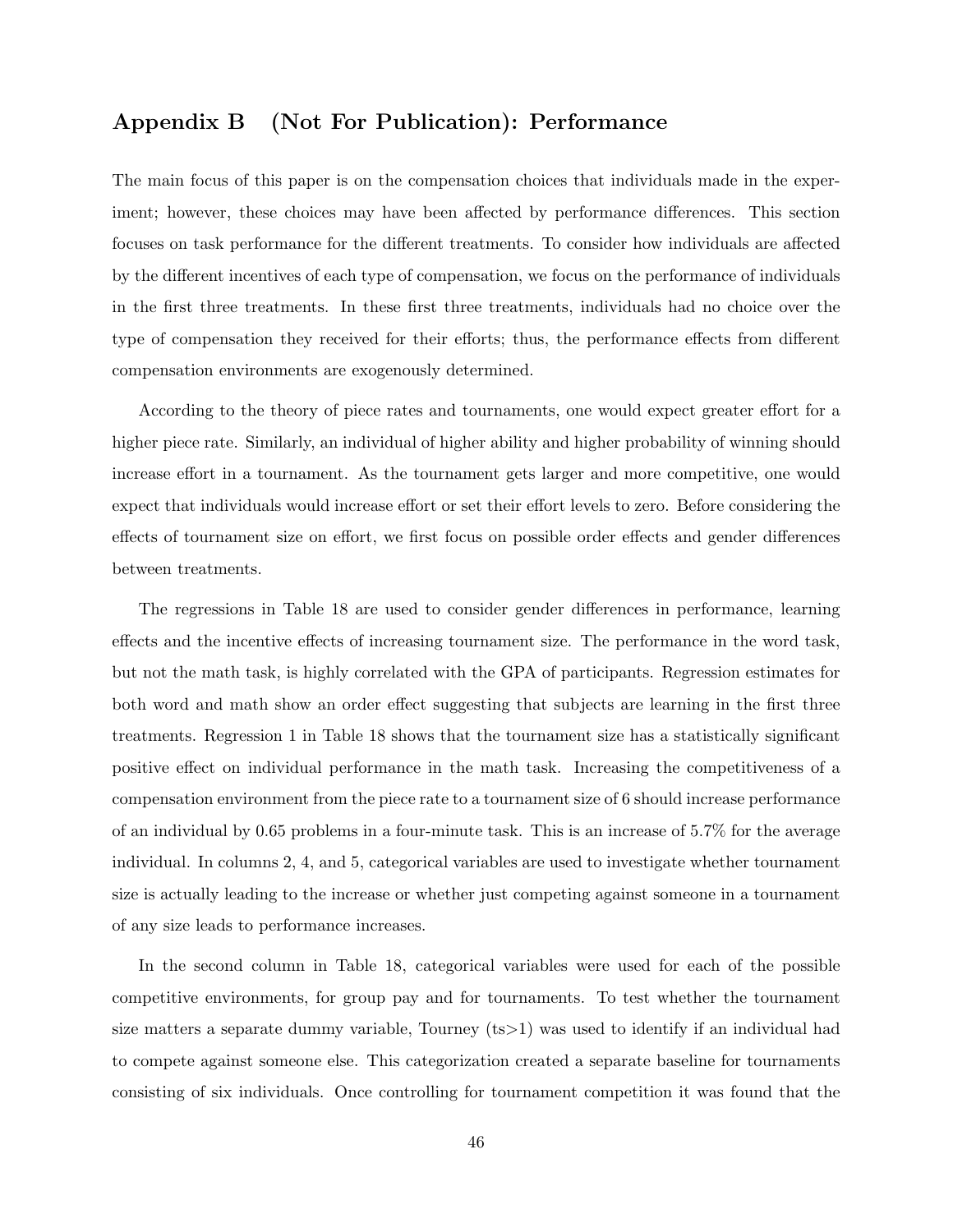## Appendix B (Not For Publication): Performance

The main focus of this paper is on the compensation choices that individuals made in the experiment; however, these choices may have been affected by performance differences. This section focuses on task performance for the different treatments. To consider how individuals are affected by the different incentives of each type of compensation, we focus on the performance of individuals in the first three treatments. In these first three treatments, individuals had no choice over the type of compensation they received for their efforts; thus, the performance effects from different compensation environments are exogenously determined.

According to the theory of piece rates and tournaments, one would expect greater effort for a higher piece rate. Similarly, an individual of higher ability and higher probability of winning should increase effort in a tournament. As the tournament gets larger and more competitive, one would expect that individuals would increase effort or set their effort levels to zero. Before considering the effects of tournament size on effort, we first focus on possible order effects and gender differences between treatments.

The regressions in Table 18 are used to consider gender differences in performance, learning effects and the incentive effects of increasing tournament size. The performance in the word task, but not the math task, is highly correlated with the GPA of participants. Regression estimates for both word and math show an order effect suggesting that subjects are learning in the first three treatments. Regression 1 in Table 18 shows that the tournament size has a statistically significant positive effect on individual performance in the math task. Increasing the competitiveness of a compensation environment from the piece rate to a tournament size of 6 should increase performance of an individual by 0.65 problems in a four-minute task. This is an increase of 5.7% for the average individual. In columns 2, 4, and 5, categorical variables are used to investigate whether tournament size is actually leading to the increase or whether just competing against someone in a tournament of any size leads to performance increases.

In the second column in Table 18, categorical variables were used for each of the possible competitive environments, for group pay and for tournaments. To test whether the tournament size matters a separate dummy variable, Tourney (ts>1) was used to identify if an individual had to compete against someone else. This categorization created a separate baseline for tournaments consisting of six individuals. Once controlling for tournament competition it was found that the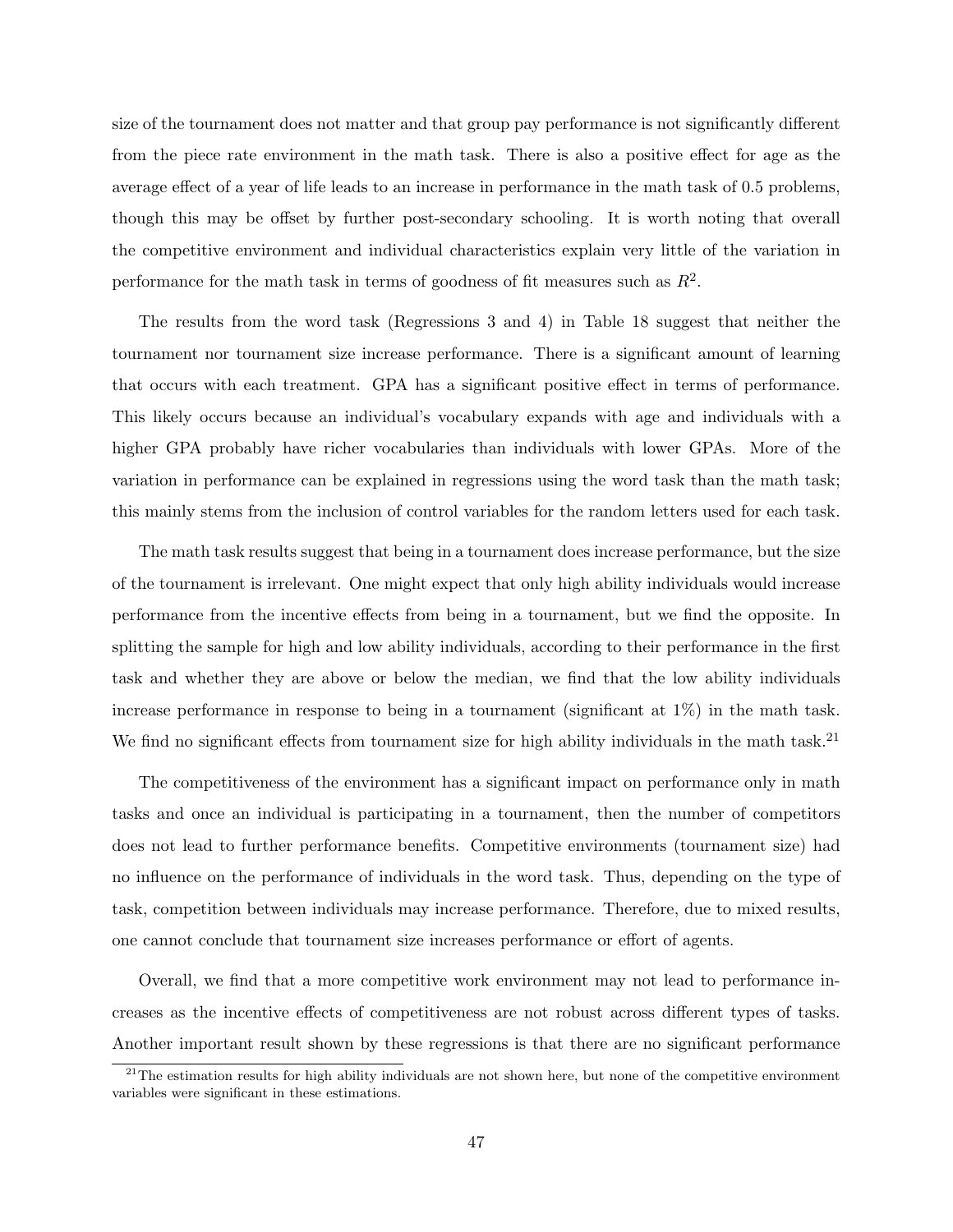size of the tournament does not matter and that group pay performance is not significantly different from the piece rate environment in the math task. There is also a positive effect for age as the average effect of a year of life leads to an increase in performance in the math task of 0.5 problems, though this may be offset by further post-secondary schooling. It is worth noting that overall the competitive environment and individual characteristics explain very little of the variation in performance for the math task in terms of goodness of fit measures such as $R^2$.

The results from the word task (Regressions 3 and 4) in Table 18 suggest that neither the tournament nor tournament size increase performance. There is a significant amount of learning that occurs with each treatment. GPA has a significant positive effect in terms of performance. This likely occurs because an individual's vocabulary expands with age and individuals with a higher GPA probably have richer vocabularies than individuals with lower GPAs. More of the variation in performance can be explained in regressions using the word task than the math task; this mainly stems from the inclusion of control variables for the random letters used for each task.

The math task results suggest that being in a tournament does increase performance, but the size of the tournament is irrelevant. One might expect that only high ability individuals would increase performance from the incentive effects from being in a tournament, but we find the opposite. In splitting the sample for high and low ability individuals, according to their performance in the first task and whether they are above or below the median, we find that the low ability individuals increase performance in response to being in a tournament (significant at 1%) in the math task. We find no significant effects from tournament size for high ability individuals in the math task.[21]

The competitiveness of the environment has a significant impact on performance only in math tasks and once an individual is participating in a tournament, then the number of competitors does not lead to further performance benefits. Competitive environments (tournament size) had no influence on the performance of individuals in the word task. Thus, depending on the type of task, competition between individuals may increase performance. Therefore, due to mixed results, one cannot conclude that tournament size increases performance or effort of agents.

Overall, we find that a more competitive work environment may not lead to performance increases as the incentive effects of competitiveness are not robust across different types of tasks. Another important result shown by these regressions is that there are no significant performance

[21] The estimation results for high ability individuals are not shown here, but none of the competitive environment variables were significant in these estimations.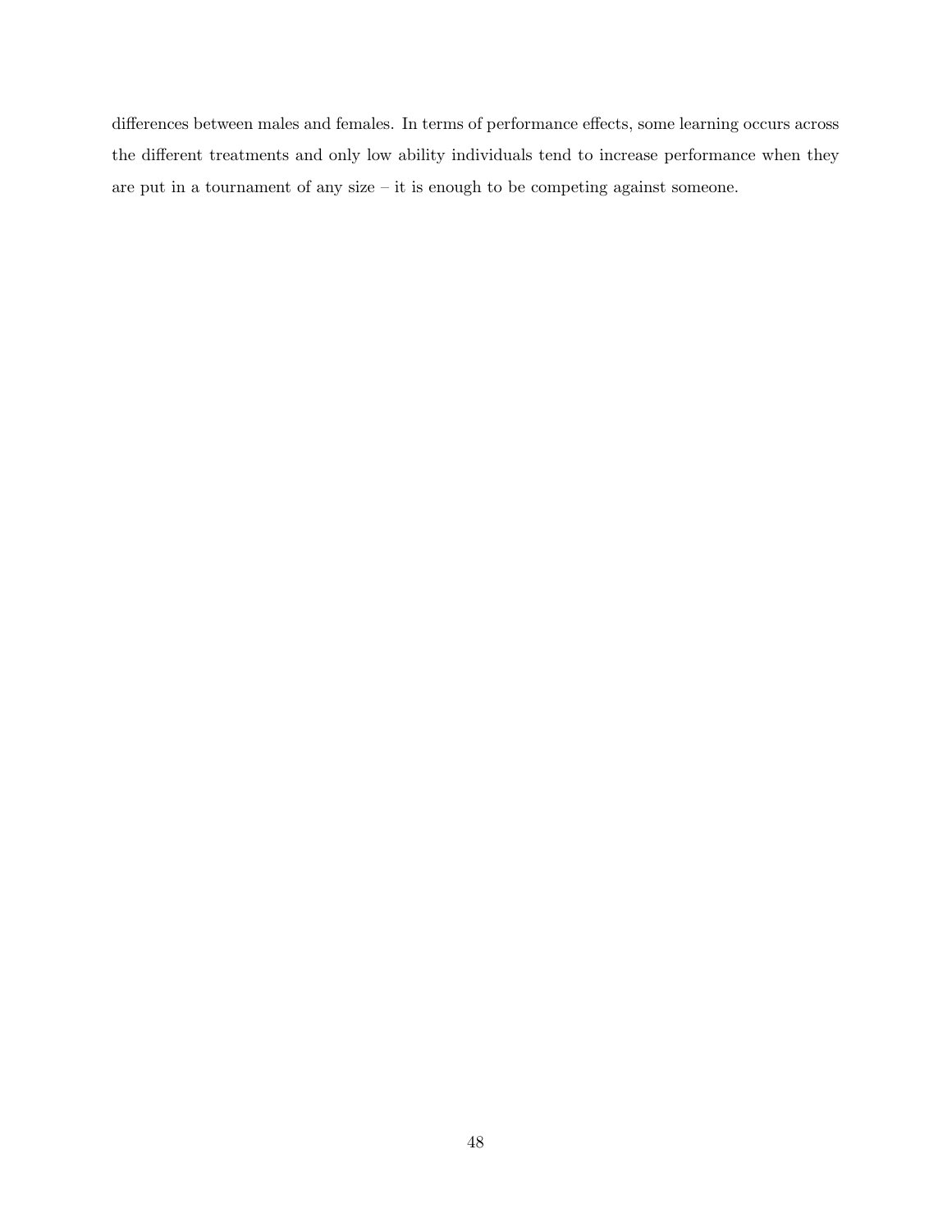differences between males and females. In terms of performance effects, some learning occurs across the different treatments and only low ability individuals tend to increase performance when they are put in a tournament of any size – it is enough to be competing against someone.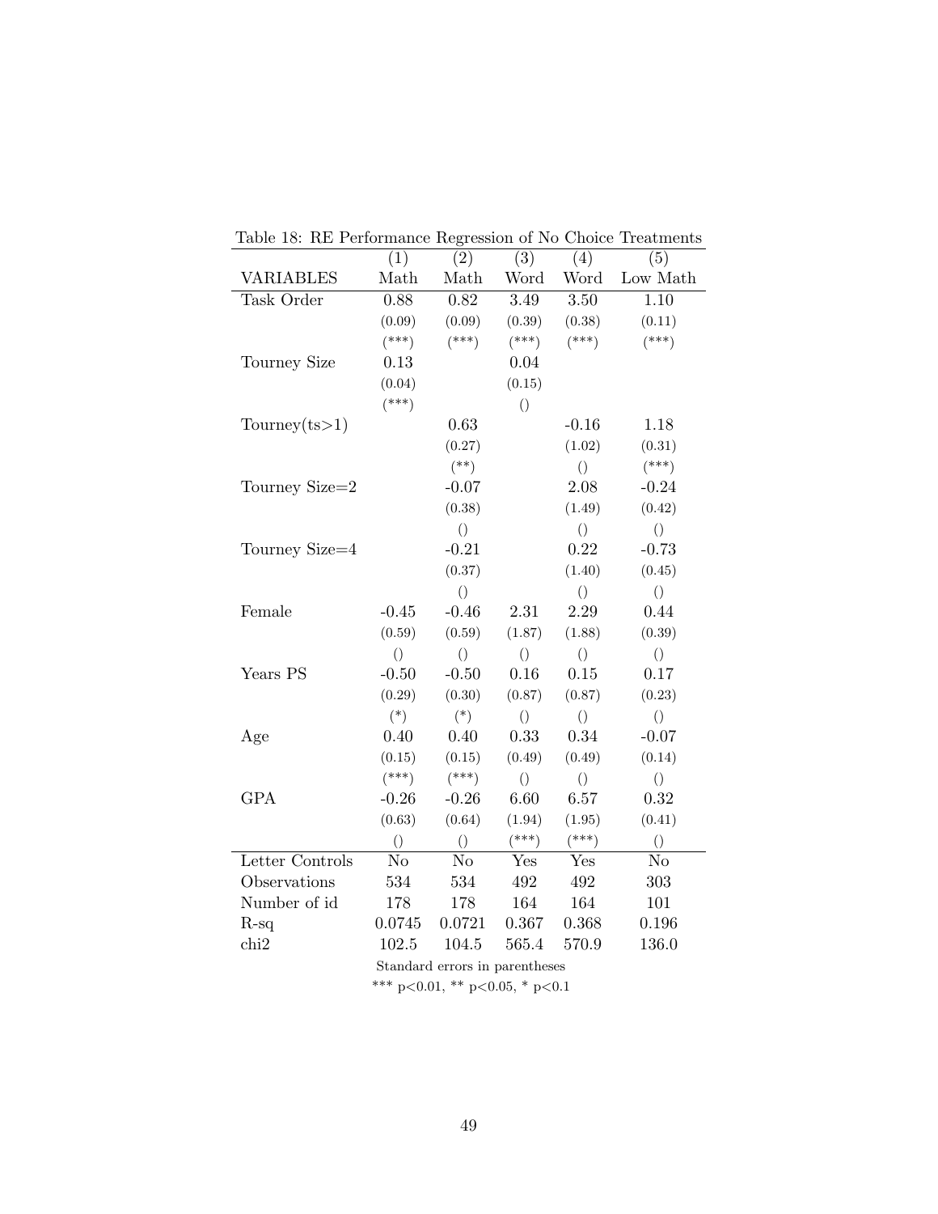Table 18: RE Performance Regression of No Choice Treatments

| | (1) | (2) | (3) | (4) | (5) |
|---|---|---|---|---|---|
| VARIABLES | Math | Math | Word | Word | Low Math |
| Task Order | 0.88 | 0.82 | 3.49 | 3.50 | 1.10 |
| | (0.09) | (0.09) | (0.39) | (0.38) | (0.11) |
| | (***) | (***) | (***) | (***) | (***) |
| Tourney Size | 0.13 | | 0.04 | | |
| | (0.04) | | (0.15) | | |
| | (***) | | () | | |
| Tourney(ts>1) | | 0.63 | | -0.16 | 1.18 |
| | | (0.27) | | (1.02) | (0.31) |
| | | (**) | | () | (***) |
| Tourney Size=2 | | -0.07 | | 2.08 | -0.24 |
| | | (0.38) | | (1.49) | (0.42) |
| | | () | | () | () |
| Tourney Size=4 | | -0.21 | | 0.22 | -0.73 |
| | | (0.37) | | (1.40) | (0.45) |
| | | () | | () | () |
| Female | -0.45 | -0.46 | 2.31 | 2.29 | 0.44 |
| | (0.59) | (0.59) | (1.87) | (1.88) | (0.39) |
| | () | () | () | () | () |
| Years PS | -0.50 | -0.50 | 0.16 | 0.15 | 0.17 |
| | (0.29) | (0.30) | (0.87) | (0.87) | (0.23) |
| | (*) | (*) | () | () | () |
| Age | 0.40 | 0.40 | 0.33 | 0.34 | -0.07 |
| | (0.15) | (0.15) | (0.49) | (0.49) | (0.14) |
| | (***) | (***) | () | () | () |
| GPA | -0.26 | -0.26 | 6.60 | 6.57 | 0.32 |
| | (0.63) | (0.64) | (1.94) | (1.95) | (0.41) |
| | () | () | (***) | (***) | () |
| Letter Controls | No | No | Yes | Yes | No |
| Observations | 534 | 534 | 492 | 492 | 303 |
| Number of id | 178 | 178 | 164 | 164 | 101 |
| R-sq | 0.0745 | 0.0721 | 0.367 | 0.368 | 0.196 |
| chi2 | 102.5 | 104.5 | 565.4 | 570.9 | 136.0 |

Standard errors in parentheses

*** $p<0.01$, ** $p<0.05$, * $p<0.1$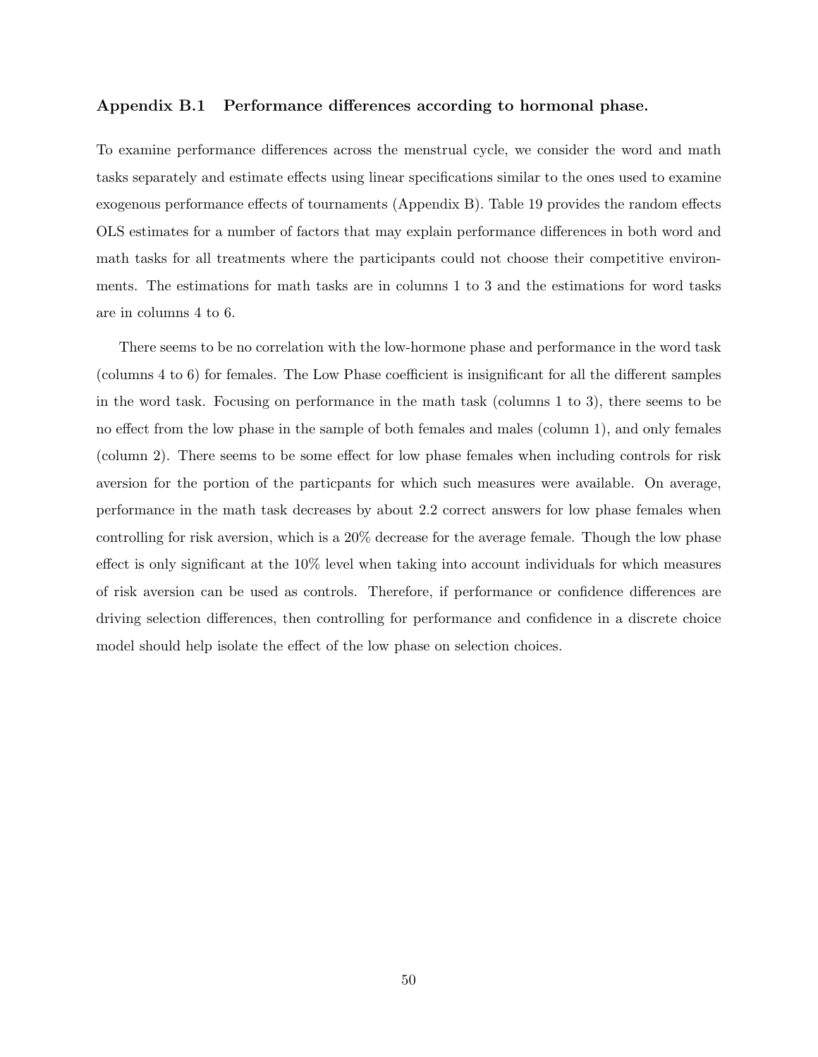### Appendix B.1 Performance differences according to hormonal phase.

To examine performance differences across the menstrual cycle, we consider the word and math tasks separately and estimate effects using linear specifications similar to the ones used to examine exogenous performance effects of tournaments (Appendix B). Table 19 provides the random effects OLS estimates for a number of factors that may explain performance differences in both word and math tasks for all treatments where the participants could not choose their competitive environments. The estimations for math tasks are in columns 1 to 3 and the estimations for word tasks are in columns 4 to 6.

There seems to be no correlation with the low-hormone phase and performance in the word task (columns 4 to 6) for females. The Low Phase coefficient is insignificant for all the different samples in the word task. Focusing on performance in the math task (columns 1 to 3), there seems to be no effect from the low phase in the sample of both females and males (column 1), and only females (column 2). There seems to be some effect for low phase females when including controls for risk aversion for the portion of the particpants for which such measures were available. On average, performance in the math task decreases by about 2.2 correct answers for low phase females when controlling for risk aversion, which is a 20% decrease for the average female. Though the low phase effect is only significant at the 10% level when taking into account individuals for which measures of risk aversion can be used as controls. Therefore, if performance or confidence differences are driving selection differences, then controlling for performance and confidence in a discrete choice model should help isolate the effect of the low phase on selection choices.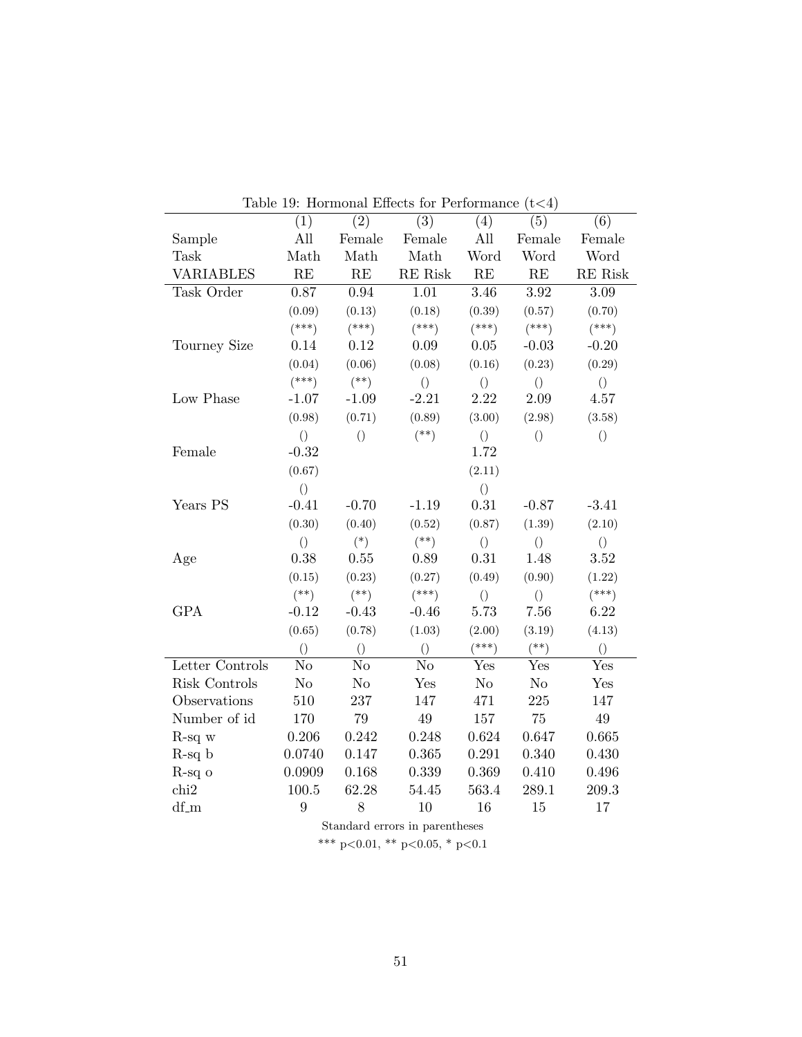Table 19: Hormonal Effects for Performance (t<4)

| | (1) | (2) | (3) | (4) | (5) | (6) |
|---|---|---|---|---|---|---|
| Sample | All | Female | Female | All | Female | Female |
| Task | Math | Math | Math | Word | Word | Word |
| VARIABLES | RE | RE | RE Risk | RE | RE | RE Risk |
| Task Order | 0.87 | 0.94 | 1.01 | 3.46 | 3.92 | 3.09 |
| | (0.09) | (0.13) | (0.18) | (0.39) | (0.57) | (0.70) |
| | (***) | (***) | (***) | (***) | (***) | (***) |
| Tourney Size | 0.14 | 0.12 | 0.09 | 0.05 | -0.03 | -0.20 |
| | (0.04) | (0.06) | (0.08) | (0.16) | (0.23) | (0.29) |
| | (***) | (**) | () | () | () | () |
| Low Phase | -1.07 | -1.09 | -2.21 | 2.22 | 2.09 | 4.57 |
| | (0.98) | (0.71) | (0.89) | (3.00) | (2.98) | (3.58) |
| | () | () | (**) | () | () | () |
| Female | -0.32 | | | 1.72 | | |
| | (0.67) | | | (2.11) | | |
| | () | | | () | | |
| Years PS | -0.41 | -0.70 | -1.19 | 0.31 | -0.87 | -3.41 |
| | (0.30) | (0.40) | (0.52) | (0.87) | (1.39) | (2.10) |
| | () | (*) | (**) | () | () | () |
| Age | 0.38 | 0.55 | 0.89 | 0.31 | 1.48 | 3.52 |
| | (0.15) | (0.23) | (0.27) | (0.49) | (0.90) | (1.22) |
| | (**) | (**) | (***) | () | () | (***) |
| GPA | -0.12 | -0.43 | -0.46 | 5.73 | 7.56 | 6.22 |
| | (0.65) | (0.78) | (1.03) | (2.00) | (3.19) | (4.13) |
| | () | () | () | (***) | (**) | () |
| Letter Controls | No | No | No | Yes | Yes | Yes |
| Risk Controls | No | No | Yes | No | No | Yes |
| Observations | 510 | 237 | 147 | 471 | 225 | 147 |
| Number of id | 170 | 79 | 49 | 157 | 75 | 49 |
| R-sq w | 0.206 | 0.242 | 0.248 | 0.624 | 0.647 | 0.665 |
| R-sq b | 0.0740 | 0.147 | 0.365 | 0.291 | 0.340 | 0.430 |
| R-sq o | 0.0909 | 0.168 | 0.339 | 0.369 | 0.410 | 0.496 |
| chi2 | 100.5 | 62.28 | 54.45 | 563.4 | 289.1 | 209.3 |
| df_m | 9 | 8 | 10 | 16 | 15 | 17 |

Standard errors in parentheses

*** p<0.01, ** p<0.05, * p<0.1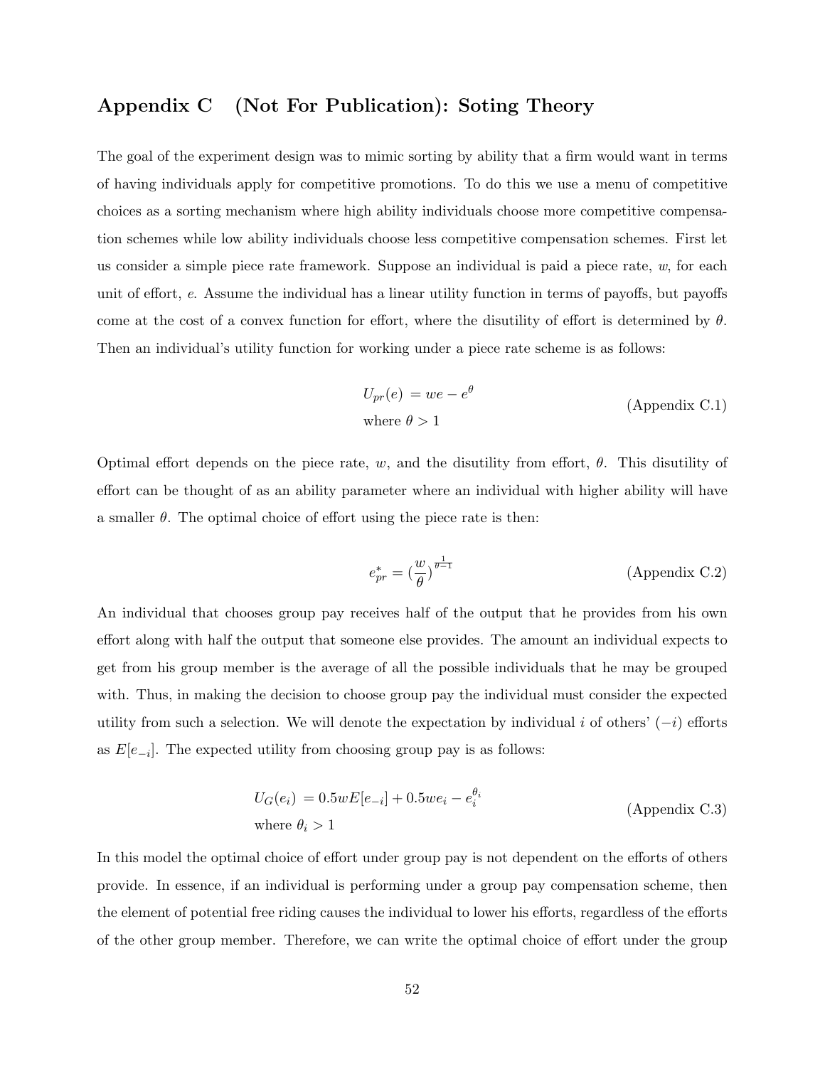## Appendix C (Not For Publication): Soting Theory

The goal of the experiment design was to mimic sorting by ability that a firm would want in terms of having individuals apply for competitive promotions. To do this we use a menu of competitive choices as a sorting mechanism where high ability individuals choose more competitive compensation schemes while low ability individuals choose less competitive compensation schemes. First let us consider a simple piece rate framework. Suppose an individual is paid a piece rate, $w$, for each unit of effort, $e$. Assume the individual has a linear utility function in terms of payoffs, but payoffs come at the cost of a convex function for effort, where the disutility of effort is determined by $\theta$. Then an individual's utility function for working under a piece rate scheme is as follows:

$$
\begin{aligned}
U_{pr}(e) &= we - e^{\theta} \\
\text{where } \theta &> 1
\end{aligned}
\tag{Appendix C.1}
$$

Optimal effort depends on the piece rate, $w$, and the disutility from effort, $\theta$. This disutility of effort can be thought of as an ability parameter where an individual with higher ability will have a smaller $\theta$. The optimal choice of effort using the piece rate is then:

$$
e^{*}_{pr} = (\frac{w}{\theta})^{\frac{1}{\theta-1}}
\tag{Appendix C.2}
$$

An individual that chooses group pay receives half of the output that he provides from his own effort along with half the output that someone else provides. The amount an individual expects to get from his group member is the average of all the possible individuals that he may be grouped with. Thus, in making the decision to choose group pay the individual must consider the expected utility from such a selection. We will denote the expectation by individual $i$ of others' $(-i)$ efforts as $E[e_{-i}]$. The expected utility from choosing group pay is as follows:

$$
\begin{aligned}
U_{G}(e_i) &= 0.5wE[e_{-i}] + 0.5we_i - e_i^{\theta_i} \\
\text{where } \theta_i &> 1
\end{aligned}
\tag{Appendix C.3}
$$

In this model the optimal choice of effort under group pay is not dependent on the efforts of others provide. In essence, if an individual is performing under a group pay compensation scheme, then the element of potential free riding causes the individual to lower his efforts, regardless of the efforts of the other group member. Therefore, we can write the optimal choice of effort under the group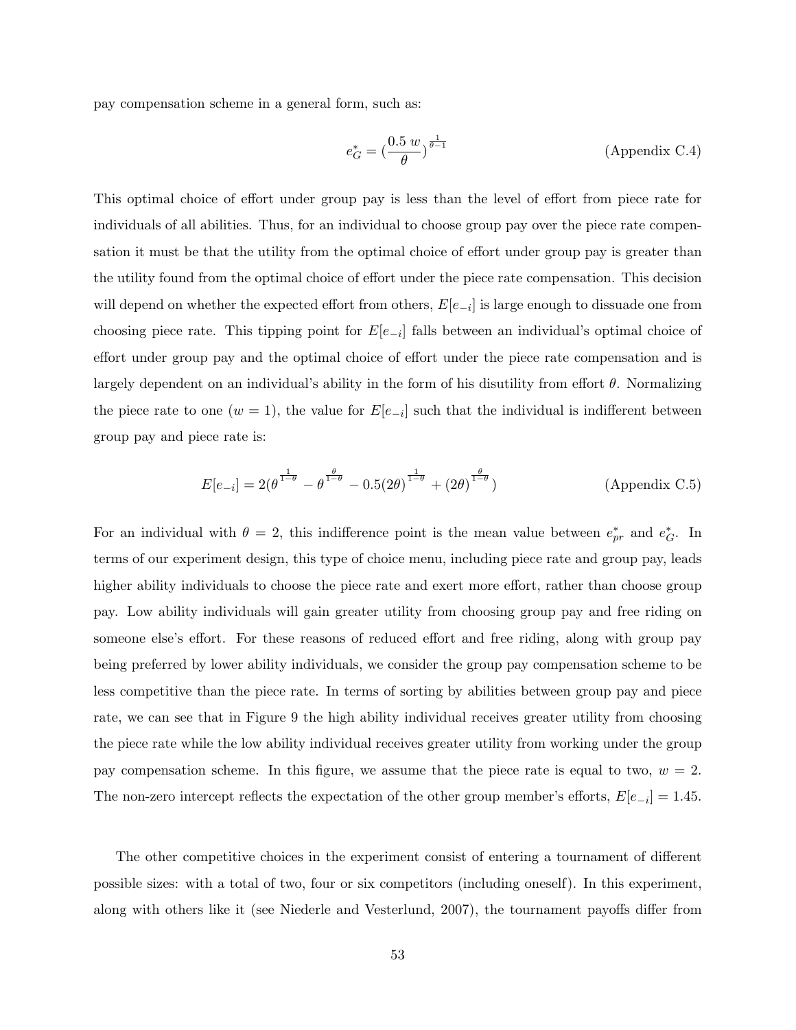pay compensation scheme in a general form, such as:

$$e^*_G = (\frac{0.5\ w}{\theta})^{\frac{1}{\theta-1}} \tag{Appendix C.4}$$

This optimal choice of effort under group pay is less than the level of effort from piece rate for individuals of all abilities. Thus, for an individual to choose group pay over the piece rate compensation it must be that the utility from the optimal choice of effort under group pay is greater than the utility found from the optimal choice of effort under the piece rate compensation. This decision will depend on whether the expected effort from others, $E[e_{-i}]$ is large enough to dissuade one from choosing piece rate. This tipping point for $E[e_{-i}]$ falls between an individual's optimal choice of effort under group pay and the optimal choice of effort under the piece rate compensation and is largely dependent on an individual's ability in the form of his disutility from effort $\theta$. Normalizing the piece rate to one ($w = 1$), the value for $E[e_{-i}]$ such that the individual is indifferent between group pay and piece rate is:

$$E[e_{-i}] = 2(\theta^{\frac{1}{1-\theta}} - \theta^{\frac{\theta}{1-\theta}} - 0.5(2\theta)^{\frac{1}{1-\theta}} + (2\theta)^{\frac{\theta}{1-\theta}}) \tag{Appendix C.5}$$

For an individual with $\theta = 2$, this indifference point is the mean value between $e^*_{pr}$ and $e^*_G$. In terms of our experiment design, this type of choice menu, including piece rate and group pay, leads higher ability individuals to choose the piece rate and exert more effort, rather than choose group pay. Low ability individuals will gain greater utility from choosing group pay and free riding on someone else's effort. For these reasons of reduced effort and free riding, along with group pay being preferred by lower ability individuals, we consider the group pay compensation scheme to be less competitive than the piece rate. In terms of sorting by abilities between group pay and piece rate, we can see that in Figure 9 the high ability individual receives greater utility from choosing the piece rate while the low ability individual receives greater utility from working under the group pay compensation scheme. In this figure, we assume that the piece rate is equal to two, $w = 2$. The non-zero intercept reflects the expectation of the other group member's efforts, $E[e_{-i}] = 1.45$.

The other competitive choices in the experiment consist of entering a tournament of different possible sizes: with a total of two, four or six competitors (including oneself). In this experiment, along with others like it (see Niederle and Vesterlund, 2007), the tournament payoffs differ from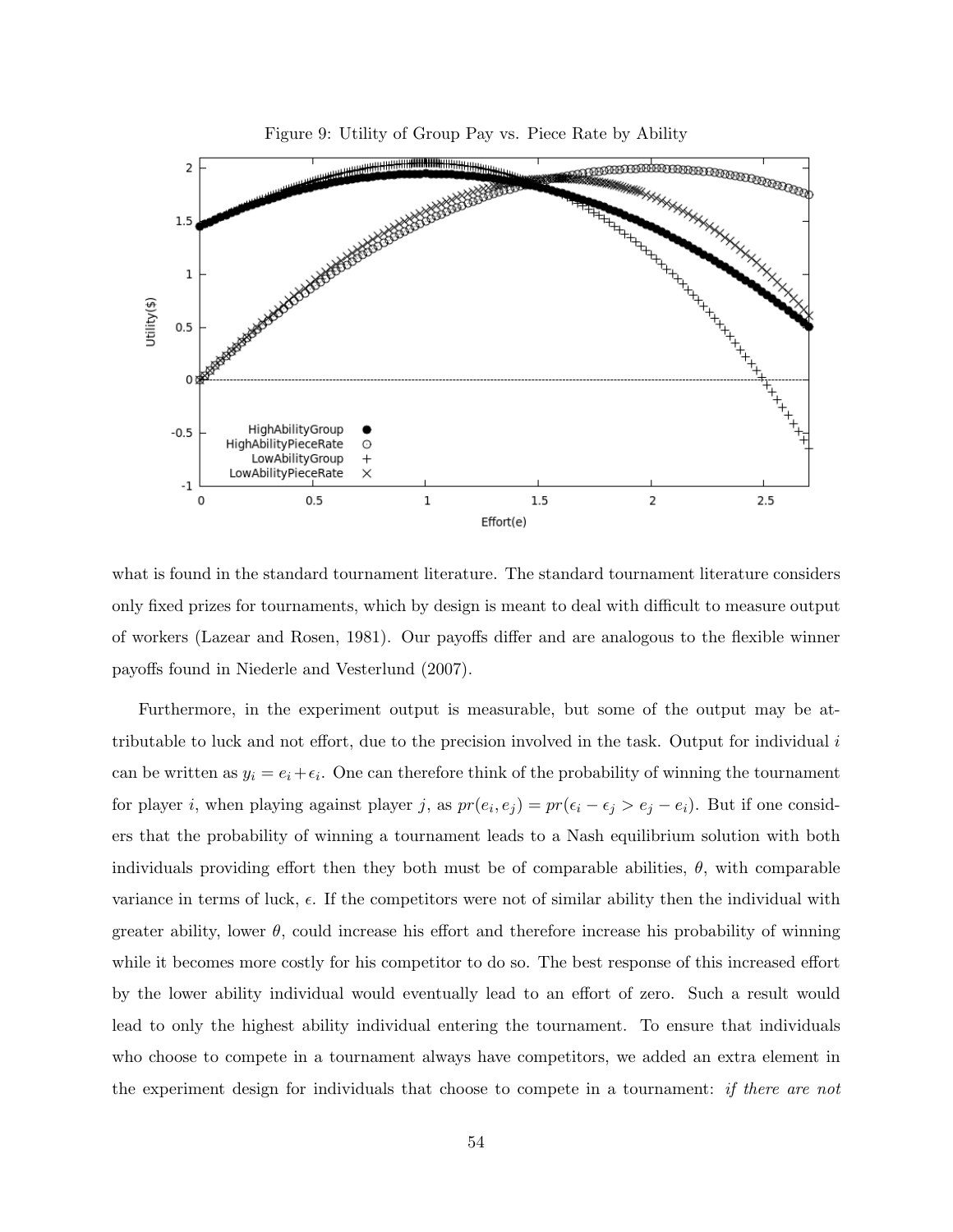Figure 9: Utility of Group Pay vs. Piece Rate by Ability

what is found in the standard tournament literature. The standard tournament literature considers only fixed prizes for tournaments, which by design is meant to deal with difficult to measure output of workers (Lazear and Rosen, 1981). Our payoffs differ and are analogous to the flexible winner payoffs found in Niederle and Vesterlund (2007).

Furthermore, in the experiment output is measurable, but some of the output may be attributable to luck and not effort, due to the precision involved in the task. Output for individual $i$ can be written as $y_i = e_i + \epsilon_i$. One can therefore think of the probability of winning the tournament for player $i$, when playing against player $j$, as $pr(e_i, e_j) = pr(\epsilon_i - \epsilon_j > e_j - e_i)$. But if one considers that the probability of winning a tournament leads to a Nash equilibrium solution with both individuals providing effort then they both must be of comparable abilities, $\theta$, with comparable variance in terms of luck, $\epsilon$. If the competitors were not of similar ability then the individual with greater ability, lower $\theta$, could increase his effort and therefore increase his probability of winning while it becomes more costly for his competitor to do so. The best response of this increased effort by the lower ability individual would eventually lead to an effort of zero. Such a result would lead to only the highest ability individual entering the tournament. To ensure that individuals who choose to compete in a tournament always have competitors, we added an extra element in the experiment design for individuals that choose to compete in a tournament: *if there are not*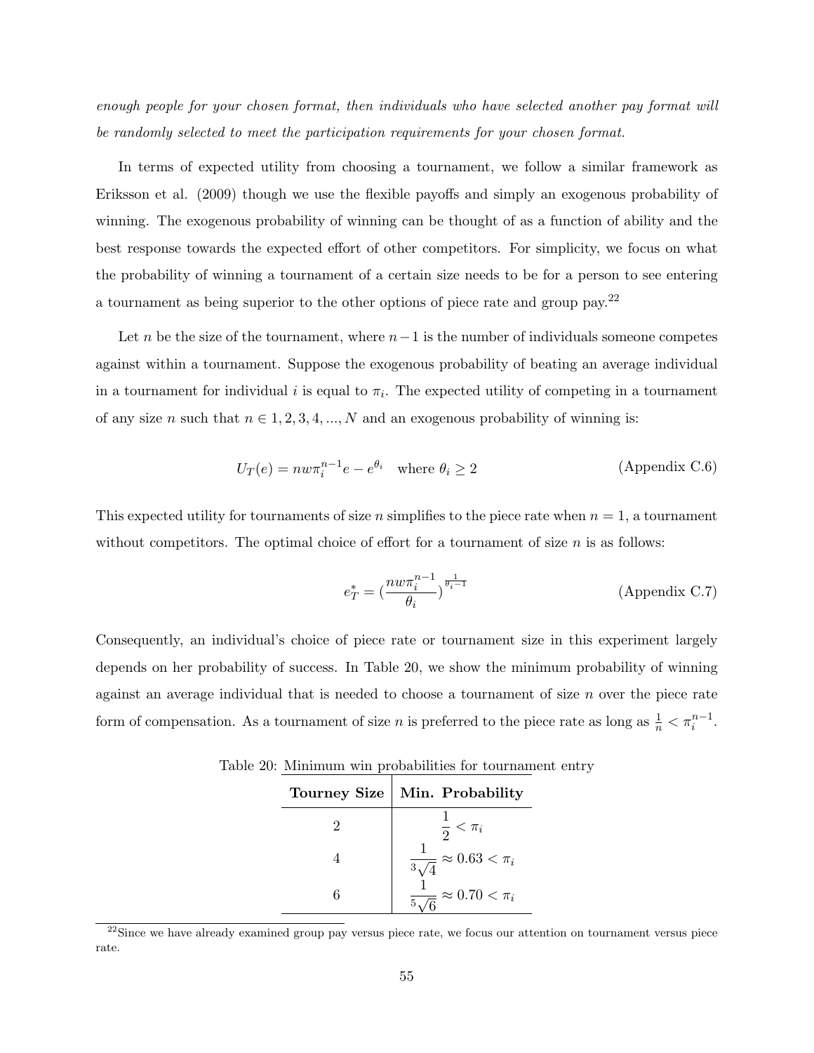*enough people for your chosen format, then individuals who have selected another pay format will be randomly selected to meet the participation requirements for your chosen format.*

In terms of expected utility from choosing a tournament, we follow a similar framework as Eriksson et al. (2009) though we use the flexible payoffs and simply an exogenous probability of winning. The exogenous probability of winning can be thought of as a function of ability and the best response towards the expected effort of other competitors. For simplicity, we focus on what the probability of winning a tournament of a certain size needs to be for a person to see entering a tournament as being superior to the other options of piece rate and group pay.[22]

Let $n$ be the size of the tournament, where $n-1$ is the number of individuals someone competes against within a tournament. Suppose the exogenous probability of beating an average individual in a tournament for individual $i$ is equal to $\pi_i$. The expected utility of competing in a tournament of any size $n$ such that $n \in 1, 2, 3, 4, ..., N$ and an exogenous probability of winning is:

$$U_T(e) = nw\pi_i^{n-1}e - e^{\theta_i} \quad \text{where } \theta_i \geq 2 \qquad \text{(Appendix C.6)}$$

This expected utility for tournaments of size $n$ simplifies to the piece rate when $n = 1$, a tournament without competitors. The optimal choice of effort for a tournament of size $n$ is as follows:

$$e_T^* = \left(\frac{nw\pi_i^{n-1}}{\theta_i}\right)^{\frac{1}{\theta_i - 1}} \qquad \text{(Appendix C.7)}$$

Consequently, an individual's choice of piece rate or tournament size in this experiment largely depends on her probability of success. In Table 20, we show the minimum probability of winning against an average individual that is needed to choose a tournament of size $n$ over the piece rate form of compensation. As a tournament of size $n$ is preferred to the piece rate as long as $\frac{1}{n} < \pi_i^{n-1}$.

Table 20: Minimum win probabilities for tournament entry

| **Tourney Size** | **Min. Probability** |
|---|---|
| 2 | $\frac{1}{2} < \pi_i$ |
| 4 | $\frac{1}{\sqrt[3]{4}} \approx 0.63 < \pi_i$ |
| 6 | $\frac{1}{\sqrt[5]{6}} \approx 0.70 < \pi_i$ |

[22]Since we have already examined group pay versus piece rate, we focus our attention on tournament versus piece rate.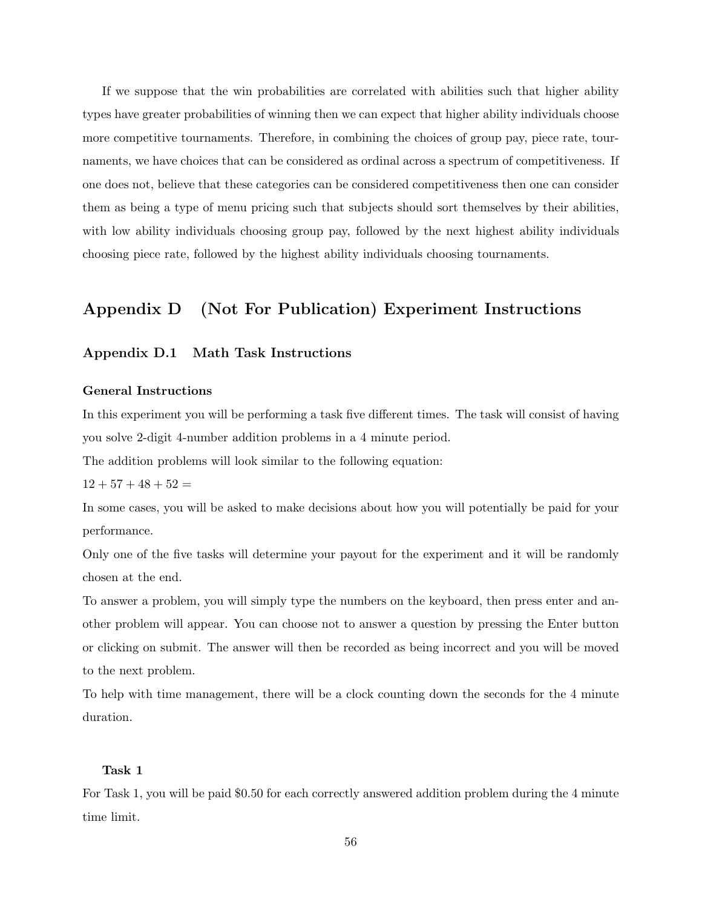If we suppose that the win probabilities are correlated with abilities such that higher ability types have greater probabilities of winning then we can expect that higher ability individuals choose more competitive tournaments. Therefore, in combining the choices of group pay, piece rate, tournaments, we have choices that can be considered as ordinal across a spectrum of competitiveness. If one does not, believe that these categories can be considered competitiveness then one can consider them as being a type of menu pricing such that subjects should sort themselves by their abilities, with low ability individuals choosing group pay, followed by the next highest ability individuals choosing piece rate, followed by the highest ability individuals choosing tournaments.

## Appendix D (Not For Publication) Experiment Instructions

### Appendix D.1 Math Task Instructions

#### General Instructions

In this experiment you will be performing a task five different times. The task will consist of having you solve 2-digit 4-number addition problems in a 4 minute period.

The addition problems will look similar to the following equation:

$12 + 57 + 48 + 52 =$

In some cases, you will be asked to make decisions about how you will potentially be paid for your performance.

Only one of the five tasks will determine your payout for the experiment and it will be randomly chosen at the end.

To answer a problem, you will simply type the numbers on the keyboard, then press enter and another problem will appear. You can choose not to answer a question by pressing the Enter button or clicking on submit. The answer will then be recorded as being incorrect and you will be moved to the next problem.

To help with time management, there will be a clock counting down the seconds for the 4 minute duration.

**Task 1**

For Task 1, you will be paid \$0.50 for each correctly answered addition problem during the 4 minute time limit.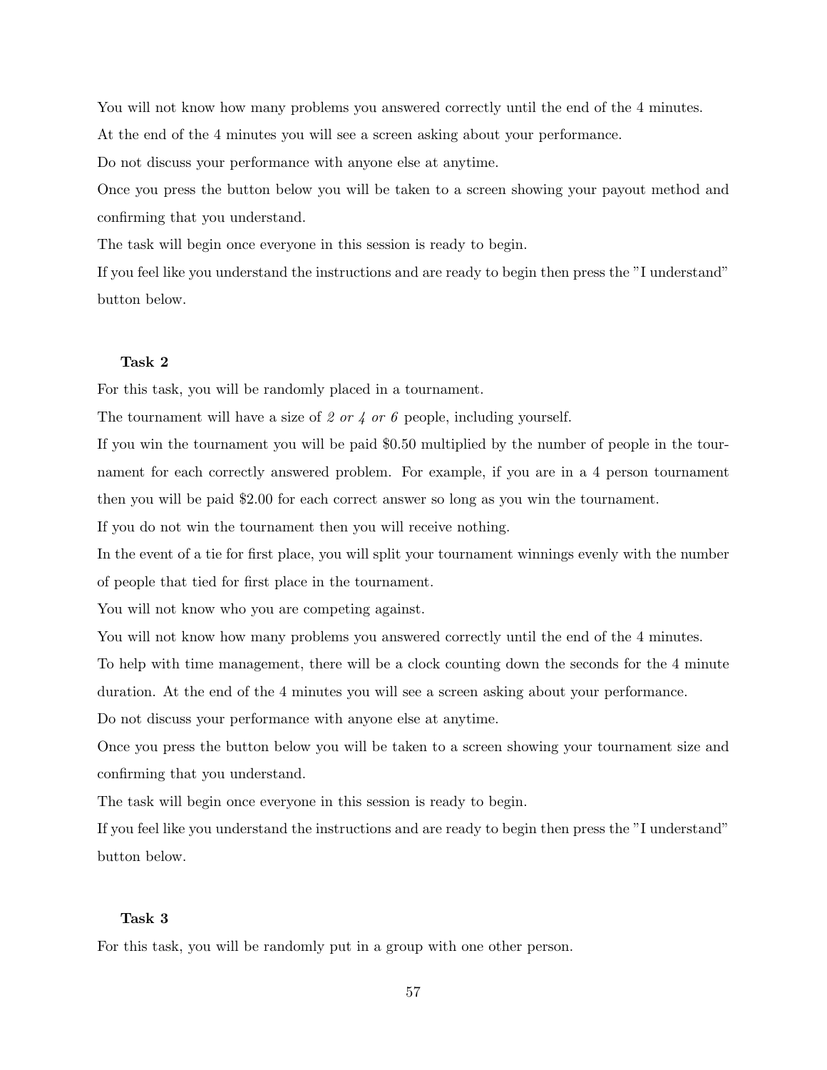You will not know how many problems you answered correctly until the end of the 4 minutes.

At the end of the 4 minutes you will see a screen asking about your performance.

Do not discuss your performance with anyone else at anytime.

Once you press the button below you will be taken to a screen showing your payout method and confirming that you understand.

The task will begin once everyone in this session is ready to begin.

If you feel like you understand the instructions and are ready to begin then press the "I understand" button below.

**Task 2**

For this task, you will be randomly placed in a tournament.

The tournament will have a size of *2 or 4 or 6* people, including yourself.

If you win the tournament you will be paid $0.50 multiplied by the number of people in the tournament for each correctly answered problem. For example, if you are in a 4 person tournament then you will be paid $2.00 for each correct answer so long as you win the tournament.

If you do not win the tournament then you will receive nothing.

In the event of a tie for first place, you will split your tournament winnings evenly with the number of people that tied for first place in the tournament.

You will not know who you are competing against.

You will not know how many problems you answered correctly until the end of the 4 minutes.

To help with time management, there will be a clock counting down the seconds for the 4 minute duration. At the end of the 4 minutes you will see a screen asking about your performance.

Do not discuss your performance with anyone else at anytime.

Once you press the button below you will be taken to a screen showing your tournament size and confirming that you understand.

The task will begin once everyone in this session is ready to begin.

If you feel like you understand the instructions and are ready to begin then press the "I understand" button below.

**Task 3**

For this task, you will be randomly put in a group with one other person.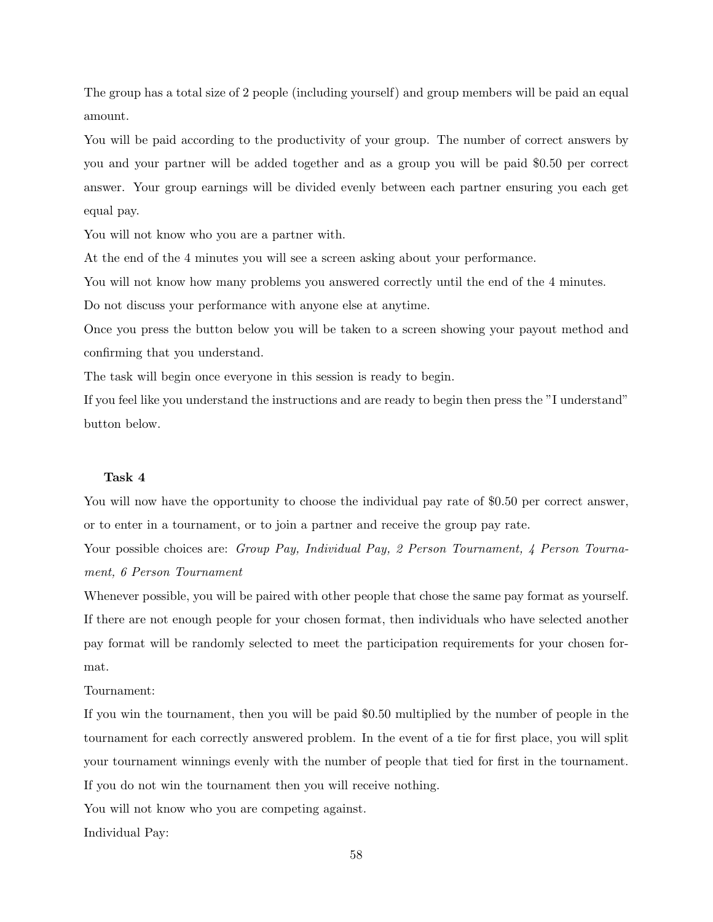The group has a total size of 2 people (including yourself) and group members will be paid an equal amount.

You will be paid according to the productivity of your group. The number of correct answers by you and your partner will be added together and as a group you will be paid $0.50 per correct answer. Your group earnings will be divided evenly between each partner ensuring you each get equal pay.

You will not know who you are a partner with.

At the end of the 4 minutes you will see a screen asking about your performance.

You will not know how many problems you answered correctly until the end of the 4 minutes.

Do not discuss your performance with anyone else at anytime.

Once you press the button below you will be taken to a screen showing your payout method and confirming that you understand.

The task will begin once everyone in this session is ready to begin.

If you feel like you understand the instructions and are ready to begin then press the "I understand" button below.

**Task 4**

You will now have the opportunity to choose the individual pay rate of $0.50 per correct answer, or to enter in a tournament, or to join a partner and receive the group pay rate.

Your possible choices are: *Group Pay, Individual Pay, 2 Person Tournament, 4 Person Tournament, 6 Person Tournament*

Whenever possible, you will be paired with other people that chose the same pay format as yourself. If there are not enough people for your chosen format, then individuals who have selected another pay format will be randomly selected to meet the participation requirements for your chosen format.

Tournament:

If you win the tournament, then you will be paid $0.50 multiplied by the number of people in the tournament for each correctly answered problem. In the event of a tie for first place, you will split your tournament winnings evenly with the number of people that tied for first in the tournament. If you do not win the tournament then you will receive nothing.

You will not know who you are competing against.

Individual Pay: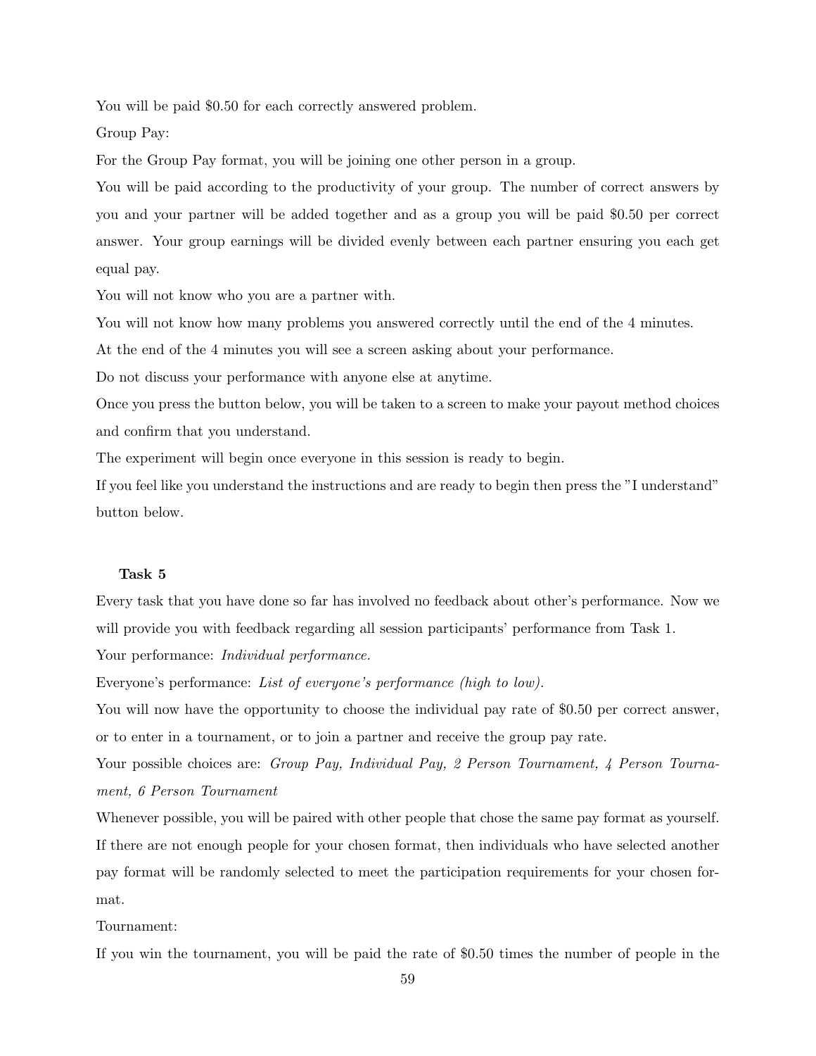You will be paid $0.50 for each correctly answered problem.

Group Pay:

For the Group Pay format, you will be joining one other person in a group.

You will be paid according to the productivity of your group. The number of correct answers by you and your partner will be added together and as a group you will be paid $0.50 per correct answer. Your group earnings will be divided evenly between each partner ensuring you each get equal pay.

You will not know who you are a partner with.

You will not know how many problems you answered correctly until the end of the 4 minutes.

At the end of the 4 minutes you will see a screen asking about your performance.

Do not discuss your performance with anyone else at anytime.

Once you press the button below, you will be taken to a screen to make your payout method choices and confirm that you understand.

The experiment will begin once everyone in this session is ready to begin.

If you feel like you understand the instructions and are ready to begin then press the "I understand" button below.

**Task 5**

Every task that you have done so far has involved no feedback about other's performance. Now we will provide you with feedback regarding all session participants' performance from Task 1.

Your performance: *Individual performance.*

Everyone's performance: *List of everyone's performance (high to low).*

You will now have the opportunity to choose the individual pay rate of $0.50 per correct answer, or to enter in a tournament, or to join a partner and receive the group pay rate.

Your possible choices are: *Group Pay, Individual Pay, 2 Person Tournament, 4 Person Tournament, 6 Person Tournament*

Whenever possible, you will be paired with other people that chose the same pay format as yourself. If there are not enough people for your chosen format, then individuals who have selected another pay format will be randomly selected to meet the participation requirements for your chosen format.

Tournament:

If you win the tournament, you will be paid the rate of $0.50 times the number of people in the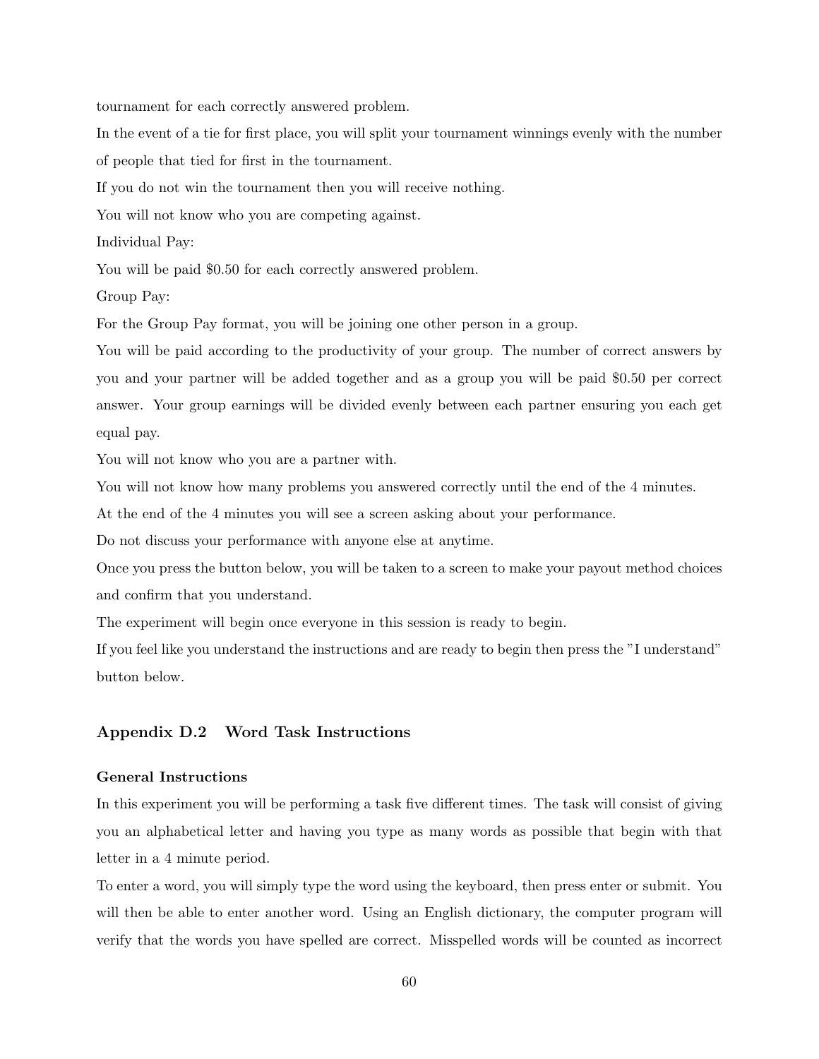tournament for each correctly answered problem.

In the event of a tie for first place, you will split your tournament winnings evenly with the number of people that tied for first in the tournament.

If you do not win the tournament then you will receive nothing.

You will not know who you are competing against.

Individual Pay:

You will be paid $0.50 for each correctly answered problem.

Group Pay:

For the Group Pay format, you will be joining one other person in a group.

You will be paid according to the productivity of your group. The number of correct answers by you and your partner will be added together and as a group you will be paid $0.50 per correct answer. Your group earnings will be divided evenly between each partner ensuring you each get equal pay.

You will not know who you are a partner with.

You will not know how many problems you answered correctly until the end of the 4 minutes.

At the end of the 4 minutes you will see a screen asking about your performance.

Do not discuss your performance with anyone else at anytime.

Once you press the button below, you will be taken to a screen to make your payout method choices and confirm that you understand.

The experiment will begin once everyone in this session is ready to begin.

If you feel like you understand the instructions and are ready to begin then press the "I understand" button below.

## Appendix D.2 Word Task Instructions

**General Instructions**

In this experiment you will be performing a task five different times. The task will consist of giving you an alphabetical letter and having you type as many words as possible that begin with that letter in a 4 minute period.

To enter a word, you will simply type the word using the keyboard, then press enter or submit. You will then be able to enter another word. Using an English dictionary, the computer program will verify that the words you have spelled are correct. Misspelled words will be counted as incorrect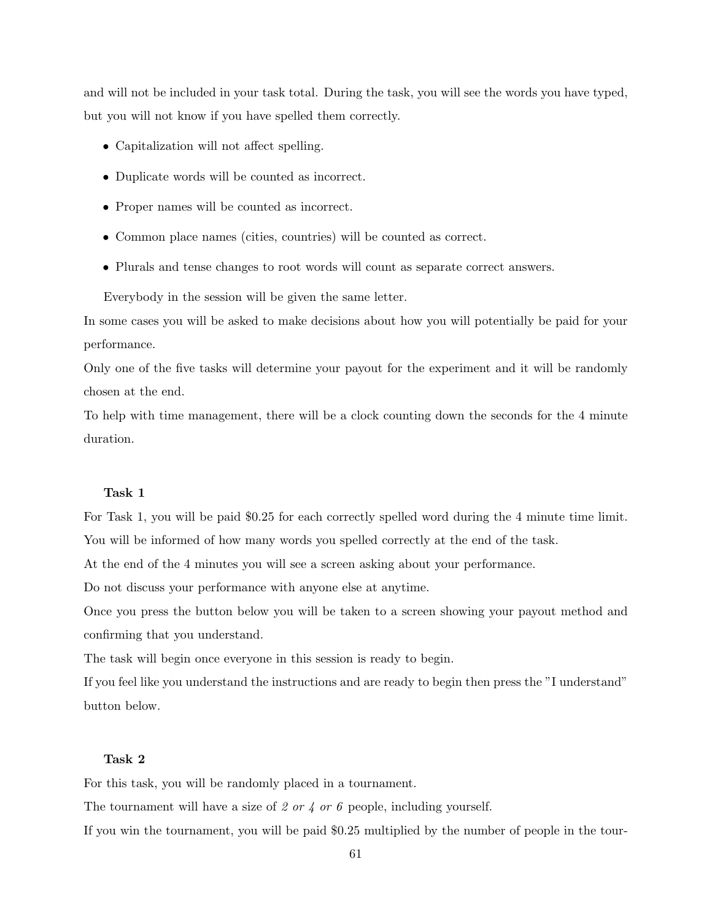and will not be included in your task total. During the task, you will see the words you have typed, but you will not know if you have spelled them correctly.

- Capitalization will not affect spelling.
- Duplicate words will be counted as incorrect.
- Proper names will be counted as incorrect.
- Common place names (cities, countries) will be counted as correct.
- Plurals and tense changes to root words will count as separate correct answers.

Everybody in the session will be given the same letter.

In some cases you will be asked to make decisions about how you will potentially be paid for your performance.

Only one of the five tasks will determine your payout for the experiment and it will be randomly chosen at the end.

To help with time management, there will be a clock counting down the seconds for the 4 minute duration.

**Task 1**

For Task 1, you will be paid $0.25 for each correctly spelled word during the 4 minute time limit.

You will be informed of how many words you spelled correctly at the end of the task.

At the end of the 4 minutes you will see a screen asking about your performance.

Do not discuss your performance with anyone else at anytime.

Once you press the button below you will be taken to a screen showing your payout method and confirming that you understand.

The task will begin once everyone in this session is ready to begin.

If you feel like you understand the instructions and are ready to begin then press the "I understand" button below.

**Task 2**

For this task, you will be randomly placed in a tournament.

The tournament will have a size of *2 or 4 or 6* people, including yourself.

If you win the tournament, you will be paid $0.25 multiplied by the number of people in the tour-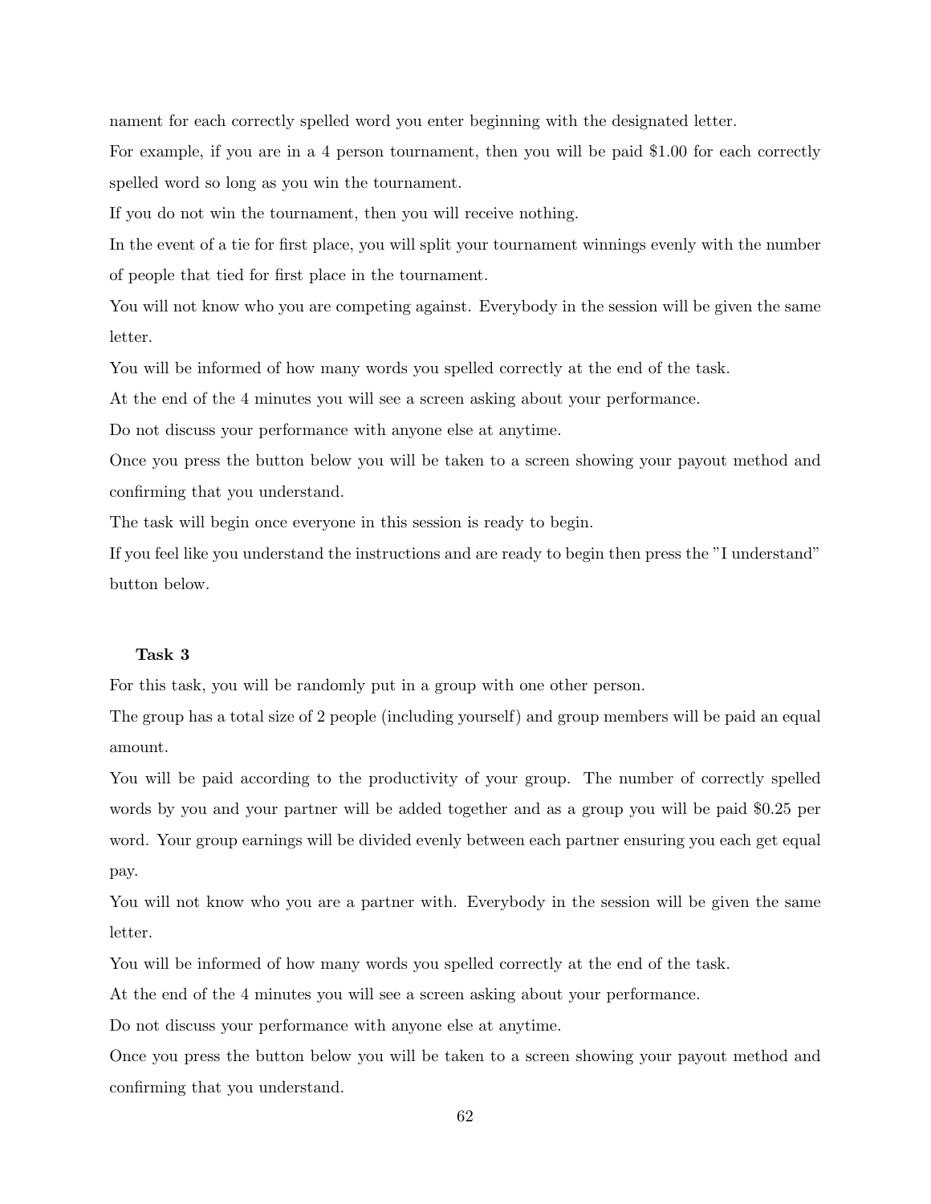nament for each correctly spelled word you enter beginning with the designated letter.

For example, if you are in a 4 person tournament, then you will be paid $1.00 for each correctly spelled word so long as you win the tournament.

If you do not win the tournament, then you will receive nothing.

In the event of a tie for first place, you will split your tournament winnings evenly with the number of people that tied for first place in the tournament.

You will not know who you are competing against. Everybody in the session will be given the same letter.

You will be informed of how many words you spelled correctly at the end of the task.

At the end of the 4 minutes you will see a screen asking about your performance.

Do not discuss your performance with anyone else at anytime.

Once you press the button below you will be taken to a screen showing your payout method and confirming that you understand.

The task will begin once everyone in this session is ready to begin.

If you feel like you understand the instructions and are ready to begin then press the "I understand" button below.

**Task 3**

For this task, you will be randomly put in a group with one other person.

The group has a total size of 2 people (including yourself) and group members will be paid an equal amount.

You will be paid according to the productivity of your group. The number of correctly spelled words by you and your partner will be added together and as a group you will be paid $0.25 per word. Your group earnings will be divided evenly between each partner ensuring you each get equal pay.

You will not know who you are a partner with. Everybody in the session will be given the same letter.

You will be informed of how many words you spelled correctly at the end of the task.

At the end of the 4 minutes you will see a screen asking about your performance.

Do not discuss your performance with anyone else at anytime.

Once you press the button below you will be taken to a screen showing your payout method and confirming that you understand.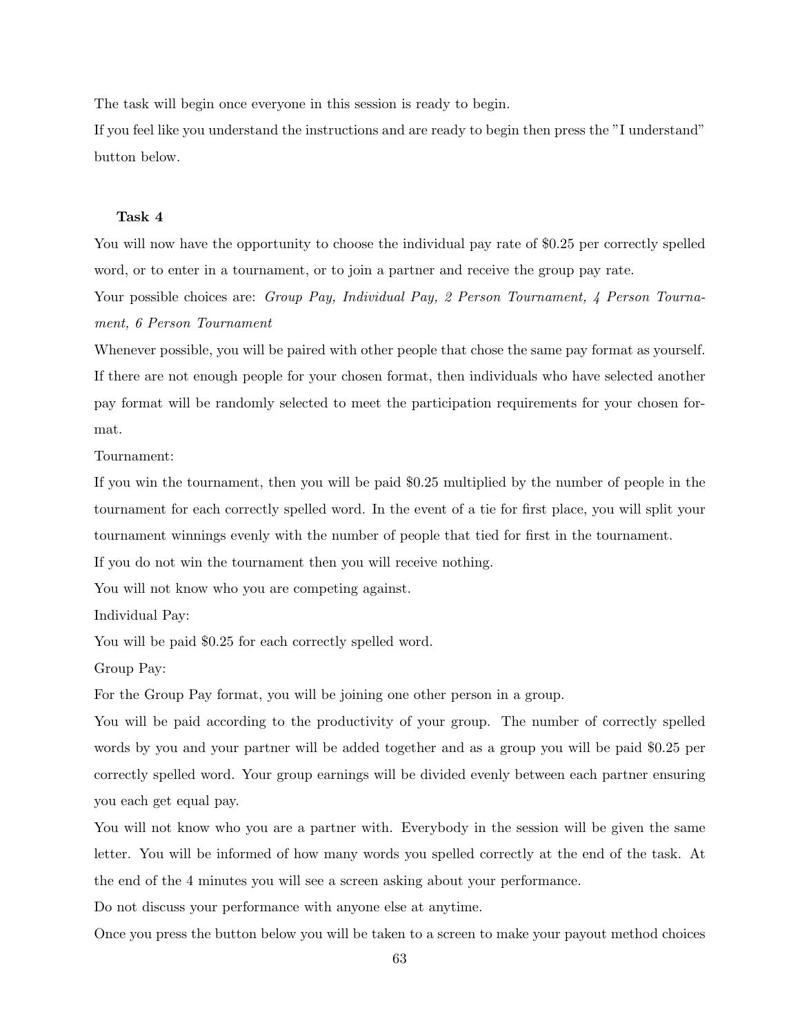The task will begin once everyone in this session is ready to begin.

If you feel like you understand the instructions and are ready to begin then press the "I understand" button below.

**Task 4**

You will now have the opportunity to choose the individual pay rate of $0.25 per correctly spelled word, or to enter in a tournament, or to join a partner and receive the group pay rate.

Your possible choices are: *Group Pay, Individual Pay, 2 Person Tournament, 4 Person Tournament, 6 Person Tournament*

Whenever possible, you will be paired with other people that chose the same pay format as yourself. If there are not enough people for your chosen format, then individuals who have selected another pay format will be randomly selected to meet the participation requirements for your chosen format.

Tournament:

If you win the tournament, then you will be paid $0.25 multiplied by the number of people in the tournament for each correctly spelled word. In the event of a tie for first place, you will split your tournament winnings evenly with the number of people that tied for first in the tournament.

If you do not win the tournament then you will receive nothing.

You will not know who you are competing against.

Individual Pay:

You will be paid $0.25 for each correctly spelled word.

Group Pay:

For the Group Pay format, you will be joining one other person in a group.

You will be paid according to the productivity of your group. The number of correctly spelled words by you and your partner will be added together and as a group you will be paid $0.25 per correctly spelled word. Your group earnings will be divided evenly between each partner ensuring you each get equal pay.

You will not know who you are a partner with. Everybody in the session will be given the same letter. You will be informed of how many words you spelled correctly at the end of the task. At the end of the 4 minutes you will see a screen asking about your performance.

Do not discuss your performance with anyone else at anytime.

Once you press the button below you will be taken to a screen to make your payout method choices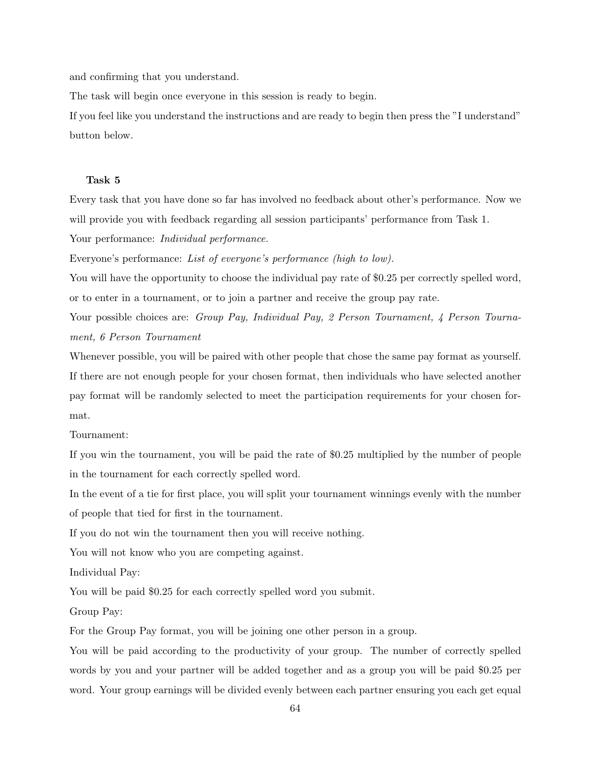and confirming that you understand.

The task will begin once everyone in this session is ready to begin.

If you feel like you understand the instructions and are ready to begin then press the "I understand" button below.

**Task 5**

Every task that you have done so far has involved no feedback about other's performance. Now we will provide you with feedback regarding all session participants' performance from Task 1.

Your performance: *Individual performance.*

Everyone's performance: *List of everyone's performance (high to low).*

You will have the opportunity to choose the individual pay rate of $0.25 per correctly spelled word, or to enter in a tournament, or to join a partner and receive the group pay rate.

Your possible choices are: *Group Pay, Individual Pay, 2 Person Tournament, 4 Person Tournament, 6 Person Tournament*

Whenever possible, you will be paired with other people that chose the same pay format as yourself. If there are not enough people for your chosen format, then individuals who have selected another pay format will be randomly selected to meet the participation requirements for your chosen format.

Tournament:

If you win the tournament, you will be paid the rate of $0.25 multiplied by the number of people in the tournament for each correctly spelled word.

In the event of a tie for first place, you will split your tournament winnings evenly with the number of people that tied for first in the tournament.

If you do not win the tournament then you will receive nothing.

You will not know who you are competing against.

Individual Pay:

You will be paid $0.25 for each correctly spelled word you submit.

Group Pay:

For the Group Pay format, you will be joining one other person in a group.

You will be paid according to the productivity of your group. The number of correctly spelled words by you and your partner will be added together and as a group you will be paid $0.25 per word. Your group earnings will be divided evenly between each partner ensuring you each get equal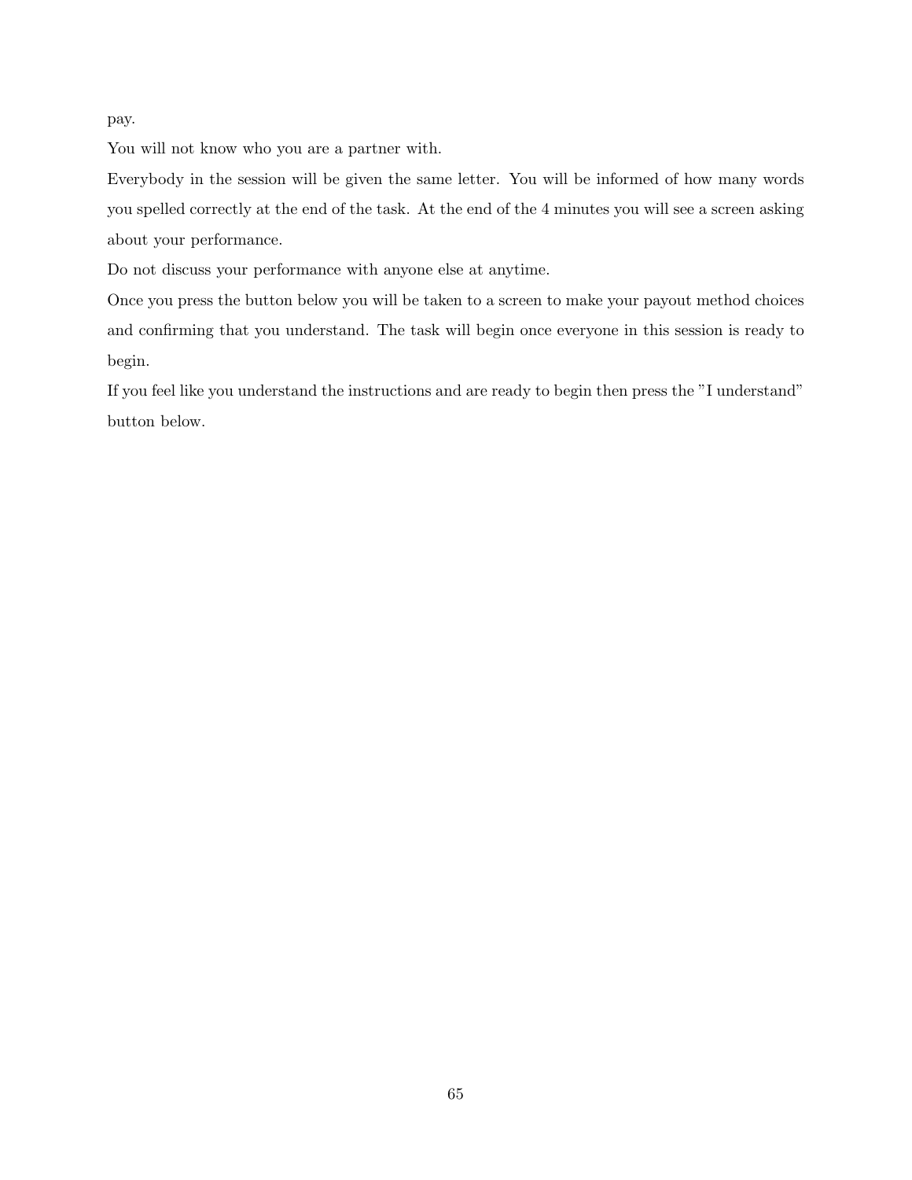pay.

You will not know who you are a partner with.

Everybody in the session will be given the same letter. You will be informed of how many words you spelled correctly at the end of the task. At the end of the 4 minutes you will see a screen asking about your performance.

Do not discuss your performance with anyone else at anytime.

Once you press the button below you will be taken to a screen to make your payout method choices and confirming that you understand. The task will begin once everyone in this session is ready to begin.

If you feel like you understand the instructions and are ready to begin then press the "I understand" button below.